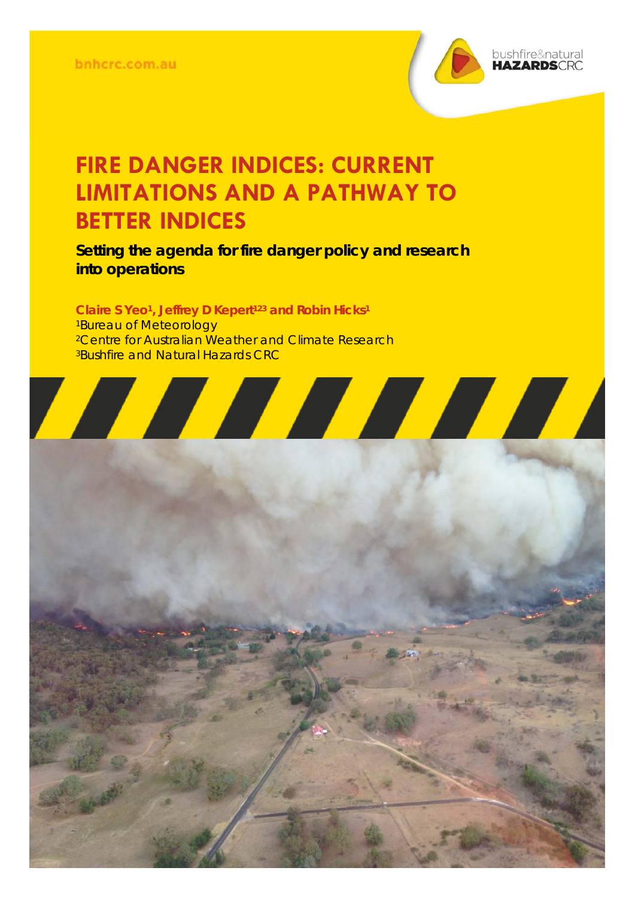bnhcrc.com.au

# FIRE DANGER INDICES: CURRENT LIMITATIONS AND A PATHWAY TO BETTER INDICES

**Setting the agenda for fire danger policy and research into operations**

**Claire S Yeo[1], Jeffrey D Kepert[1,2,3] and Robin Hicks[1]**

[1]Bureau of Meteorology
[2]Centre for Australian Weather and Climate Research
[3]Bushfire and Natural Hazards CRC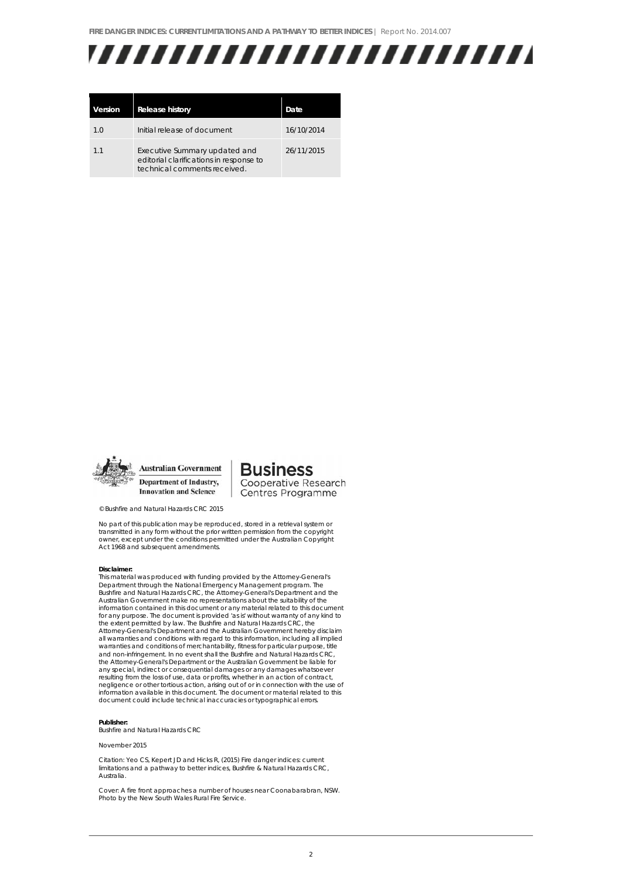| Version | Release history | Date |
|---|---|---|
| 1.0 | Initial release of document | 16/10/2014 |
| 1.1 | Executive Summary updated and editorial clarifications in response to technical comments received. | 26/11/2015 |

Australian Government
Department of Industry, Innovation and Science

Business Cooperative Research Centres Programme

© Bushfire and Natural Hazards CRC 2015

No part of this publication may be reproduced, stored in a retrieval system or transmitted in any form without the prior written permission from the copyright owner, except under the conditions permitted under the Australian Copyright Act 1968 and subsequent amendments.

**Disclaimer:**
This material was produced with funding provided by the Attorney-General's Department through the National Emergency Management program. The Bushfire and Natural Hazards CRC, the Attorney-General's Department and the Australian Government make no representations about the suitability of the information contained in this document or any material related to this document for any purpose. The document is provided 'as is' without warranty of any kind to the extent permitted by law. The Bushfire and Natural Hazards CRC, the Attorney-General's Department and the Australian Government hereby disclaim all warranties and conditions with regard to this information, including all implied warranties and conditions of merchantability, fitness for particular purpose, title and non-infringement. In no event shall the Bushfire and Natural Hazards CRC, the Attorney-General's Department or the Australian Government be liable for any special, indirect or consequential damages or any damages whatsoever resulting from the loss of use, data or profits, whether in an action of contract, negligence or other tortious action, arising out of or in connection with the use of information available in this document. The document or material related to this document could include technical inaccuracies or typographical errors.

**Publisher:**
Bushfire and Natural Hazards CRC

November 2015

Citation: Yeo CS, Kepert JD and Hicks R, (2015) Fire danger indices: current limitations and a pathway to better indices, Bushfire & Natural Hazards CRC, Australia.

Cover: A fire front approaches a number of houses near Coonabarabran, NSW. Photo by the New South Wales Rural Fire Service.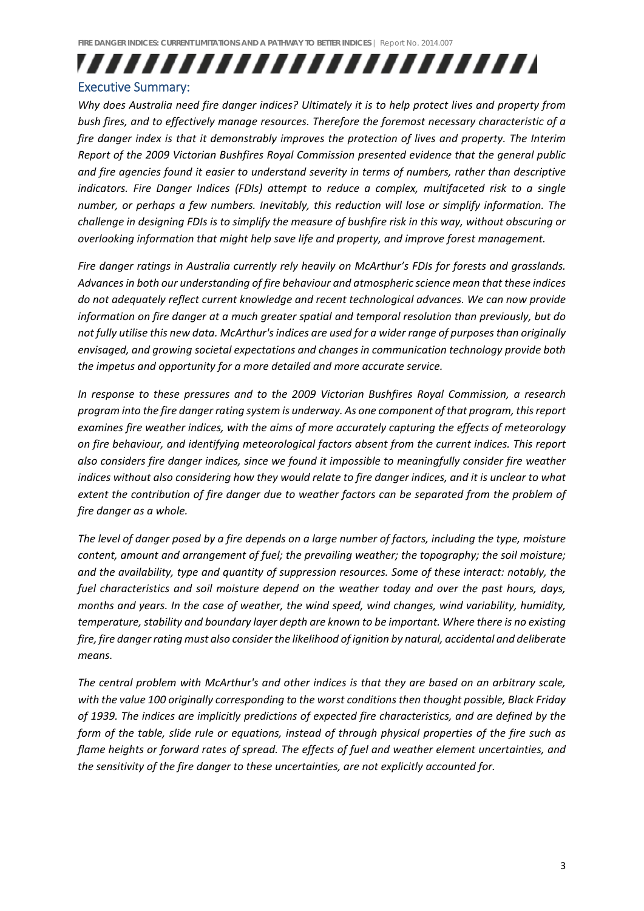## Executive Summary:

*Why does Australia need fire danger indices? Ultimately it is to help protect lives and property from bush fires, and to effectively manage resources. Therefore the foremost necessary characteristic of a fire danger index is that it demonstrably improves the protection of lives and property. The Interim Report of the 2009 Victorian Bushfires Royal Commission presented evidence that the general public and fire agencies found it easier to understand severity in terms of numbers, rather than descriptive indicators. Fire Danger Indices (FDIs) attempt to reduce a complex, multifaceted risk to a single number, or perhaps a few numbers. Inevitably, this reduction will lose or simplify information. The challenge in designing FDIs is to simplify the measure of bushfire risk in this way, without obscuring or overlooking information that might help save life and property, and improve forest management.*

*Fire danger ratings in Australia currently rely heavily on McArthur's FDIs for forests and grasslands. Advances in both our understanding of fire behaviour and atmospheric science mean that these indices do not adequately reflect current knowledge and recent technological advances. We can now provide information on fire danger at a much greater spatial and temporal resolution than previously, but do not fully utilise this new data. McArthur's indices are used for a wider range of purposes than originally envisaged, and growing societal expectations and changes in communication technology provide both the impetus and opportunity for a more detailed and more accurate service.*

*In response to these pressures and to the 2009 Victorian Bushfires Royal Commission, a research program into the fire danger rating system is underway. As one component of that program, this report examines fire weather indices, with the aims of more accurately capturing the effects of meteorology on fire behaviour, and identifying meteorological factors absent from the current indices. This report also considers fire danger indices, since we found it impossible to meaningfully consider fire weather indices without also considering how they would relate to fire danger indices, and it is unclear to what extent the contribution of fire danger due to weather factors can be separated from the problem of fire danger as a whole.*

*The level of danger posed by a fire depends on a large number of factors, including the type, moisture content, amount and arrangement of fuel; the prevailing weather; the topography; the soil moisture; and the availability, type and quantity of suppression resources. Some of these interact: notably, the fuel characteristics and soil moisture depend on the weather today and over the past hours, days, months and years. In the case of weather, the wind speed, wind changes, wind variability, humidity, temperature, stability and boundary layer depth are known to be important. Where there is no existing fire, fire danger rating must also consider the likelihood of ignition by natural, accidental and deliberate means.*

*The central problem with McArthur's and other indices is that they are based on an arbitrary scale, with the value 100 originally corresponding to the worst conditions then thought possible, Black Friday of 1939. The indices are implicitly predictions of expected fire characteristics, and are defined by the form of the table, slide rule or equations, instead of through physical properties of the fire such as flame heights or forward rates of spread. The effects of fuel and weather element uncertainties, and the sensitivity of the fire danger to these uncertainties, are not explicitly accounted for.*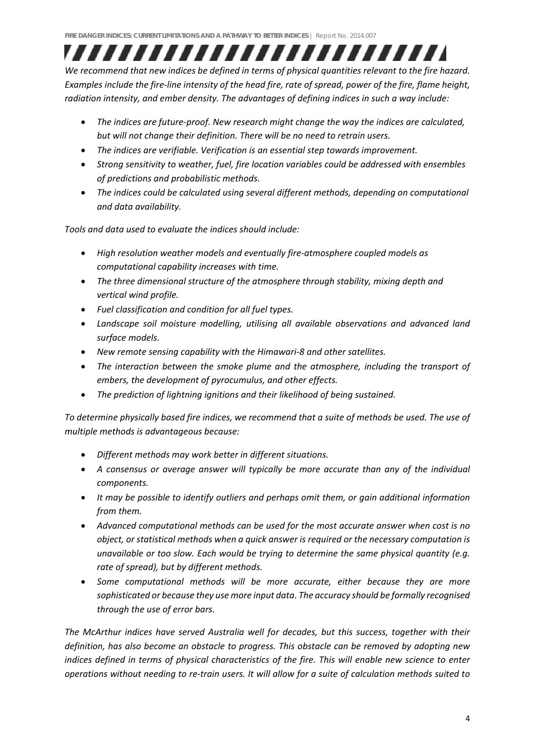*We recommend that new indices be defined in terms of physical quantities relevant to the fire hazard. Examples include the fire-line intensity of the head fire, rate of spread, power of the fire, flame height, radiation intensity, and ember density. The advantages of defining indices in such a way include:*

- *The indices are future-proof. New research might change the way the indices are calculated, but will not change their definition. There will be no need to retrain users.*
- *The indices are verifiable. Verification is an essential step towards improvement.*
- *Strong sensitivity to weather, fuel, fire location variables could be addressed with ensembles of predictions and probabilistic methods.*
- *The indices could be calculated using several different methods, depending on computational and data availability.*

*Tools and data used to evaluate the indices should include:*

- *High resolution weather models and eventually fire-atmosphere coupled models as computational capability increases with time.*
- *The three dimensional structure of the atmosphere through stability, mixing depth and vertical wind profile.*
- *Fuel classification and condition for all fuel types.*
- *Landscape soil moisture modelling, utilising all available observations and advanced land surface models.*
- *New remote sensing capability with the Himawari-8 and other satellites.*
- *The interaction between the smoke plume and the atmosphere, including the transport of embers, the development of pyrocumulus, and other effects.*
- *The prediction of lightning ignitions and their likelihood of being sustained.*

*To determine physically based fire indices, we recommend that a suite of methods be used. The use of multiple methods is advantageous because:*

- *Different methods may work better in different situations.*
- *A consensus or average answer will typically be more accurate than any of the individual components.*
- *It may be possible to identify outliers and perhaps omit them, or gain additional information from them.*
- *Advanced computational methods can be used for the most accurate answer when cost is no object, or statistical methods when a quick answer is required or the necessary computation is unavailable or too slow. Each would be trying to determine the same physical quantity (e.g. rate of spread), but by different methods.*
- *Some computational methods will be more accurate, either because they are more sophisticated or because they use more input data. The accuracy should be formally recognised through the use of error bars.*

*The McArthur indices have served Australia well for decades, but this success, together with their definition, has also become an obstacle to progress. This obstacle can be removed by adopting new indices defined in terms of physical characteristics of the fire. This will enable new science to enter operations without needing to re-train users. It will allow for a suite of calculation methods suited to*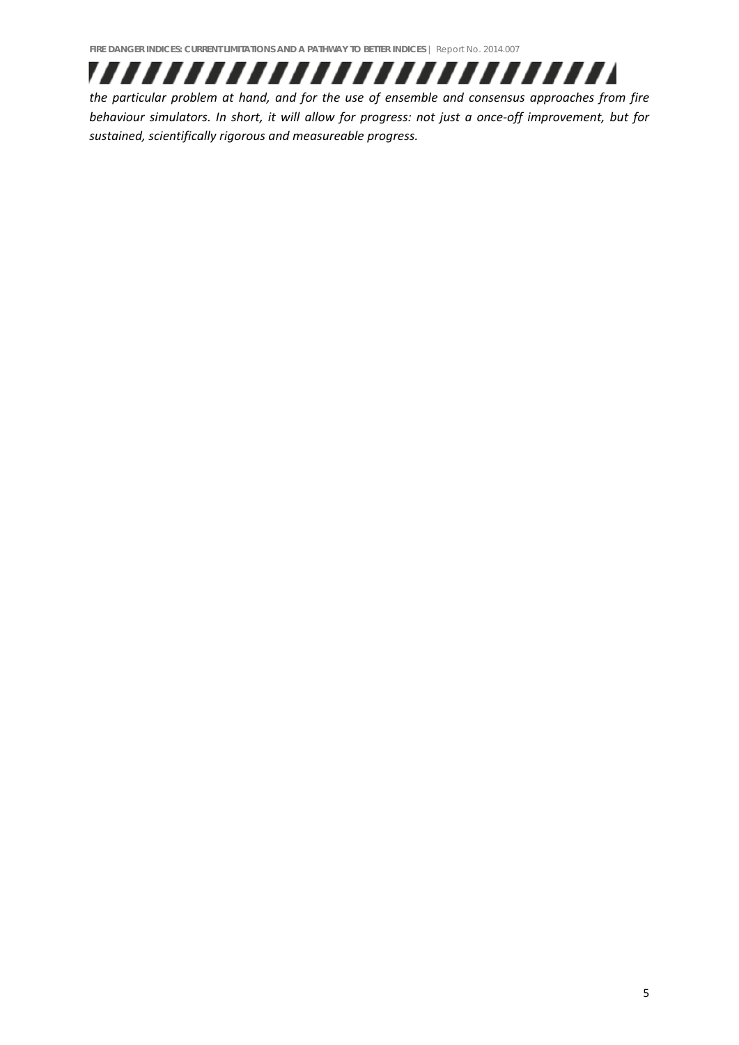*the particular problem at hand, and for the use of ensemble and consensus approaches from fire behaviour simulators. In short, it will allow for progress: not just a once-off improvement, but for sustained, scientifically rigorous and measureable progress.*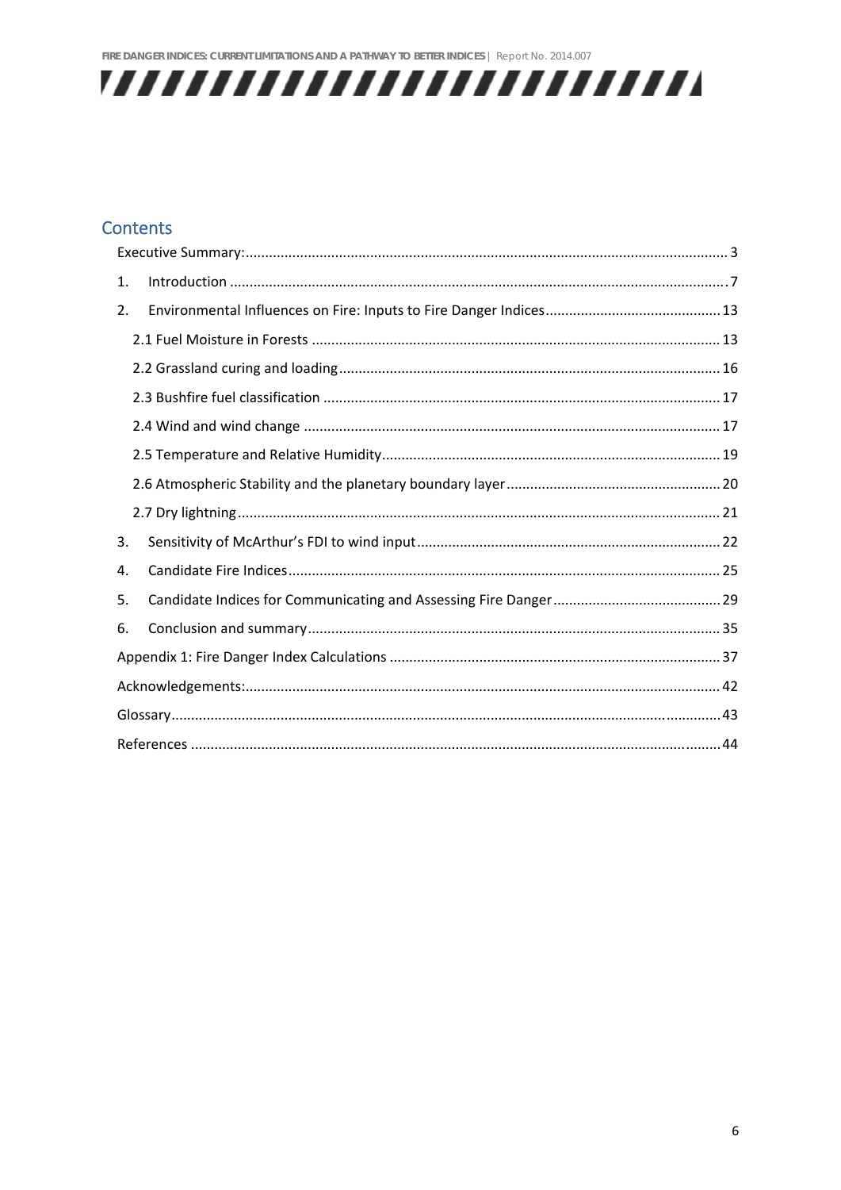## Contents

Executive Summary: ........ 3

1. Introduction ........ 7
2. Environmental Influences on Fire: Inputs to Fire Danger Indices ........ 13
   - 2.1 Fuel Moisture in Forests ........ 13
   - 2.2 Grassland curing and loading ........ 16
   - 2.3 Bushfire fuel classification ........ 17
   - 2.4 Wind and wind change ........ 17
   - 2.5 Temperature and Relative Humidity ........ 19
   - 2.6 Atmospheric Stability and the planetary boundary layer ........ 20
   - 2.7 Dry lightning ........ 21
3. Sensitivity of McArthur's FDI to wind input ........ 22
4. Candidate Fire Indices ........ 25
5. Candidate Indices for Communicating and Assessing Fire Danger ........ 29
6. Conclusion and summary ........ 35

Appendix 1: Fire Danger Index Calculations ........ 37

Acknowledgements: ........ 42

Glossary ........ 43

References ........ 44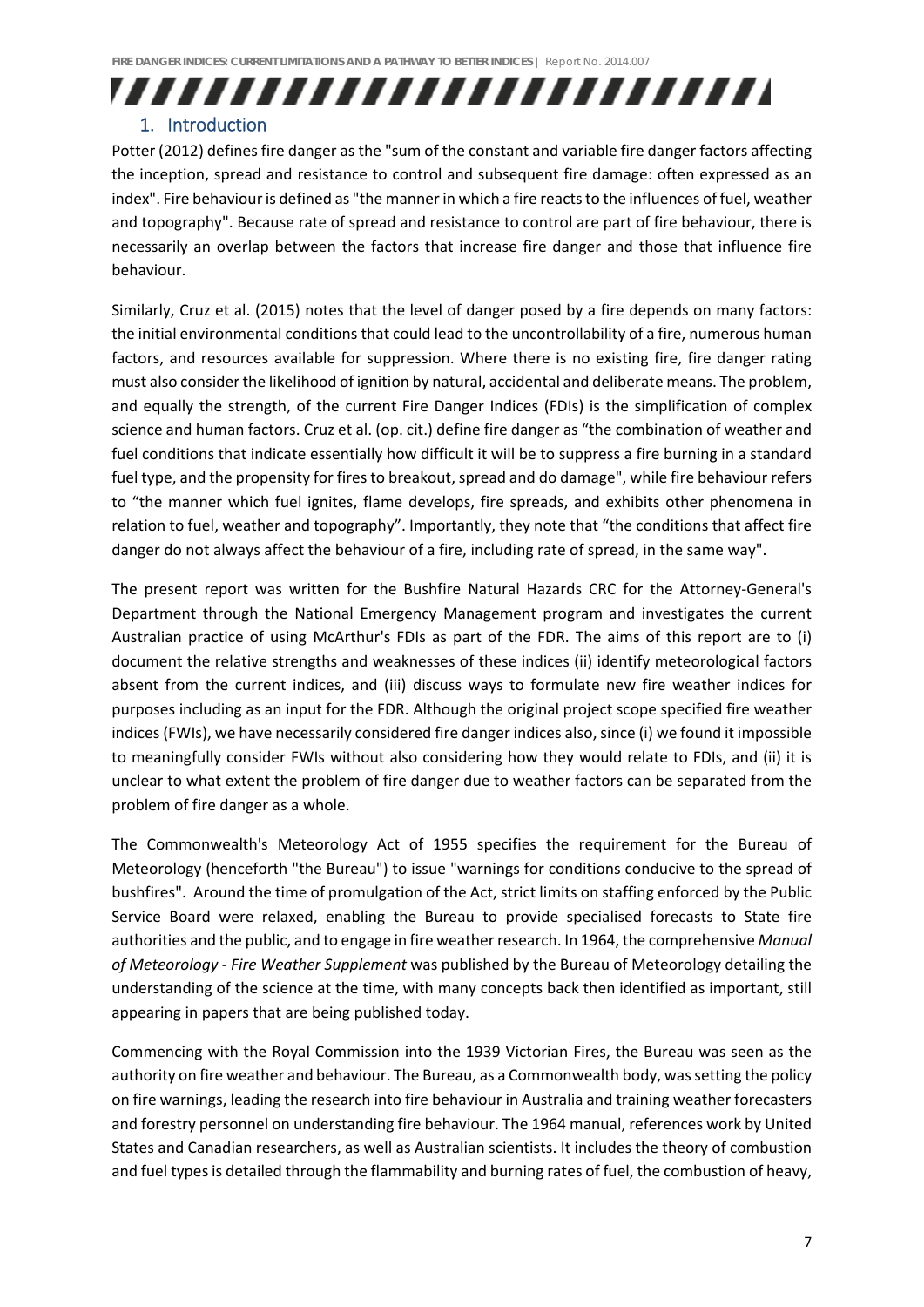# 1. Introduction

Potter (2012) defines fire danger as the "sum of the constant and variable fire danger factors affecting the inception, spread and resistance to control and subsequent fire damage: often expressed as an index". Fire behaviour is defined as "the manner in which a fire reacts to the influences of fuel, weather and topography". Because rate of spread and resistance to control are part of fire behaviour, there is necessarily an overlap between the factors that increase fire danger and those that influence fire behaviour.

Similarly, Cruz et al. (2015) notes that the level of danger posed by a fire depends on many factors: the initial environmental conditions that could lead to the uncontrollability of a fire, numerous human factors, and resources available for suppression. Where there is no existing fire, fire danger rating must also consider the likelihood of ignition by natural, accidental and deliberate means. The problem, and equally the strength, of the current Fire Danger Indices (FDIs) is the simplification of complex science and human factors. Cruz et al. (op. cit.) define fire danger as "the combination of weather and fuel conditions that indicate essentially how difficult it will be to suppress a fire burning in a standard fuel type, and the propensity for fires to breakout, spread and do damage", while fire behaviour refers to "the manner which fuel ignites, flame develops, fire spreads, and exhibits other phenomena in relation to fuel, weather and topography". Importantly, they note that "the conditions that affect fire danger do not always affect the behaviour of a fire, including rate of spread, in the same way".

The present report was written for the Bushfire Natural Hazards CRC for the Attorney-General's Department through the National Emergency Management program and investigates the current Australian practice of using McArthur's FDIs as part of the FDR. The aims of this report are to (i) document the relative strengths and weaknesses of these indices (ii) identify meteorological factors absent from the current indices, and (iii) discuss ways to formulate new fire weather indices for purposes including as an input for the FDR. Although the original project scope specified fire weather indices (FWIs), we have necessarily considered fire danger indices also, since (i) we found it impossible to meaningfully consider FWIs without also considering how they would relate to FDIs, and (ii) it is unclear to what extent the problem of fire danger due to weather factors can be separated from the problem of fire danger as a whole.

The Commonwealth's Meteorology Act of 1955 specifies the requirement for the Bureau of Meteorology (henceforth "the Bureau") to issue "warnings for conditions conducive to the spread of bushfires". Around the time of promulgation of the Act, strict limits on staffing enforced by the Public Service Board were relaxed, enabling the Bureau to provide specialised forecasts to State fire authorities and the public, and to engage in fire weather research. In 1964, the comprehensive *Manual of Meteorology - Fire Weather Supplement* was published by the Bureau of Meteorology detailing the understanding of the science at the time, with many concepts back then identified as important, still appearing in papers that are being published today.

Commencing with the Royal Commission into the 1939 Victorian Fires, the Bureau was seen as the authority on fire weather and behaviour. The Bureau, as a Commonwealth body, was setting the policy on fire warnings, leading the research into fire behaviour in Australia and training weather forecasters and forestry personnel on understanding fire behaviour. The 1964 manual, references work by United States and Canadian researchers, as well as Australian scientists. It includes the theory of combustion and fuel types is detailed through the flammability and burning rates of fuel, the combustion of heavy,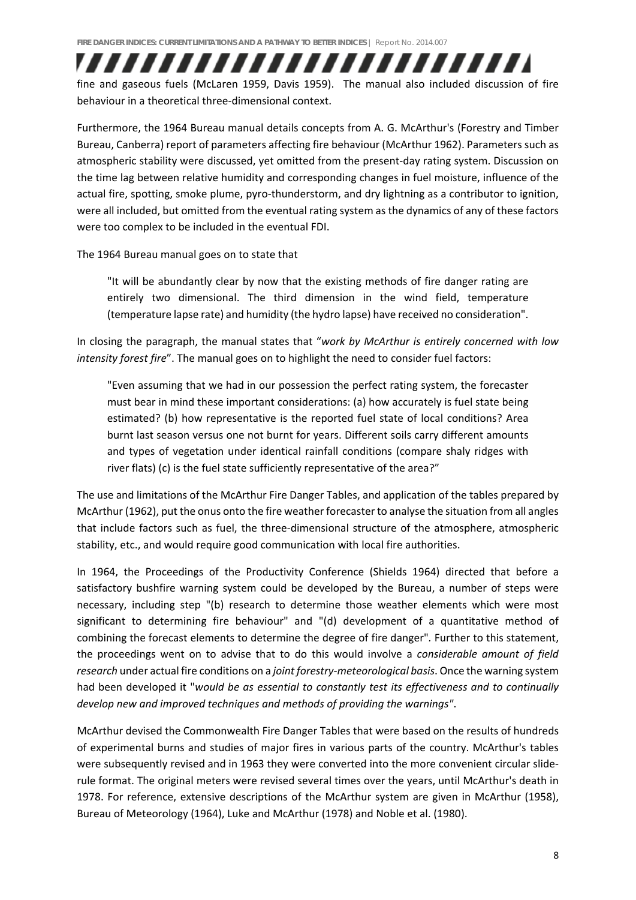fine and gaseous fuels (McLaren 1959, Davis 1959). The manual also included discussion of fire behaviour in a theoretical three-dimensional context.

Furthermore, the 1964 Bureau manual details concepts from A. G. McArthur's (Forestry and Timber Bureau, Canberra) report of parameters affecting fire behaviour (McArthur 1962). Parameters such as atmospheric stability were discussed, yet omitted from the present-day rating system. Discussion on the time lag between relative humidity and corresponding changes in fuel moisture, influence of the actual fire, spotting, smoke plume, pyro-thunderstorm, and dry lightning as a contributor to ignition, were all included, but omitted from the eventual rating system as the dynamics of any of these factors were too complex to be included in the eventual FDI.

The 1964 Bureau manual goes on to state that

> "It will be abundantly clear by now that the existing methods of fire danger rating are entirely two dimensional. The third dimension in the wind field, temperature (temperature lapse rate) and humidity (the hydro lapse) have received no consideration".

In closing the paragraph, the manual states that "*work by McArthur is entirely concerned with low intensity forest fire*". The manual goes on to highlight the need to consider fuel factors:

> "Even assuming that we had in our possession the perfect rating system, the forecaster must bear in mind these important considerations: (a) how accurately is fuel state being estimated? (b) how representative is the reported fuel state of local conditions? Area burnt last season versus one not burnt for years. Different soils carry different amounts and types of vegetation under identical rainfall conditions (compare shaly ridges with river flats) (c) is the fuel state sufficiently representative of the area?"

The use and limitations of the McArthur Fire Danger Tables, and application of the tables prepared by McArthur (1962), put the onus onto the fire weather forecaster to analyse the situation from all angles that include factors such as fuel, the three-dimensional structure of the atmosphere, atmospheric stability, etc., and would require good communication with local fire authorities.

In 1964, the Proceedings of the Productivity Conference (Shields 1964) directed that before a satisfactory bushfire warning system could be developed by the Bureau, a number of steps were necessary, including step "(b) research to determine those weather elements which were most significant to determining fire behaviour" and "(d) development of a quantitative method of combining the forecast elements to determine the degree of fire danger". Further to this statement, the proceedings went on to advise that to do this would involve a *considerable amount of field research* under actual fire conditions on a *joint forestry-meteorological basis*. Once the warning system had been developed it "*would be as essential to constantly test its effectiveness and to continually develop new and improved techniques and methods of providing the warnings*".

McArthur devised the Commonwealth Fire Danger Tables that were based on the results of hundreds of experimental burns and studies of major fires in various parts of the country. McArthur's tables were subsequently revised and in 1963 they were converted into the more convenient circular slide-rule format. The original meters were revised several times over the years, until McArthur's death in 1978. For reference, extensive descriptions of the McArthur system are given in McArthur (1958), Bureau of Meteorology (1964), Luke and McArthur (1978) and Noble et al. (1980).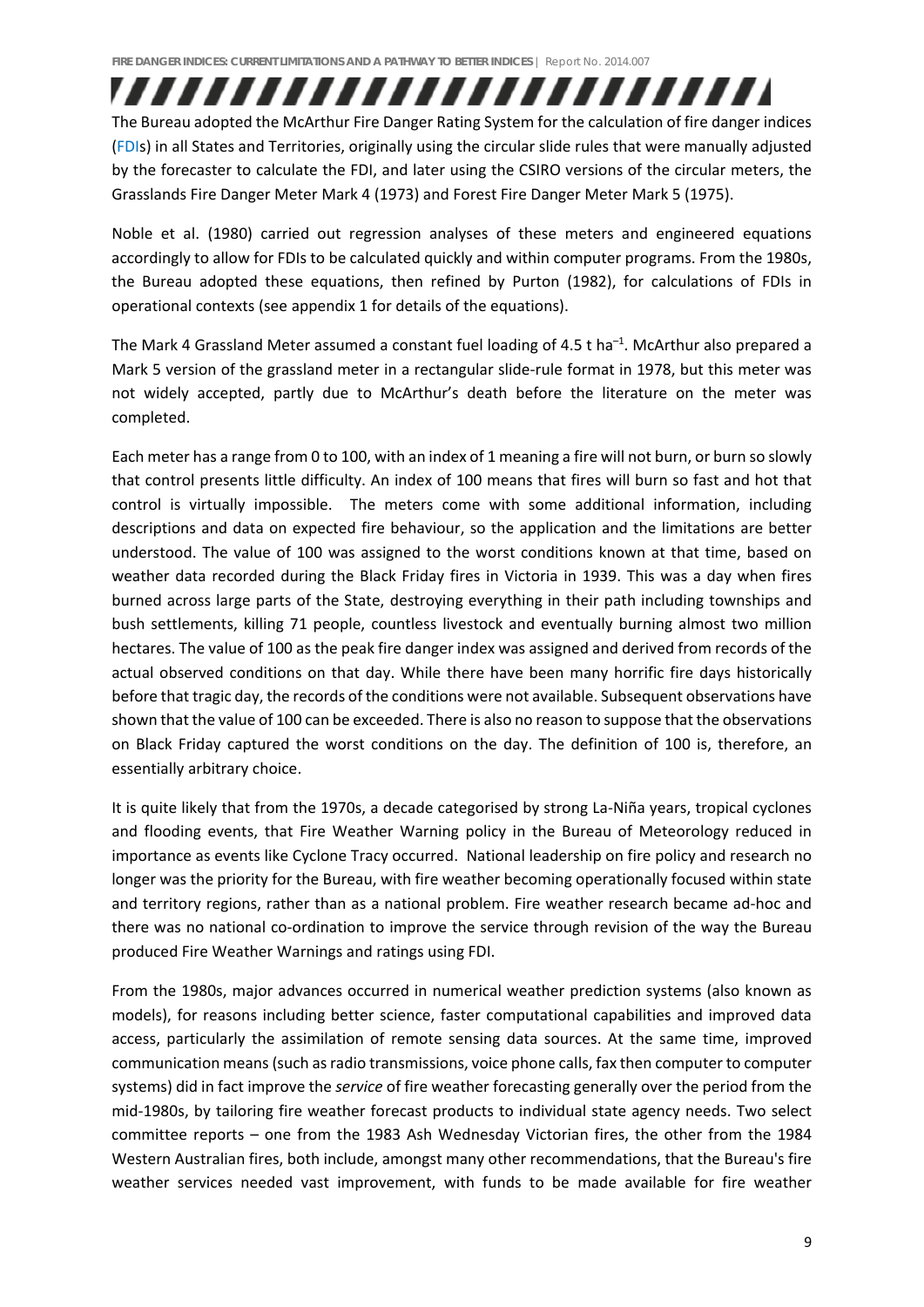The Bureau adopted the McArthur Fire Danger Rating System for the calculation of fire danger indices (FDIs) in all States and Territories, originally using the circular slide rules that were manually adjusted by the forecaster to calculate the FDI, and later using the CSIRO versions of the circular meters, the Grasslands Fire Danger Meter Mark 4 (1973) and Forest Fire Danger Meter Mark 5 (1975).

Noble et al. (1980) carried out regression analyses of these meters and engineered equations accordingly to allow for FDIs to be calculated quickly and within computer programs. From the 1980s, the Bureau adopted these equations, then refined by Purton (1982), for calculations of FDIs in operational contexts (see appendix 1 for details of the equations).

The Mark 4 Grassland Meter assumed a constant fuel loading of 4.5 t $ha^{-1}$. McArthur also prepared a Mark 5 version of the grassland meter in a rectangular slide-rule format in 1978, but this meter was not widely accepted, partly due to McArthur's death before the literature on the meter was completed.

Each meter has a range from 0 to 100, with an index of 1 meaning a fire will not burn, or burn so slowly that control presents little difficulty. An index of 100 means that fires will burn so fast and hot that control is virtually impossible. The meters come with some additional information, including descriptions and data on expected fire behaviour, so the application and the limitations are better understood. The value of 100 was assigned to the worst conditions known at that time, based on weather data recorded during the Black Friday fires in Victoria in 1939. This was a day when fires burned across large parts of the State, destroying everything in their path including townships and bush settlements, killing 71 people, countless livestock and eventually burning almost two million hectares. The value of 100 as the peak fire danger index was assigned and derived from records of the actual observed conditions on that day. While there have been many horrific fire days historically before that tragic day, the records of the conditions were not available. Subsequent observations have shown that the value of 100 can be exceeded. There is also no reason to suppose that the observations on Black Friday captured the worst conditions on the day. The definition of 100 is, therefore, an essentially arbitrary choice.

It is quite likely that from the 1970s, a decade categorised by strong La-Niña years, tropical cyclones and flooding events, that Fire Weather Warning policy in the Bureau of Meteorology reduced in importance as events like Cyclone Tracy occurred. National leadership on fire policy and research no longer was the priority for the Bureau, with fire weather becoming operationally focused within state and territory regions, rather than as a national problem. Fire weather research became ad-hoc and there was no national co-ordination to improve the service through revision of the way the Bureau produced Fire Weather Warnings and ratings using FDI.

From the 1980s, major advances occurred in numerical weather prediction systems (also known as models), for reasons including better science, faster computational capabilities and improved data access, particularly the assimilation of remote sensing data sources. At the same time, improved communication means (such as radio transmissions, voice phone calls, fax then computer to computer systems) did in fact improve the *service* of fire weather forecasting generally over the period from the mid-1980s, by tailoring fire weather forecast products to individual state agency needs. Two select committee reports – one from the 1983 Ash Wednesday Victorian fires, the other from the 1984 Western Australian fires, both include, amongst many other recommendations, that the Bureau's fire weather services needed vast improvement, with funds to be made available for fire weather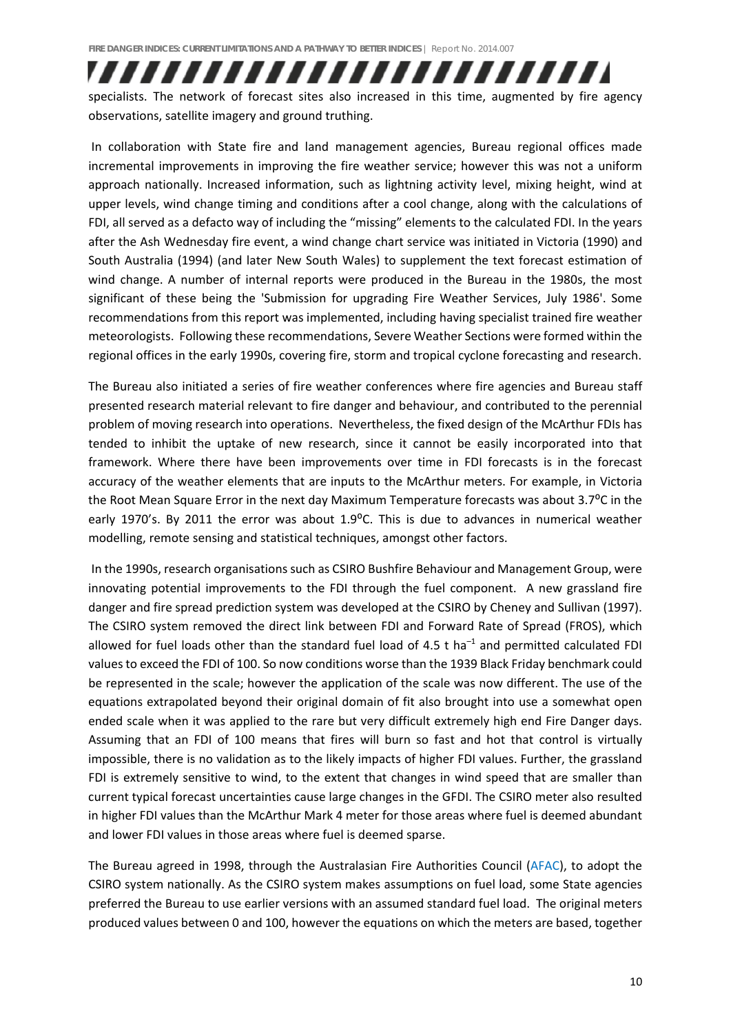specialists. The network of forecast sites also increased in this time, augmented by fire agency observations, satellite imagery and ground truthing.

In collaboration with State fire and land management agencies, Bureau regional offices made incremental improvements in improving the fire weather service; however this was not a uniform approach nationally. Increased information, such as lightning activity level, mixing height, wind at upper levels, wind change timing and conditions after a cool change, along with the calculations of FDI, all served as a defacto way of including the "missing" elements to the calculated FDI. In the years after the Ash Wednesday fire event, a wind change chart service was initiated in Victoria (1990) and South Australia (1994) (and later New South Wales) to supplement the text forecast estimation of wind change. A number of internal reports were produced in the Bureau in the 1980s, the most significant of these being the 'Submission for upgrading Fire Weather Services, July 1986'. Some recommendations from this report was implemented, including having specialist trained fire weather meteorologists. Following these recommendations, Severe Weather Sections were formed within the regional offices in the early 1990s, covering fire, storm and tropical cyclone forecasting and research.

The Bureau also initiated a series of fire weather conferences where fire agencies and Bureau staff presented research material relevant to fire danger and behaviour, and contributed to the perennial problem of moving research into operations. Nevertheless, the fixed design of the McArthur FDIs has tended to inhibit the uptake of new research, since it cannot be easily incorporated into that framework. Where there have been improvements over time in FDI forecasts is in the forecast accuracy of the weather elements that are inputs to the McArthur meters. For example, in Victoria the Root Mean Square Error in the next day Maximum Temperature forecasts was about 3.7$^{o}$C in the early 1970's. By 2011 the error was about 1.9$^{o}$C. This is due to advances in numerical weather modelling, remote sensing and statistical techniques, amongst other factors.

In the 1990s, research organisations such as CSIRO Bushfire Behaviour and Management Group, were innovating potential improvements to the FDI through the fuel component. A new grassland fire danger and fire spread prediction system was developed at the CSIRO by Cheney and Sullivan (1997). The CSIRO system removed the direct link between FDI and Forward Rate of Spread (FROS), which allowed for fuel loads other than the standard fuel load of 4.5 t ha$^{-1}$ and permitted calculated FDI values to exceed the FDI of 100. So now conditions worse than the 1939 Black Friday benchmark could be represented in the scale; however the application of the scale was now different. The use of the equations extrapolated beyond their original domain of fit also brought into use a somewhat open ended scale when it was applied to the rare but very difficult extremely high end Fire Danger days. Assuming that an FDI of 100 means that fires will burn so fast and hot that control is virtually impossible, there is no validation as to the likely impacts of higher FDI values. Further, the grassland FDI is extremely sensitive to wind, to the extent that changes in wind speed that are smaller than current typical forecast uncertainties cause large changes in the GFDI. The CSIRO meter also resulted in higher FDI values than the McArthur Mark 4 meter for those areas where fuel is deemed abundant and lower FDI values in those areas where fuel is deemed sparse.

The Bureau agreed in 1998, through the Australasian Fire Authorities Council (AFAC), to adopt the CSIRO system nationally. As the CSIRO system makes assumptions on fuel load, some State agencies preferred the Bureau to use earlier versions with an assumed standard fuel load. The original meters produced values between 0 and 100, however the equations on which the meters are based, together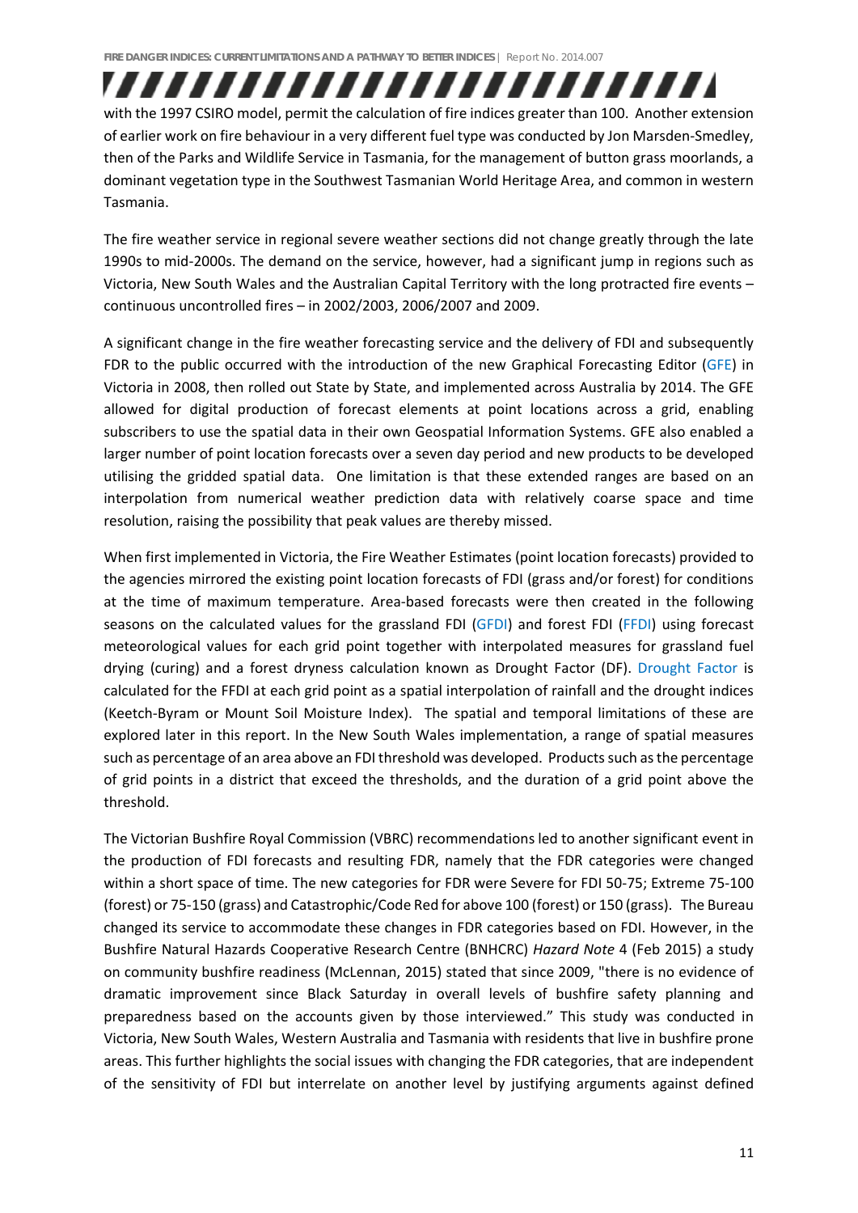with the 1997 CSIRO model, permit the calculation of fire indices greater than 100. Another extension of earlier work on fire behaviour in a very different fuel type was conducted by Jon Marsden-Smedley, then of the Parks and Wildlife Service in Tasmania, for the management of button grass moorlands, a dominant vegetation type in the Southwest Tasmanian World Heritage Area, and common in western Tasmania.

The fire weather service in regional severe weather sections did not change greatly through the late 1990s to mid-2000s. The demand on the service, however, had a significant jump in regions such as Victoria, New South Wales and the Australian Capital Territory with the long protracted fire events – continuous uncontrolled fires – in 2002/2003, 2006/2007 and 2009.

A significant change in the fire weather forecasting service and the delivery of FDI and subsequently FDR to the public occurred with the introduction of the new Graphical Forecasting Editor (GFE) in Victoria in 2008, then rolled out State by State, and implemented across Australia by 2014. The GFE allowed for digital production of forecast elements at point locations across a grid, enabling subscribers to use the spatial data in their own Geospatial Information Systems. GFE also enabled a larger number of point location forecasts over a seven day period and new products to be developed utilising the gridded spatial data. One limitation is that these extended ranges are based on an interpolation from numerical weather prediction data with relatively coarse space and time resolution, raising the possibility that peak values are thereby missed.

When first implemented in Victoria, the Fire Weather Estimates (point location forecasts) provided to the agencies mirrored the existing point location forecasts of FDI (grass and/or forest) for conditions at the time of maximum temperature. Area-based forecasts were then created in the following seasons on the calculated values for the grassland FDI (GFDI) and forest FDI (FFDI) using forecast meteorological values for each grid point together with interpolated measures for grassland fuel drying (curing) and a forest dryness calculation known as Drought Factor (DF). Drought Factor is calculated for the FFDI at each grid point as a spatial interpolation of rainfall and the drought indices (Keetch-Byram or Mount Soil Moisture Index). The spatial and temporal limitations of these are explored later in this report. In the New South Wales implementation, a range of spatial measures such as percentage of an area above an FDI threshold was developed. Products such as the percentage of grid points in a district that exceed the thresholds, and the duration of a grid point above the threshold.

The Victorian Bushfire Royal Commission (VBRC) recommendations led to another significant event in the production of FDI forecasts and resulting FDR, namely that the FDR categories were changed within a short space of time. The new categories for FDR were Severe for FDI 50-75; Extreme 75-100 (forest) or 75-150 (grass) and Catastrophic/Code Red for above 100 (forest) or 150 (grass). The Bureau changed its service to accommodate these changes in FDR categories based on FDI. However, in the Bushfire Natural Hazards Cooperative Research Centre (BNHCRC) *Hazard Note* 4 (Feb 2015) a study on community bushfire readiness (McLennan, 2015) stated that since 2009, "there is no evidence of dramatic improvement since Black Saturday in overall levels of bushfire safety planning and preparedness based on the accounts given by those interviewed." This study was conducted in Victoria, New South Wales, Western Australia and Tasmania with residents that live in bushfire prone areas. This further highlights the social issues with changing the FDR categories, that are independent of the sensitivity of FDI but interrelate on another level by justifying arguments against defined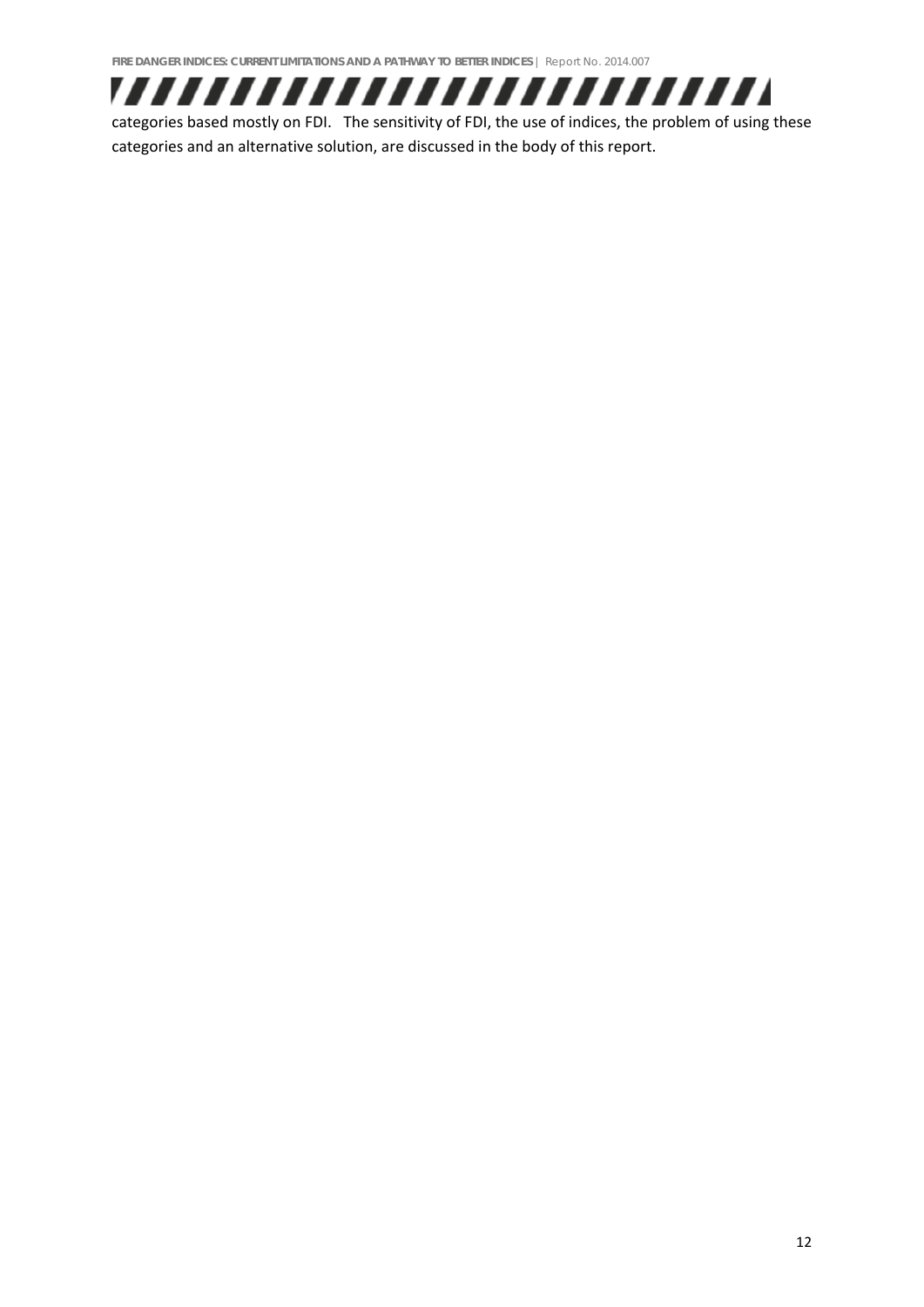categories based mostly on FDI. The sensitivity of FDI, the use of indices, the problem of using these categories and an alternative solution, are discussed in the body of this report.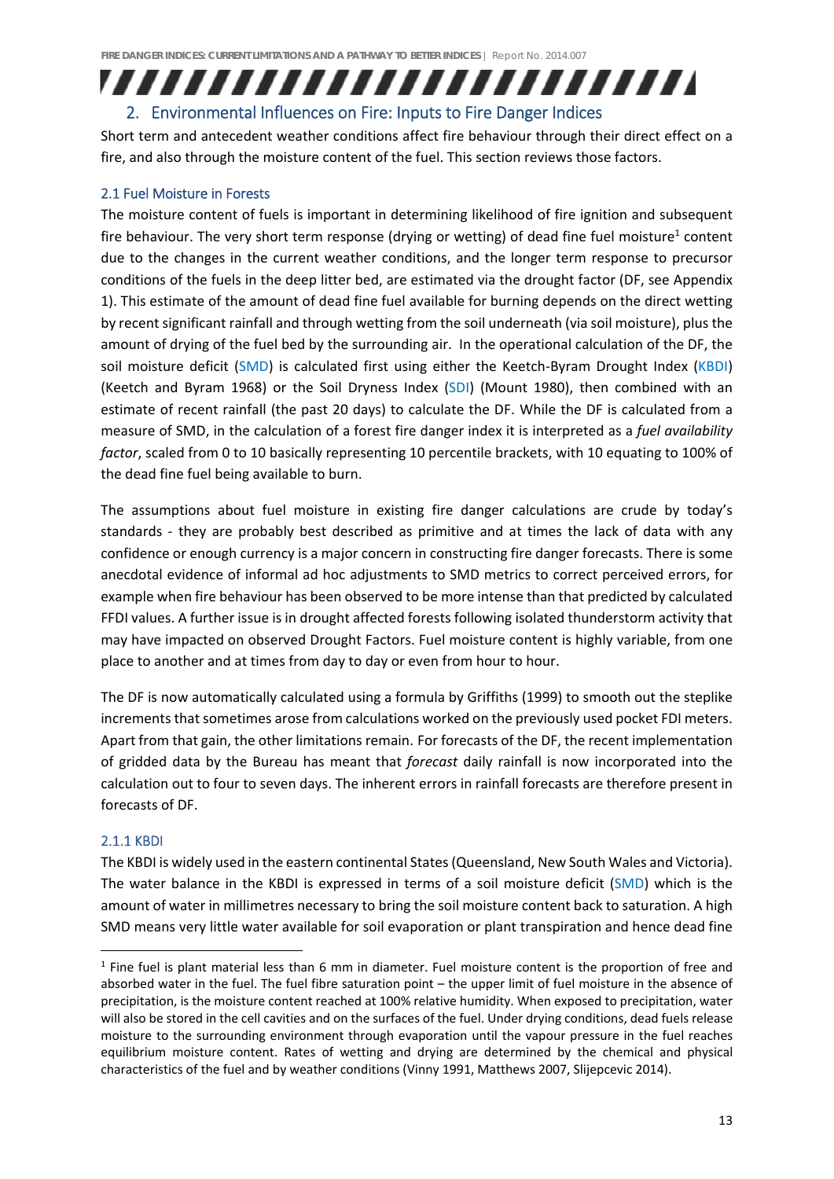## 2. Environmental Influences on Fire: Inputs to Fire Danger Indices

Short term and antecedent weather conditions affect fire behaviour through their direct effect on a fire, and also through the moisture content of the fuel. This section reviews those factors.

### 2.1 Fuel Moisture in Forests

The moisture content of fuels is important in determining likelihood of fire ignition and subsequent fire behaviour. The very short term response (drying or wetting) of dead fine fuel moisture[1] content due to the changes in the current weather conditions, and the longer term response to precursor conditions of the fuels in the deep litter bed, are estimated via the drought factor (DF, see Appendix 1). This estimate of the amount of dead fine fuel available for burning depends on the direct wetting by recent significant rainfall and through wetting from the soil underneath (via soil moisture), plus the amount of drying of the fuel bed by the surrounding air. In the operational calculation of the DF, the soil moisture deficit (SMD) is calculated first using either the Keetch-Byram Drought Index (KBDI) (Keetch and Byram 1968) or the Soil Dryness Index (SDI) (Mount 1980), then combined with an estimate of recent rainfall (the past 20 days) to calculate the DF. While the DF is calculated from a measure of SMD, in the calculation of a forest fire danger index it is interpreted as a *fuel availability factor*, scaled from 0 to 10 basically representing 10 percentile brackets, with 10 equating to 100% of the dead fine fuel being available to burn.

The assumptions about fuel moisture in existing fire danger calculations are crude by today's standards - they are probably best described as primitive and at times the lack of data with any confidence or enough currency is a major concern in constructing fire danger forecasts. There is some anecdotal evidence of informal ad hoc adjustments to SMD metrics to correct perceived errors, for example when fire behaviour has been observed to be more intense than that predicted by calculated FFDI values. A further issue is in drought affected forests following isolated thunderstorm activity that may have impacted on observed Drought Factors. Fuel moisture content is highly variable, from one place to another and at times from day to day or even from hour to hour.

The DF is now automatically calculated using a formula by Griffiths (1999) to smooth out the steplike increments that sometimes arose from calculations worked on the previously used pocket FDI meters. Apart from that gain, the other limitations remain. For forecasts of the DF, the recent implementation of gridded data by the Bureau has meant that *forecast* daily rainfall is now incorporated into the calculation out to four to seven days. The inherent errors in rainfall forecasts are therefore present in forecasts of DF.

#### 2.1.1 KBDI

The KBDI is widely used in the eastern continental States (Queensland, New South Wales and Victoria). The water balance in the KBDI is expressed in terms of a soil moisture deficit (SMD) which is the amount of water in millimetres necessary to bring the soil moisture content back to saturation. A high SMD means very little water available for soil evaporation or plant transpiration and hence dead fine

---

[1] Fine fuel is plant material less than 6 mm in diameter. Fuel moisture content is the proportion of free and absorbed water in the fuel. The fuel fibre saturation point – the upper limit of fuel moisture in the absence of precipitation, is the moisture content reached at 100% relative humidity. When exposed to precipitation, water will also be stored in the cell cavities and on the surfaces of the fuel. Under drying conditions, dead fuels release moisture to the surrounding environment through evaporation until the vapour pressure in the fuel reaches equilibrium moisture content. Rates of wetting and drying are determined by the chemical and physical characteristics of the fuel and by weather conditions (Vinny 1991, Matthews 2007, Slijepcevic 2014).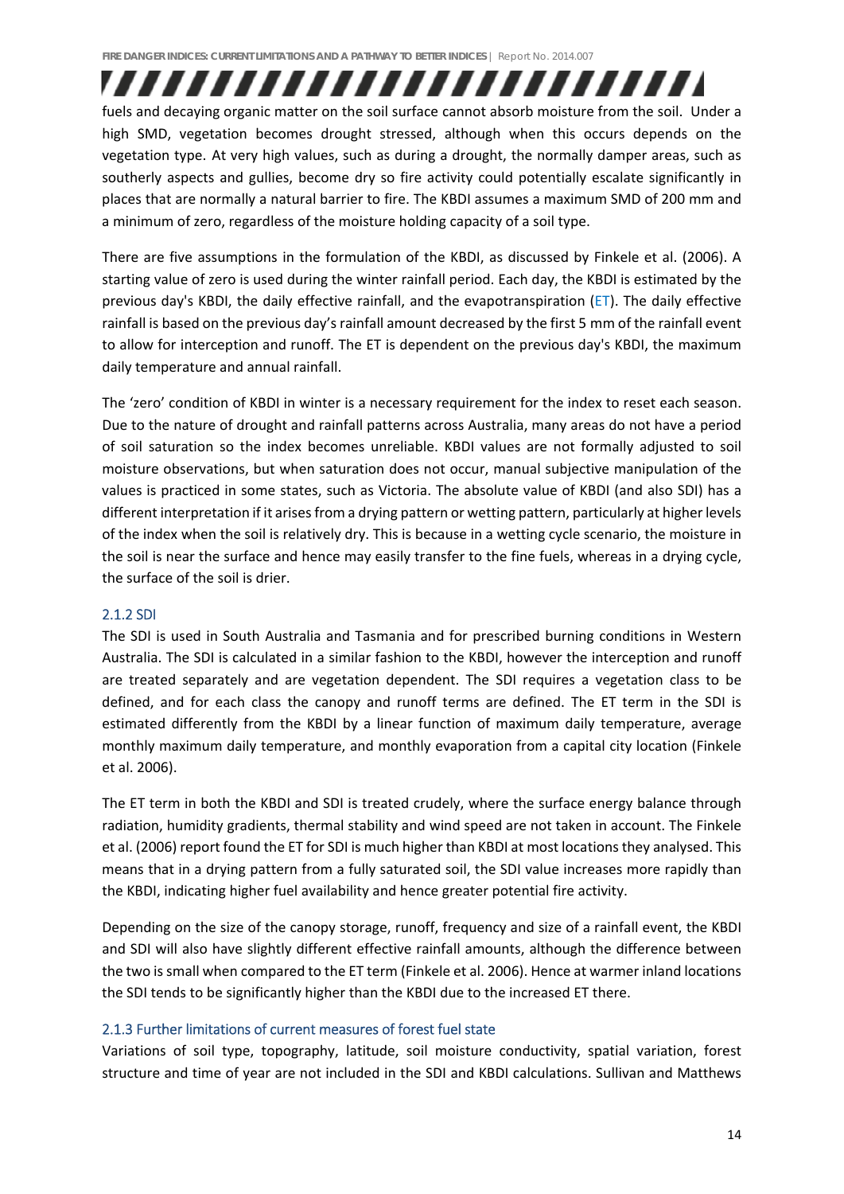fuels and decaying organic matter on the soil surface cannot absorb moisture from the soil. Under a high SMD, vegetation becomes drought stressed, although when this occurs depends on the vegetation type. At very high values, such as during a drought, the normally damper areas, such as southerly aspects and gullies, become dry so fire activity could potentially escalate significantly in places that are normally a natural barrier to fire. The KBDI assumes a maximum SMD of 200 mm and a minimum of zero, regardless of the moisture holding capacity of a soil type.

There are five assumptions in the formulation of the KBDI, as discussed by Finkele et al. (2006). A starting value of zero is used during the winter rainfall period. Each day, the KBDI is estimated by the previous day's KBDI, the daily effective rainfall, and the evapotranspiration (ET). The daily effective rainfall is based on the previous day's rainfall amount decreased by the first 5 mm of the rainfall event to allow for interception and runoff. The ET is dependent on the previous day's KBDI, the maximum daily temperature and annual rainfall.

The 'zero' condition of KBDI in winter is a necessary requirement for the index to reset each season. Due to the nature of drought and rainfall patterns across Australia, many areas do not have a period of soil saturation so the index becomes unreliable. KBDI values are not formally adjusted to soil moisture observations, but when saturation does not occur, manual subjective manipulation of the values is practiced in some states, such as Victoria. The absolute value of KBDI (and also SDI) has a different interpretation if it arises from a drying pattern or wetting pattern, particularly at higher levels of the index when the soil is relatively dry. This is because in a wetting cycle scenario, the moisture in the soil is near the surface and hence may easily transfer to the fine fuels, whereas in a drying cycle, the surface of the soil is drier.

### 2.1.2 SDI

The SDI is used in South Australia and Tasmania and for prescribed burning conditions in Western Australia. The SDI is calculated in a similar fashion to the KBDI, however the interception and runoff are treated separately and are vegetation dependent. The SDI requires a vegetation class to be defined, and for each class the canopy and runoff terms are defined. The ET term in the SDI is estimated differently from the KBDI by a linear function of maximum daily temperature, average monthly maximum daily temperature, and monthly evaporation from a capital city location (Finkele et al. 2006).

The ET term in both the KBDI and SDI is treated crudely, where the surface energy balance through radiation, humidity gradients, thermal stability and wind speed are not taken in account. The Finkele et al. (2006) report found the ET for SDI is much higher than KBDI at most locations they analysed. This means that in a drying pattern from a fully saturated soil, the SDI value increases more rapidly than the KBDI, indicating higher fuel availability and hence greater potential fire activity.

Depending on the size of the canopy storage, runoff, frequency and size of a rainfall event, the KBDI and SDI will also have slightly different effective rainfall amounts, although the difference between the two is small when compared to the ET term (Finkele et al. 2006). Hence at warmer inland locations the SDI tends to be significantly higher than the KBDI due to the increased ET there.

### 2.1.3 Further limitations of current measures of forest fuel state

Variations of soil type, topography, latitude, soil moisture conductivity, spatial variation, forest structure and time of year are not included in the SDI and KBDI calculations. Sullivan and Matthews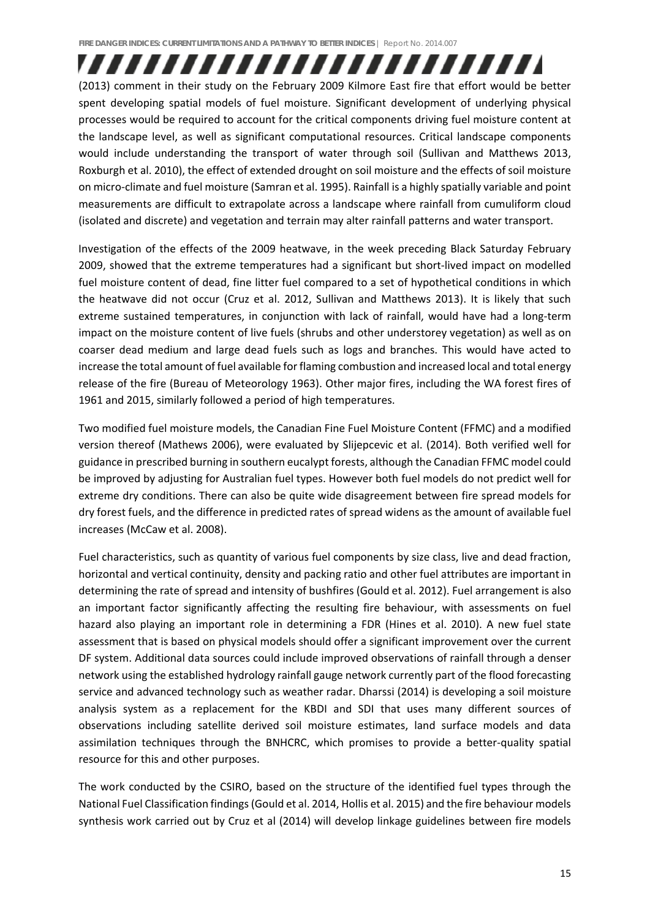(2013) comment in their study on the February 2009 Kilmore East fire that effort would be better spent developing spatial models of fuel moisture. Significant development of underlying physical processes would be required to account for the critical components driving fuel moisture content at the landscape level, as well as significant computational resources. Critical landscape components would include understanding the transport of water through soil (Sullivan and Matthews 2013, Roxburgh et al. 2010), the effect of extended drought on soil moisture and the effects of soil moisture on micro-climate and fuel moisture (Samran et al. 1995). Rainfall is a highly spatially variable and point measurements are difficult to extrapolate across a landscape where rainfall from cumuliform cloud (isolated and discrete) and vegetation and terrain may alter rainfall patterns and water transport.

Investigation of the effects of the 2009 heatwave, in the week preceding Black Saturday February 2009, showed that the extreme temperatures had a significant but short-lived impact on modelled fuel moisture content of dead, fine litter fuel compared to a set of hypothetical conditions in which the heatwave did not occur (Cruz et al. 2012, Sullivan and Matthews 2013). It is likely that such extreme sustained temperatures, in conjunction with lack of rainfall, would have had a long-term impact on the moisture content of live fuels (shrubs and other understorey vegetation) as well as on coarser dead medium and large dead fuels such as logs and branches. This would have acted to increase the total amount of fuel available for flaming combustion and increased local and total energy release of the fire (Bureau of Meteorology 1963). Other major fires, including the WA forest fires of 1961 and 2015, similarly followed a period of high temperatures.

Two modified fuel moisture models, the Canadian Fine Fuel Moisture Content (FFMC) and a modified version thereof (Mathews 2006), were evaluated by Slijepcevic et al. (2014). Both verified well for guidance in prescribed burning in southern eucalypt forests, although the Canadian FFMC model could be improved by adjusting for Australian fuel types. However both fuel models do not predict well for extreme dry conditions. There can also be quite wide disagreement between fire spread models for dry forest fuels, and the difference in predicted rates of spread widens as the amount of available fuel increases (McCaw et al. 2008).

Fuel characteristics, such as quantity of various fuel components by size class, live and dead fraction, horizontal and vertical continuity, density and packing ratio and other fuel attributes are important in determining the rate of spread and intensity of bushfires (Gould et al. 2012). Fuel arrangement is also an important factor significantly affecting the resulting fire behaviour, with assessments on fuel hazard also playing an important role in determining a FDR (Hines et al. 2010). A new fuel state assessment that is based on physical models should offer a significant improvement over the current DF system. Additional data sources could include improved observations of rainfall through a denser network using the established hydrology rainfall gauge network currently part of the flood forecasting service and advanced technology such as weather radar. Dharssi (2014) is developing a soil moisture analysis system as a replacement for the KBDI and SDI that uses many different sources of observations including satellite derived soil moisture estimates, land surface models and data assimilation techniques through the BNHCRC, which promises to provide a better-quality spatial resource for this and other purposes.

The work conducted by the CSIRO, based on the structure of the identified fuel types through the National Fuel Classification findings (Gould et al. 2014, Hollis et al. 2015) and the fire behaviour models synthesis work carried out by Cruz et al (2014) will develop linkage guidelines between fire models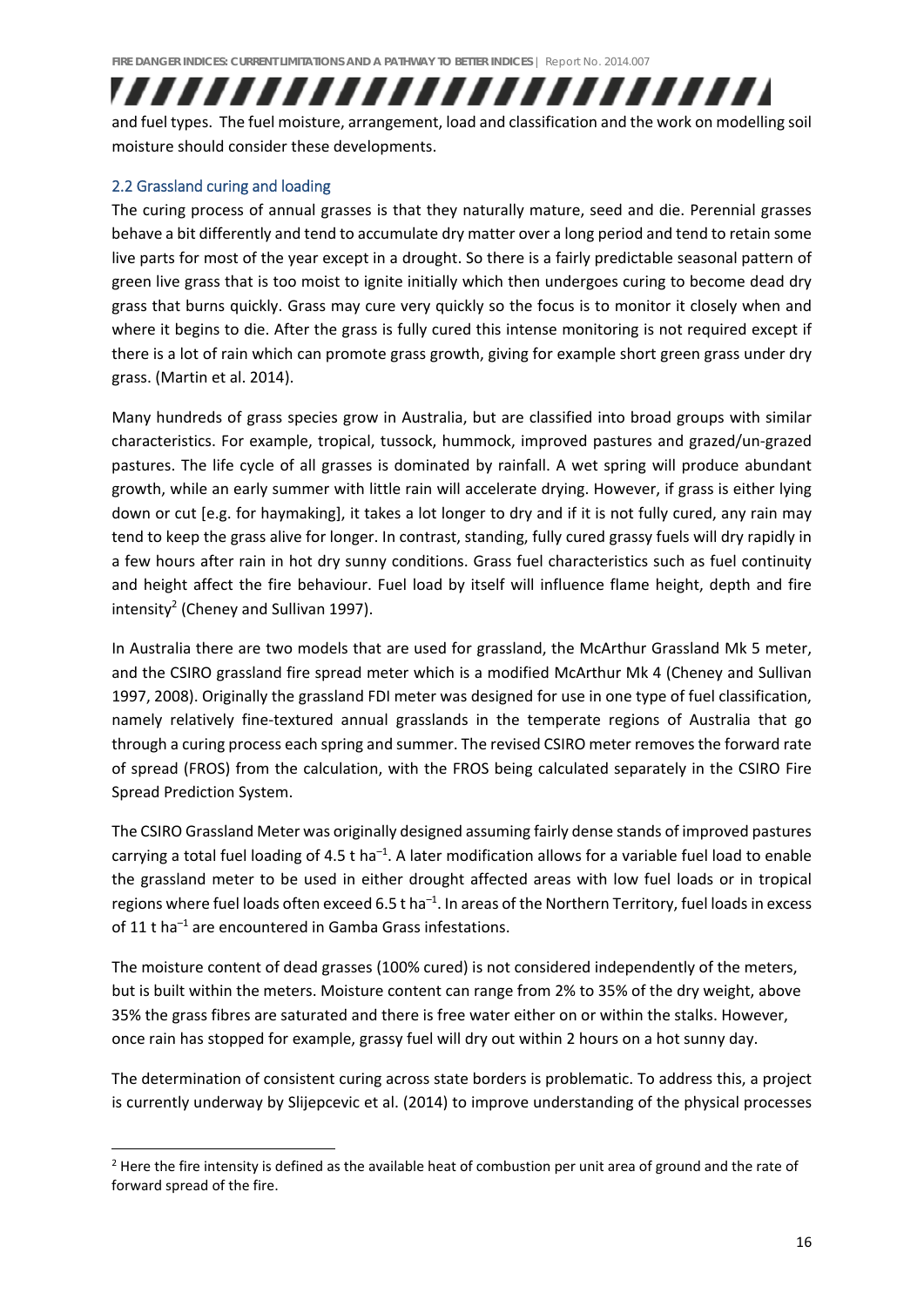and fuel types. The fuel moisture, arrangement, load and classification and the work on modelling soil moisture should consider these developments.

## 2.2 Grassland curing and loading

The curing process of annual grasses is that they naturally mature, seed and die. Perennial grasses behave a bit differently and tend to accumulate dry matter over a long period and tend to retain some live parts for most of the year except in a drought. So there is a fairly predictable seasonal pattern of green live grass that is too moist to ignite initially which then undergoes curing to become dead dry grass that burns quickly. Grass may cure very quickly so the focus is to monitor it closely when and where it begins to die. After the grass is fully cured this intense monitoring is not required except if there is a lot of rain which can promote grass growth, giving for example short green grass under dry grass. (Martin et al. 2014).

Many hundreds of grass species grow in Australia, but are classified into broad groups with similar characteristics. For example, tropical, tussock, hummock, improved pastures and grazed/un-grazed pastures. The life cycle of all grasses is dominated by rainfall. A wet spring will produce abundant growth, while an early summer with little rain will accelerate drying. However, if grass is either lying down or cut [e.g. for haymaking], it takes a lot longer to dry and if it is not fully cured, any rain may tend to keep the grass alive for longer. In contrast, standing, fully cured grassy fuels will dry rapidly in a few hours after rain in hot dry sunny conditions. Grass fuel characteristics such as fuel continuity and height affect the fire behaviour. Fuel load by itself will influence flame height, depth and fire intensity[2] (Cheney and Sullivan 1997).

In Australia there are two models that are used for grassland, the McArthur Grassland Mk 5 meter, and the CSIRO grassland fire spread meter which is a modified McArthur Mk 4 (Cheney and Sullivan 1997, 2008). Originally the grassland FDI meter was designed for use in one type of fuel classification, namely relatively fine-textured annual grasslands in the temperate regions of Australia that go through a curing process each spring and summer. The revised CSIRO meter removes the forward rate of spread (FROS) from the calculation, with the FROS being calculated separately in the CSIRO Fire Spread Prediction System.

The CSIRO Grassland Meter was originally designed assuming fairly dense stands of improved pastures carrying a total fuel loading of 4.5 t ha$^{-1}$. A later modification allows for a variable fuel load to enable the grassland meter to be used in either drought affected areas with low fuel loads or in tropical regions where fuel loads often exceed 6.5 t ha$^{-1}$. In areas of the Northern Territory, fuel loads in excess of 11 t ha$^{-1}$ are encountered in Gamba Grass infestations.

The moisture content of dead grasses (100% cured) is not considered independently of the meters, but is built within the meters. Moisture content can range from 2% to 35% of the dry weight, above 35% the grass fibres are saturated and there is free water either on or within the stalks. However, once rain has stopped for example, grassy fuel will dry out within 2 hours on a hot sunny day.

The determination of consistent curing across state borders is problematic. To address this, a project is currently underway by Slijepcevic et al. (2014) to improve understanding of the physical processes

[2] Here the fire intensity is defined as the available heat of combustion per unit area of ground and the rate of forward spread of the fire.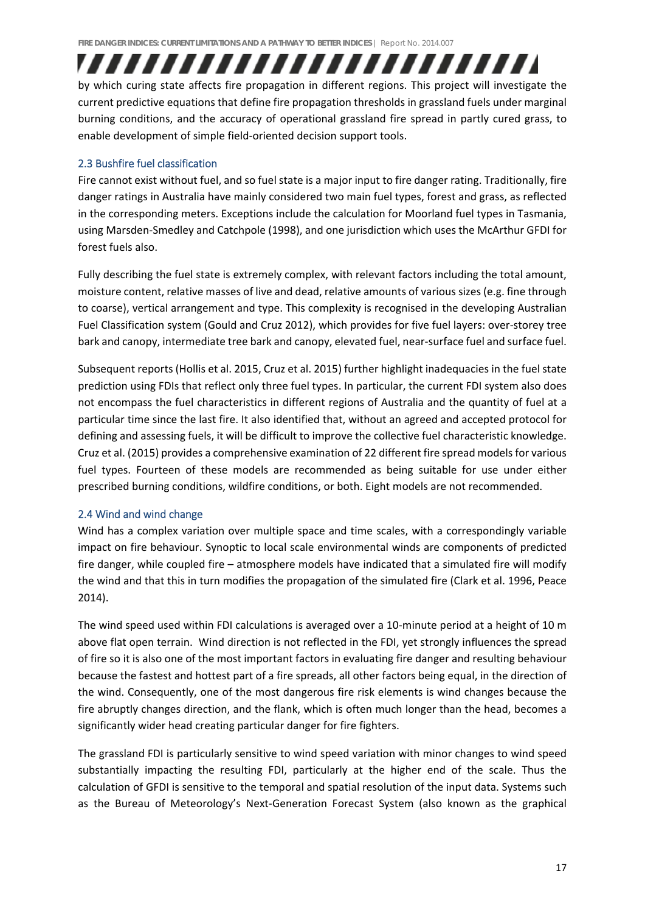by which curing state affects fire propagation in different regions. This project will investigate the current predictive equations that define fire propagation thresholds in grassland fuels under marginal burning conditions, and the accuracy of operational grassland fire spread in partly cured grass, to enable development of simple field-oriented decision support tools.

## 2.3 Bushfire fuel classification

Fire cannot exist without fuel, and so fuel state is a major input to fire danger rating. Traditionally, fire danger ratings in Australia have mainly considered two main fuel types, forest and grass, as reflected in the corresponding meters. Exceptions include the calculation for Moorland fuel types in Tasmania, using Marsden-Smedley and Catchpole (1998), and one jurisdiction which uses the McArthur GFDI for forest fuels also.

Fully describing the fuel state is extremely complex, with relevant factors including the total amount, moisture content, relative masses of live and dead, relative amounts of various sizes (e.g. fine through to coarse), vertical arrangement and type. This complexity is recognised in the developing Australian Fuel Classification system (Gould and Cruz 2012), which provides for five fuel layers: over-storey tree bark and canopy, intermediate tree bark and canopy, elevated fuel, near-surface fuel and surface fuel.

Subsequent reports (Hollis et al. 2015, Cruz et al. 2015) further highlight inadequacies in the fuel state prediction using FDIs that reflect only three fuel types. In particular, the current FDI system also does not encompass the fuel characteristics in different regions of Australia and the quantity of fuel at a particular time since the last fire. It also identified that, without an agreed and accepted protocol for defining and assessing fuels, it will be difficult to improve the collective fuel characteristic knowledge. Cruz et al. (2015) provides a comprehensive examination of 22 different fire spread models for various fuel types. Fourteen of these models are recommended as being suitable for use under either prescribed burning conditions, wildfire conditions, or both. Eight models are not recommended.

## 2.4 Wind and wind change

Wind has a complex variation over multiple space and time scales, with a correspondingly variable impact on fire behaviour. Synoptic to local scale environmental winds are components of predicted fire danger, while coupled fire – atmosphere models have indicated that a simulated fire will modify the wind and that this in turn modifies the propagation of the simulated fire (Clark et al. 1996, Peace 2014).

The wind speed used within FDI calculations is averaged over a 10-minute period at a height of 10 m above flat open terrain. Wind direction is not reflected in the FDI, yet strongly influences the spread of fire so it is also one of the most important factors in evaluating fire danger and resulting behaviour because the fastest and hottest part of a fire spreads, all other factors being equal, in the direction of the wind. Consequently, one of the most dangerous fire risk elements is wind changes because the fire abruptly changes direction, and the flank, which is often much longer than the head, becomes a significantly wider head creating particular danger for fire fighters.

The grassland FDI is particularly sensitive to wind speed variation with minor changes to wind speed substantially impacting the resulting FDI, particularly at the higher end of the scale. Thus the calculation of GFDI is sensitive to the temporal and spatial resolution of the input data. Systems such as the Bureau of Meteorology's Next-Generation Forecast System (also known as the graphical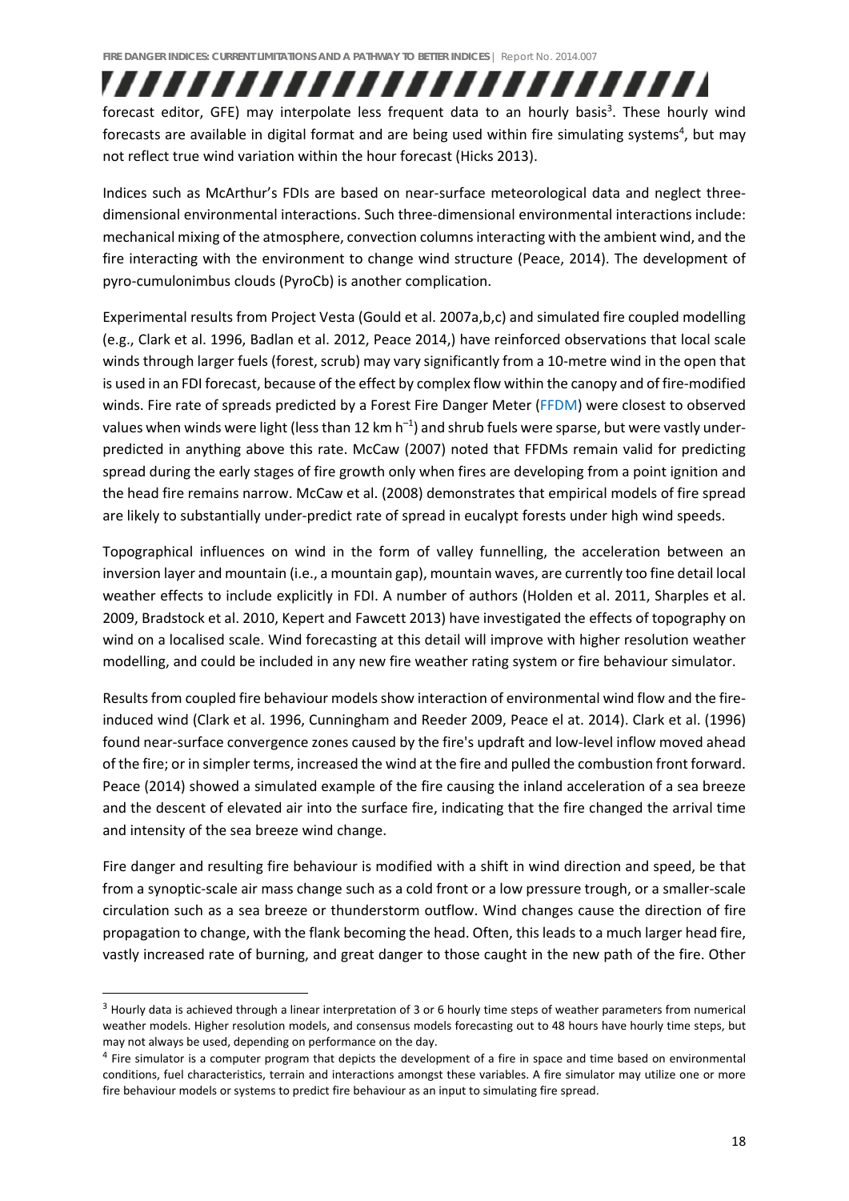forecast editor, GFE) may interpolate less frequent data to an hourly basis[3]. These hourly wind forecasts are available in digital format and are being used within fire simulating systems[4], but may not reflect true wind variation within the hour forecast (Hicks 2013).

Indices such as McArthur's FDIs are based on near-surface meteorological data and neglect three-dimensional environmental interactions. Such three-dimensional environmental interactions include: mechanical mixing of the atmosphere, convection columns interacting with the ambient wind, and the fire interacting with the environment to change wind structure (Peace, 2014). The development of pyro-cumulonimbus clouds (PyroCb) is another complication.

Experimental results from Project Vesta (Gould et al. 2007a,b,c) and simulated fire coupled modelling (e.g., Clark et al. 1996, Badlan et al. 2012, Peace 2014,) have reinforced observations that local scale winds through larger fuels (forest, scrub) may vary significantly from a 10-metre wind in the open that is used in an FDI forecast, because of the effect by complex flow within the canopy and of fire-modified winds. Fire rate of spreads predicted by a Forest Fire Danger Meter (FFDM) were closest to observed values when winds were light (less than 12 km $h^{-1}$) and shrub fuels were sparse, but were vastly under-predicted in anything above this rate. McCaw (2007) noted that FFDMs remain valid for predicting spread during the early stages of fire growth only when fires are developing from a point ignition and the head fire remains narrow. McCaw et al. (2008) demonstrates that empirical models of fire spread are likely to substantially under-predict rate of spread in eucalypt forests under high wind speeds.

Topographical influences on wind in the form of valley funnelling, the acceleration between an inversion layer and mountain (i.e., a mountain gap), mountain waves, are currently too fine detail local weather effects to include explicitly in FDI. A number of authors (Holden et al. 2011, Sharples et al. 2009, Bradstock et al. 2010, Kepert and Fawcett 2013) have investigated the effects of topography on wind on a localised scale. Wind forecasting at this detail will improve with higher resolution weather modelling, and could be included in any new fire weather rating system or fire behaviour simulator.

Results from coupled fire behaviour models show interaction of environmental wind flow and the fire-induced wind (Clark et al. 1996, Cunningham and Reeder 2009, Peace el at. 2014). Clark et al. (1996) found near-surface convergence zones caused by the fire's updraft and low-level inflow moved ahead of the fire; or in simpler terms, increased the wind at the fire and pulled the combustion front forward. Peace (2014) showed a simulated example of the fire causing the inland acceleration of a sea breeze and the descent of elevated air into the surface fire, indicating that the fire changed the arrival time and intensity of the sea breeze wind change.

Fire danger and resulting fire behaviour is modified with a shift in wind direction and speed, be that from a synoptic-scale air mass change such as a cold front or a low pressure trough, or a smaller-scale circulation such as a sea breeze or thunderstorm outflow. Wind changes cause the direction of fire propagation to change, with the flank becoming the head. Often, this leads to a much larger head fire, vastly increased rate of burning, and great danger to those caught in the new path of the fire. Other

---

[3] Hourly data is achieved through a linear interpretation of 3 or 6 hourly time steps of weather parameters from numerical weather models. Higher resolution models, and consensus models forecasting out to 48 hours have hourly time steps, but may not always be used, depending on performance on the day.

[4] Fire simulator is a computer program that depicts the development of a fire in space and time based on environmental conditions, fuel characteristics, terrain and interactions amongst these variables. A fire simulator may utilize one or more fire behaviour models or systems to predict fire behaviour as an input to simulating fire spread.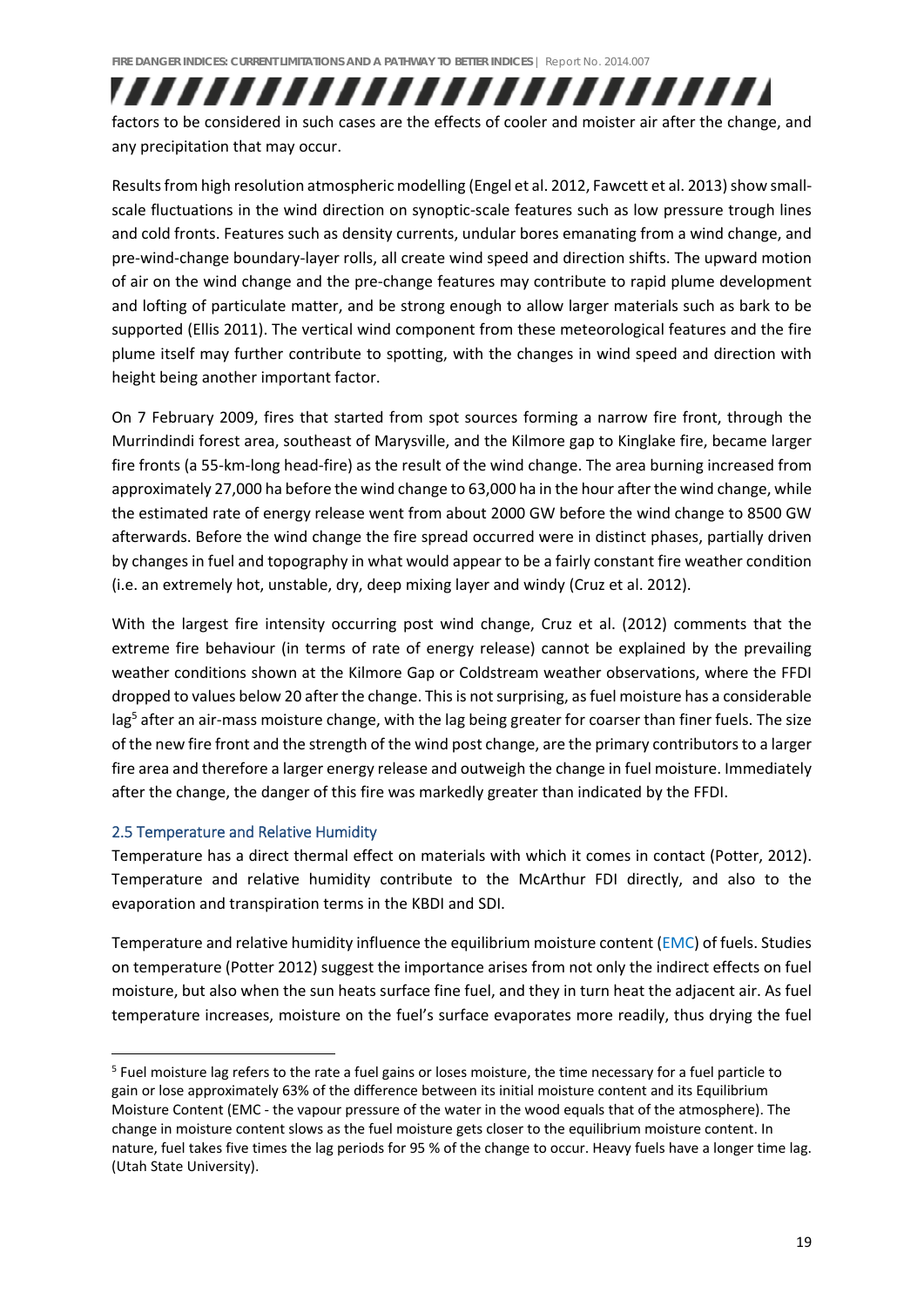factors to be considered in such cases are the effects of cooler and moister air after the change, and any precipitation that may occur.

Results from high resolution atmospheric modelling (Engel et al. 2012, Fawcett et al. 2013) show small-scale fluctuations in the wind direction on synoptic-scale features such as low pressure trough lines and cold fronts. Features such as density currents, undular bores emanating from a wind change, and pre-wind-change boundary-layer rolls, all create wind speed and direction shifts. The upward motion of air on the wind change and the pre-change features may contribute to rapid plume development and lofting of particulate matter, and be strong enough to allow larger materials such as bark to be supported (Ellis 2011). The vertical wind component from these meteorological features and the fire plume itself may further contribute to spotting, with the changes in wind speed and direction with height being another important factor.

On 7 February 2009, fires that started from spot sources forming a narrow fire front, through the Murrindindi forest area, southeast of Marysville, and the Kilmore gap to Kinglake fire, became larger fire fronts (a 55-km-long head-fire) as the result of the wind change. The area burning increased from approximately 27,000 ha before the wind change to 63,000 ha in the hour after the wind change, while the estimated rate of energy release went from about 2000 GW before the wind change to 8500 GW afterwards. Before the wind change the fire spread occurred were in distinct phases, partially driven by changes in fuel and topography in what would appear to be a fairly constant fire weather condition (i.e. an extremely hot, unstable, dry, deep mixing layer and windy (Cruz et al. 2012).

With the largest fire intensity occurring post wind change, Cruz et al. (2012) comments that the extreme fire behaviour (in terms of rate of energy release) cannot be explained by the prevailing weather conditions shown at the Kilmore Gap or Coldstream weather observations, where the FFDI dropped to values below 20 after the change. This is not surprising, as fuel moisture has a considerable lag[5] after an air-mass moisture change, with the lag being greater for coarser than finer fuels. The size of the new fire front and the strength of the wind post change, are the primary contributors to a larger fire area and therefore a larger energy release and outweigh the change in fuel moisture. Immediately after the change, the danger of this fire was markedly greater than indicated by the FFDI.

## 2.5 Temperature and Relative Humidity

Temperature has a direct thermal effect on materials with which it comes in contact (Potter, 2012). Temperature and relative humidity contribute to the McArthur FDI directly, and also to the evaporation and transpiration terms in the KBDI and SDI.

Temperature and relative humidity influence the equilibrium moisture content (EMC) of fuels. Studies on temperature (Potter 2012) suggest the importance arises from not only the indirect effects on fuel moisture, but also when the sun heats surface fine fuel, and they in turn heat the adjacent air. As fuel temperature increases, moisture on the fuel's surface evaporates more readily, thus drying the fuel

---

[5] Fuel moisture lag refers to the rate a fuel gains or loses moisture, the time necessary for a fuel particle to gain or lose approximately 63% of the difference between its initial moisture content and its Equilibrium Moisture Content (EMC - the vapour pressure of the water in the wood equals that of the atmosphere). The change in moisture content slows as the fuel moisture gets closer to the equilibrium moisture content. In nature, fuel takes five times the lag periods for 95 % of the change to occur. Heavy fuels have a longer time lag. (Utah State University).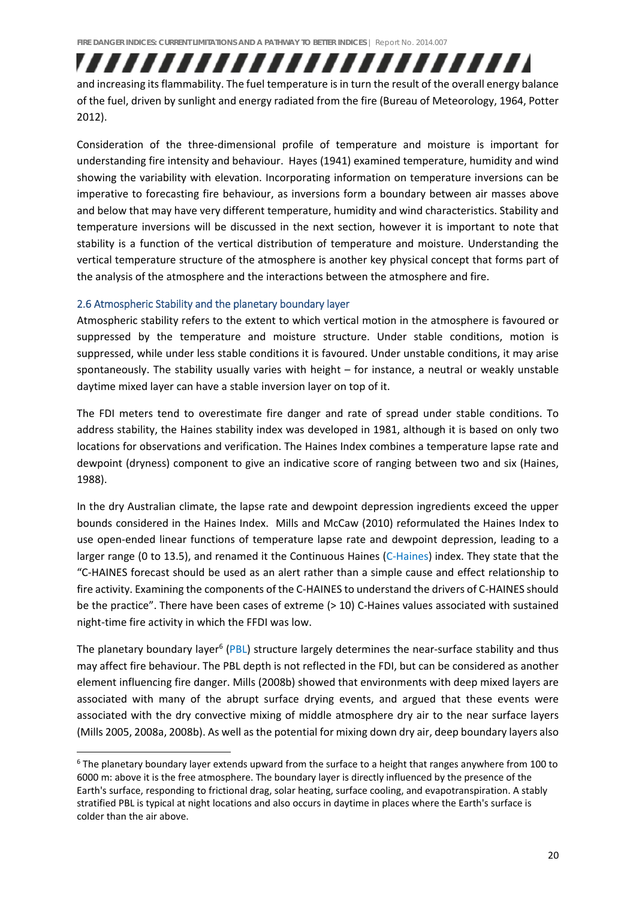and increasing its flammability. The fuel temperature is in turn the result of the overall energy balance of the fuel, driven by sunlight and energy radiated from the fire (Bureau of Meteorology, 1964, Potter 2012).

Consideration of the three-dimensional profile of temperature and moisture is important for understanding fire intensity and behaviour. Hayes (1941) examined temperature, humidity and wind showing the variability with elevation. Incorporating information on temperature inversions can be imperative to forecasting fire behaviour, as inversions form a boundary between air masses above and below that may have very different temperature, humidity and wind characteristics. Stability and temperature inversions will be discussed in the next section, however it is important to note that stability is a function of the vertical distribution of temperature and moisture. Understanding the vertical temperature structure of the atmosphere is another key physical concept that forms part of the analysis of the atmosphere and the interactions between the atmosphere and fire.

### 2.6 Atmospheric Stability and the planetary boundary layer

Atmospheric stability refers to the extent to which vertical motion in the atmosphere is favoured or suppressed by the temperature and moisture structure. Under stable conditions, motion is suppressed, while under less stable conditions it is favoured. Under unstable conditions, it may arise spontaneously. The stability usually varies with height – for instance, a neutral or weakly unstable daytime mixed layer can have a stable inversion layer on top of it.

The FDI meters tend to overestimate fire danger and rate of spread under stable conditions. To address stability, the Haines stability index was developed in 1981, although it is based on only two locations for observations and verification. The Haines Index combines a temperature lapse rate and dewpoint (dryness) component to give an indicative score of ranging between two and six (Haines, 1988).

In the dry Australian climate, the lapse rate and dewpoint depression ingredients exceed the upper bounds considered in the Haines Index. Mills and McCaw (2010) reformulated the Haines Index to use open-ended linear functions of temperature lapse rate and dewpoint depression, leading to a larger range (0 to 13.5), and renamed it the Continuous Haines (C-Haines) index. They state that the "C-HAINES forecast should be used as an alert rather than a simple cause and effect relationship to fire activity. Examining the components of the C-HAINES to understand the drivers of C-HAINES should be the practice". There have been cases of extreme (> 10) C-Haines values associated with sustained night-time fire activity in which the FFDI was low.

The planetary boundary layer[6] (PBL) structure largely determines the near-surface stability and thus may affect fire behaviour. The PBL depth is not reflected in the FDI, but can be considered as another element influencing fire danger. Mills (2008b) showed that environments with deep mixed layers are associated with many of the abrupt surface drying events, and argued that these events were associated with the dry convective mixing of middle atmosphere dry air to the near surface layers (Mills 2005, 2008a, 2008b). As well as the potential for mixing down dry air, deep boundary layers also

[6] The planetary boundary layer extends upward from the surface to a height that ranges anywhere from 100 to 6000 m: above it is the free atmosphere. The boundary layer is directly influenced by the presence of the Earth's surface, responding to frictional drag, solar heating, surface cooling, and evapotranspiration. A stably stratified PBL is typical at night locations and also occurs in daytime in places where the Earth's surface is colder than the air above.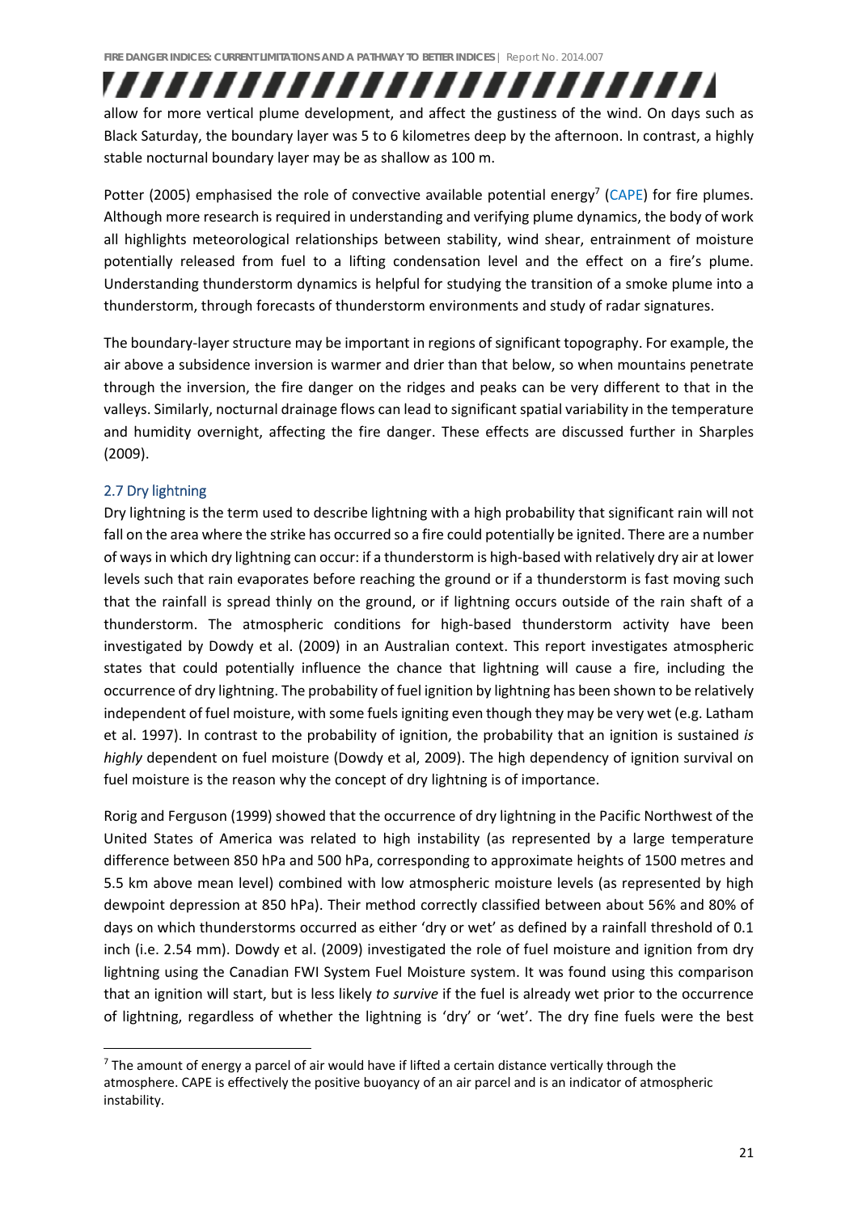allow for more vertical plume development, and affect the gustiness of the wind. On days such as Black Saturday, the boundary layer was 5 to 6 kilometres deep by the afternoon. In contrast, a highly stable nocturnal boundary layer may be as shallow as 100 m.

Potter (2005) emphasised the role of convective available potential energy[7] (CAPE) for fire plumes. Although more research is required in understanding and verifying plume dynamics, the body of work all highlights meteorological relationships between stability, wind shear, entrainment of moisture potentially released from fuel to a lifting condensation level and the effect on a fire's plume. Understanding thunderstorm dynamics is helpful for studying the transition of a smoke plume into a thunderstorm, through forecasts of thunderstorm environments and study of radar signatures.

The boundary-layer structure may be important in regions of significant topography. For example, the air above a subsidence inversion is warmer and drier than that below, so when mountains penetrate through the inversion, the fire danger on the ridges and peaks can be very different to that in the valleys. Similarly, nocturnal drainage flows can lead to significant spatial variability in the temperature and humidity overnight, affecting the fire danger. These effects are discussed further in Sharples (2009).

## 2.7 Dry lightning

Dry lightning is the term used to describe lightning with a high probability that significant rain will not fall on the area where the strike has occurred so a fire could potentially be ignited. There are a number of ways in which dry lightning can occur: if a thunderstorm is high-based with relatively dry air at lower levels such that rain evaporates before reaching the ground or if a thunderstorm is fast moving such that the rainfall is spread thinly on the ground, or if lightning occurs outside of the rain shaft of a thunderstorm. The atmospheric conditions for high-based thunderstorm activity have been investigated by Dowdy et al. (2009) in an Australian context. This report investigates atmospheric states that could potentially influence the chance that lightning will cause a fire, including the occurrence of dry lightning. The probability of fuel ignition by lightning has been shown to be relatively independent of fuel moisture, with some fuels igniting even though they may be very wet (e.g. Latham et al. 1997). In contrast to the probability of ignition, the probability that an ignition is sustained *is highly* dependent on fuel moisture (Dowdy et al, 2009). The high dependency of ignition survival on fuel moisture is the reason why the concept of dry lightning is of importance.

Rorig and Ferguson (1999) showed that the occurrence of dry lightning in the Pacific Northwest of the United States of America was related to high instability (as represented by a large temperature difference between 850 hPa and 500 hPa, corresponding to approximate heights of 1500 metres and 5.5 km above mean level) combined with low atmospheric moisture levels (as represented by high dewpoint depression at 850 hPa). Their method correctly classified between about 56% and 80% of days on which thunderstorms occurred as either 'dry or wet' as defined by a rainfall threshold of 0.1 inch (i.e. 2.54 mm). Dowdy et al. (2009) investigated the role of fuel moisture and ignition from dry lightning using the Canadian FWI System Fuel Moisture system. It was found using this comparison that an ignition will start, but is less likely *to survive* if the fuel is already wet prior to the occurrence of lightning, regardless of whether the lightning is 'dry' or 'wet'. The dry fine fuels were the best

[7] The amount of energy a parcel of air would have if lifted a certain distance vertically through the atmosphere. CAPE is effectively the positive buoyancy of an air parcel and is an indicator of atmospheric instability.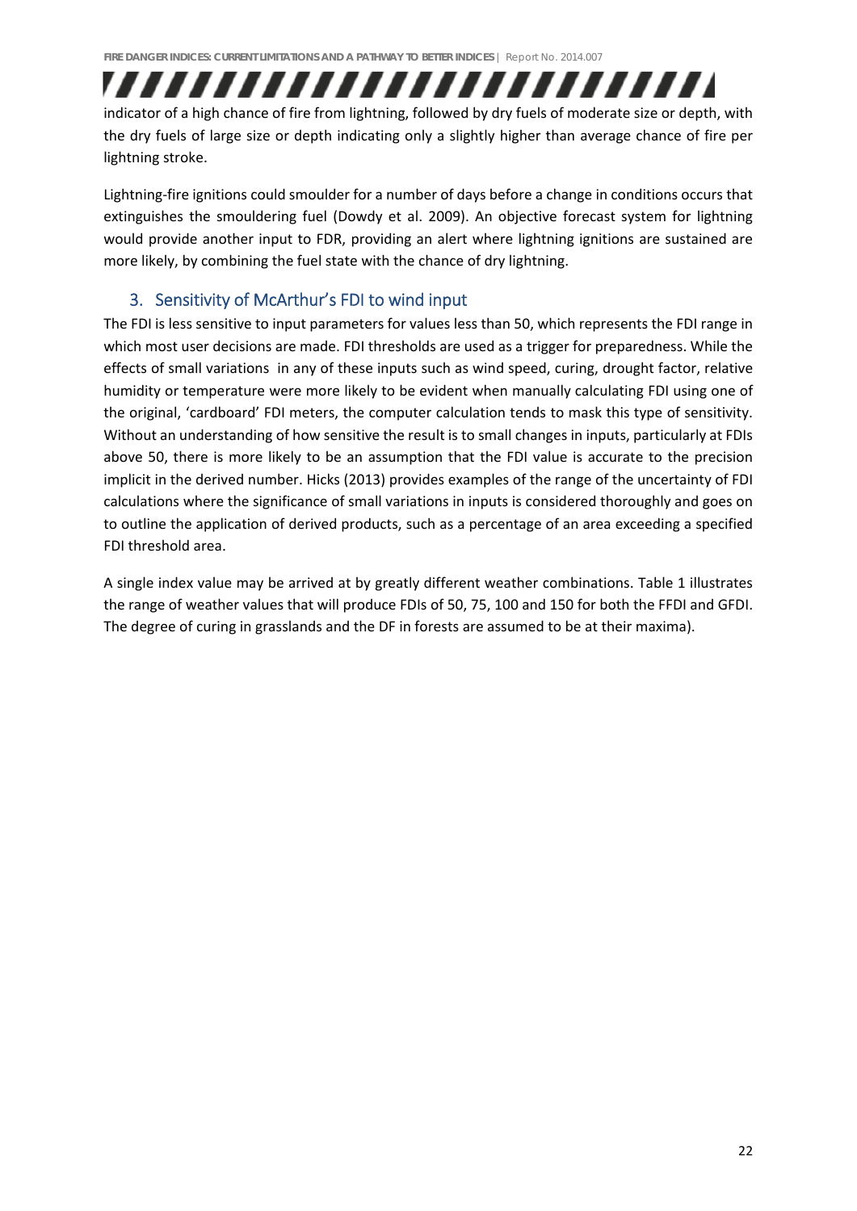indicator of a high chance of fire from lightning, followed by dry fuels of moderate size or depth, with the dry fuels of large size or depth indicating only a slightly higher than average chance of fire per lightning stroke.

Lightning-fire ignitions could smoulder for a number of days before a change in conditions occurs that extinguishes the smouldering fuel (Dowdy et al. 2009). An objective forecast system for lightning would provide another input to FDR, providing an alert where lightning ignitions are sustained are more likely, by combining the fuel state with the chance of dry lightning.

## 3. Sensitivity of McArthur's FDI to wind input

The FDI is less sensitive to input parameters for values less than 50, which represents the FDI range in which most user decisions are made. FDI thresholds are used as a trigger for preparedness. While the effects of small variations in any of these inputs such as wind speed, curing, drought factor, relative humidity or temperature were more likely to be evident when manually calculating FDI using one of the original, 'cardboard' FDI meters, the computer calculation tends to mask this type of sensitivity. Without an understanding of how sensitive the result is to small changes in inputs, particularly at FDIs above 50, there is more likely to be an assumption that the FDI value is accurate to the precision implicit in the derived number. Hicks (2013) provides examples of the range of the uncertainty of FDI calculations where the significance of small variations in inputs is considered thoroughly and goes on to outline the application of derived products, such as a percentage of an area exceeding a specified FDI threshold area.

A single index value may be arrived at by greatly different weather combinations. Table 1 illustrates the range of weather values that will produce FDIs of 50, 75, 100 and 150 for both the FFDI and GFDI. The degree of curing in grasslands and the DF in forests are assumed to be at their maxima).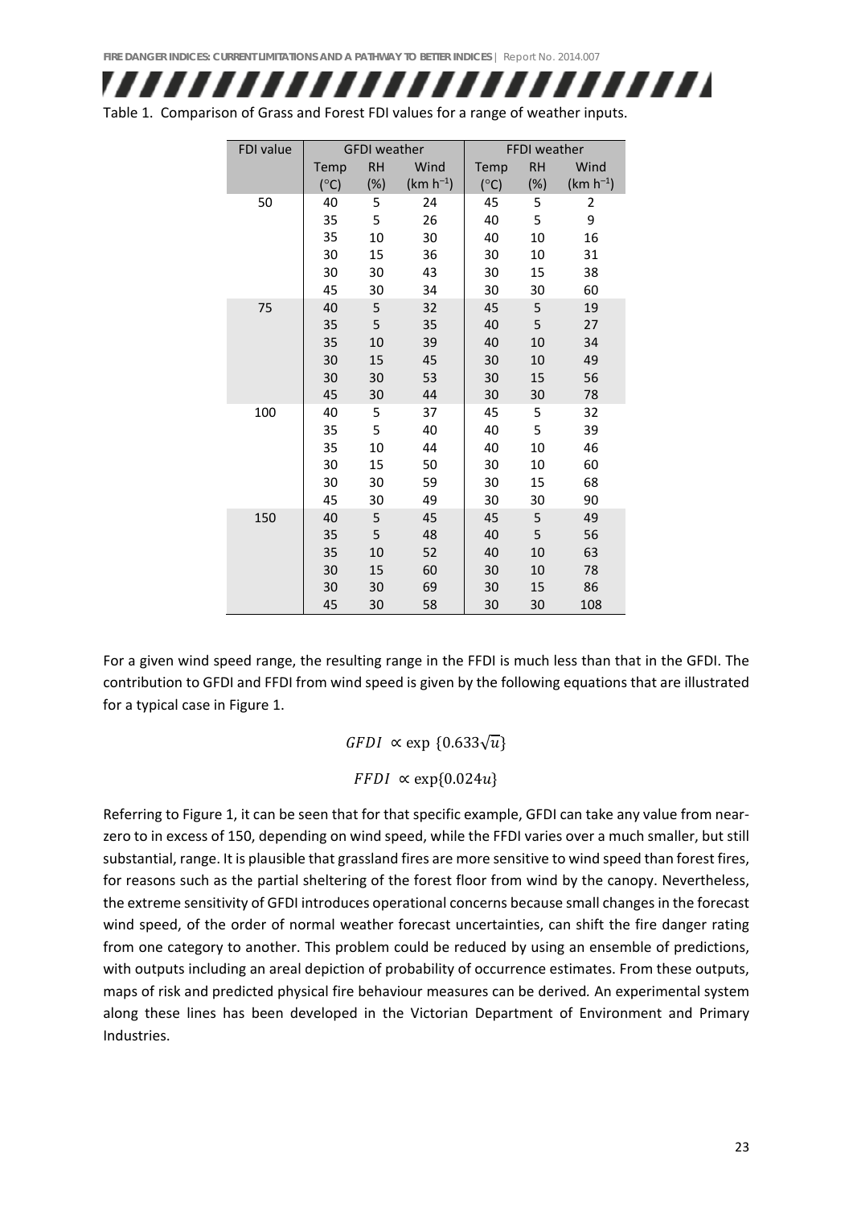Table 1. Comparison of Grass and Forest FDI values for a range of weather inputs.

| FDI value | GFDI weather | | | FFDI weather | | |
|---|---|---|---|---|---|---|
| | Temp (°C) | RH (%) | Wind (km h$^{-1}$) | Temp (°C) | RH (%) | Wind (km h$^{-1}$) |
| 50 | 40 | 5 | 24 | 45 | 5 | 2 |
| | 35 | 5 | 26 | 40 | 5 | 9 |
| | 35 | 10 | 30 | 40 | 10 | 16 |
| | 30 | 15 | 36 | 30 | 10 | 31 |
| | 30 | 30 | 43 | 30 | 15 | 38 |
| | 45 | 30 | 34 | 30 | 30 | 60 |
| 75 | 40 | 5 | 32 | 45 | 5 | 19 |
| | 35 | 5 | 35 | 40 | 5 | 27 |
| | 35 | 10 | 39 | 40 | 10 | 34 |
| | 30 | 15 | 45 | 30 | 10 | 49 |
| | 30 | 30 | 53 | 30 | 15 | 56 |
| | 45 | 30 | 44 | 30 | 30 | 78 |
| 100 | 40 | 5 | 37 | 45 | 5 | 32 |
| | 35 | 5 | 40 | 40 | 5 | 39 |
| | 35 | 10 | 44 | 40 | 10 | 46 |
| | 30 | 15 | 50 | 30 | 10 | 60 |
| | 30 | 30 | 59 | 30 | 15 | 68 |
| | 45 | 30 | 49 | 30 | 30 | 90 |
| 150 | 40 | 5 | 45 | 45 | 5 | 49 |
| | 35 | 5 | 48 | 40 | 5 | 56 |
| | 35 | 10 | 52 | 40 | 10 | 63 |
| | 30 | 15 | 60 | 30 | 10 | 78 |
| | 30 | 30 | 69 | 30 | 15 | 86 |
| | 45 | 30 | 58 | 30 | 30 | 108 |

For a given wind speed range, the resulting range in the FFDI is much less than that in the GFDI. The contribution to GFDI and FFDI from wind speed is given by the following equations that are illustrated for a typical case in Figure 1.

$$GFDI \propto \exp\{0.633\sqrt{u}\}$$

$$FFDI \propto \exp\{0.024u\}$$

Referring to Figure 1, it can be seen that for that specific example, GFDI can take any value from near-zero to in excess of 150, depending on wind speed, while the FFDI varies over a much smaller, but still substantial, range. It is plausible that grassland fires are more sensitive to wind speed than forest fires, for reasons such as the partial sheltering of the forest floor from wind by the canopy. Nevertheless, the extreme sensitivity of GFDI introduces operational concerns because small changes in the forecast wind speed, of the order of normal weather forecast uncertainties, can shift the fire danger rating from one category to another. This problem could be reduced by using an ensemble of predictions, with outputs including an areal depiction of probability of occurrence estimates. From these outputs, maps of risk and predicted physical fire behaviour measures can be derived. An experimental system along these lines has been developed in the Victorian Department of Environment and Primary Industries.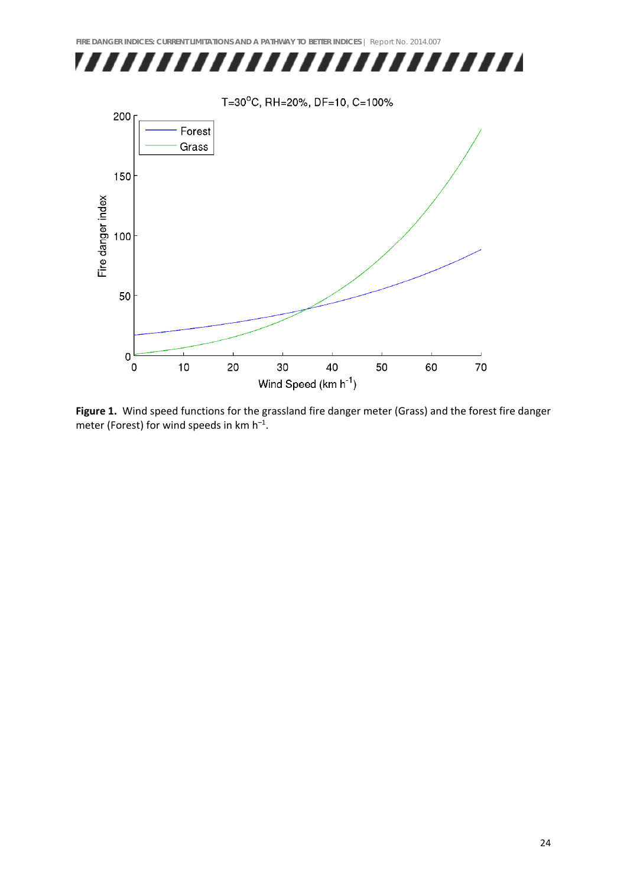**Figure 1.** Wind speed functions for the grassland fire danger meter (Grass) and the forest fire danger meter (Forest) for wind speeds in km $h^{-1}$.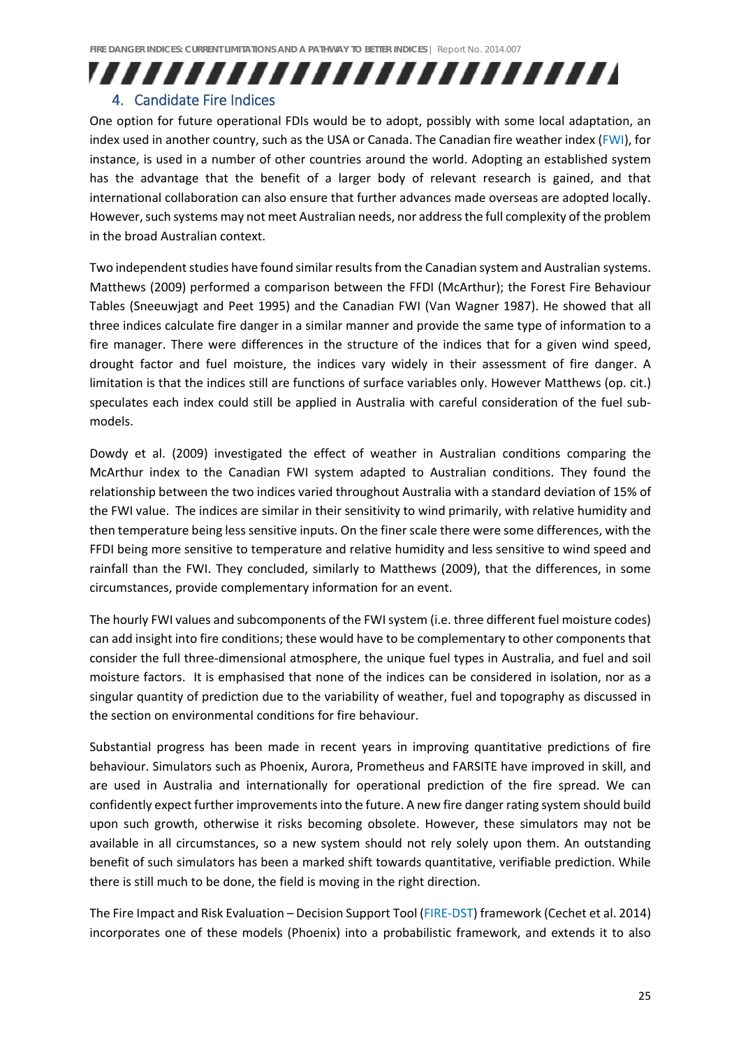## 4. Candidate Fire Indices

One option for future operational FDIs would be to adopt, possibly with some local adaptation, an index used in another country, such as the USA or Canada. The Canadian fire weather index (FWI), for instance, is used in a number of other countries around the world. Adopting an established system has the advantage that the benefit of a larger body of relevant research is gained, and that international collaboration can also ensure that further advances made overseas are adopted locally. However, such systems may not meet Australian needs, nor address the full complexity of the problem in the broad Australian context.

Two independent studies have found similar results from the Canadian system and Australian systems. Matthews (2009) performed a comparison between the FFDI (McArthur); the Forest Fire Behaviour Tables (Sneeuwjagt and Peet 1995) and the Canadian FWI (Van Wagner 1987). He showed that all three indices calculate fire danger in a similar manner and provide the same type of information to a fire manager. There were differences in the structure of the indices that for a given wind speed, drought factor and fuel moisture, the indices vary widely in their assessment of fire danger. A limitation is that the indices still are functions of surface variables only. However Matthews (op. cit.) speculates each index could still be applied in Australia with careful consideration of the fuel sub-models.

Dowdy et al. (2009) investigated the effect of weather in Australian conditions comparing the McArthur index to the Canadian FWI system adapted to Australian conditions. They found the relationship between the two indices varied throughout Australia with a standard deviation of 15% of the FWI value. The indices are similar in their sensitivity to wind primarily, with relative humidity and then temperature being less sensitive inputs. On the finer scale there were some differences, with the FFDI being more sensitive to temperature and relative humidity and less sensitive to wind speed and rainfall than the FWI. They concluded, similarly to Matthews (2009), that the differences, in some circumstances, provide complementary information for an event.

The hourly FWI values and subcomponents of the FWI system (i.e. three different fuel moisture codes) can add insight into fire conditions; these would have to be complementary to other components that consider the full three-dimensional atmosphere, the unique fuel types in Australia, and fuel and soil moisture factors. It is emphasised that none of the indices can be considered in isolation, nor as a singular quantity of prediction due to the variability of weather, fuel and topography as discussed in the section on environmental conditions for fire behaviour.

Substantial progress has been made in recent years in improving quantitative predictions of fire behaviour. Simulators such as Phoenix, Aurora, Prometheus and FARSITE have improved in skill, and are used in Australia and internationally for operational prediction of the fire spread. We can confidently expect further improvements into the future. A new fire danger rating system should build upon such growth, otherwise it risks becoming obsolete. However, these simulators may not be available in all circumstances, so a new system should not rely solely upon them. An outstanding benefit of such simulators has been a marked shift towards quantitative, verifiable prediction. While there is still much to be done, the field is moving in the right direction.

The Fire Impact and Risk Evaluation – Decision Support Tool (FIRE-DST) framework (Cechet et al. 2014) incorporates one of these models (Phoenix) into a probabilistic framework, and extends it to also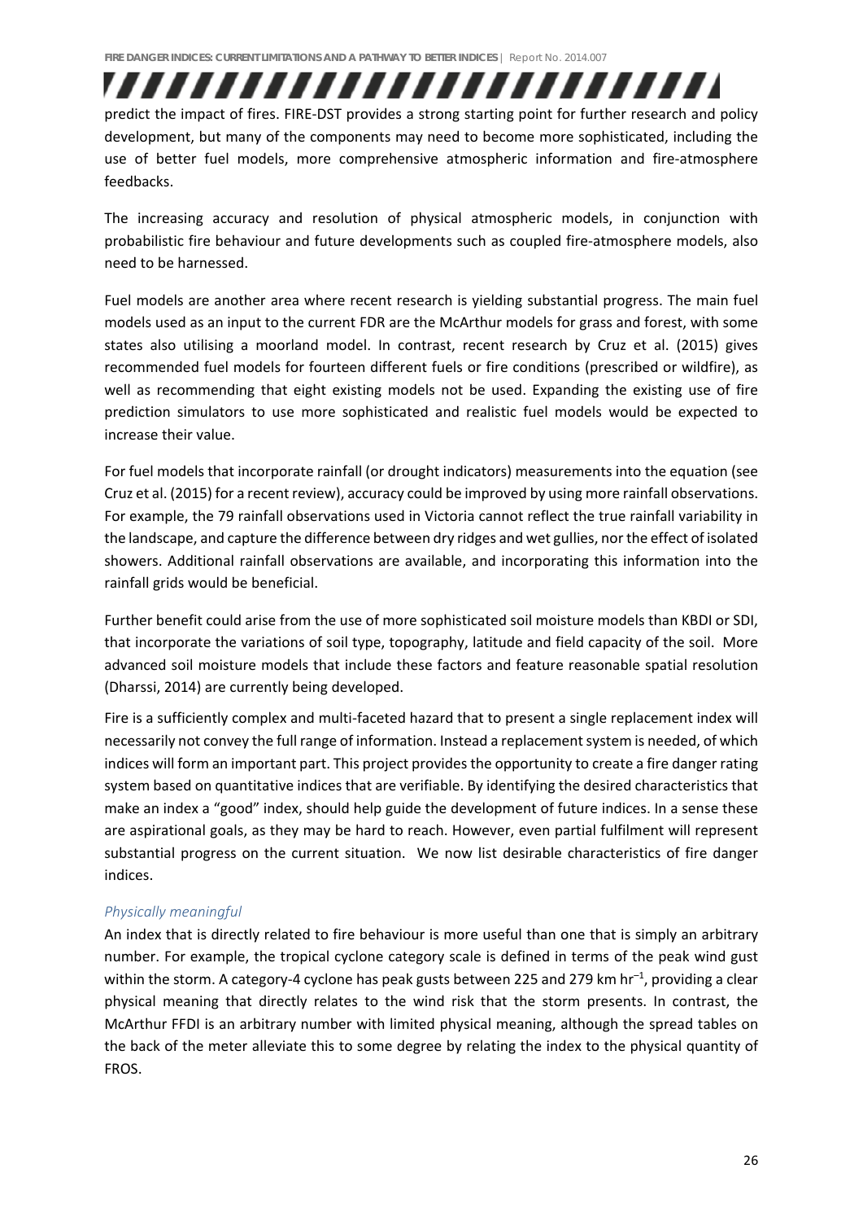predict the impact of fires. FIRE-DST provides a strong starting point for further research and policy development, but many of the components may need to become more sophisticated, including the use of better fuel models, more comprehensive atmospheric information and fire-atmosphere feedbacks.

The increasing accuracy and resolution of physical atmospheric models, in conjunction with probabilistic fire behaviour and future developments such as coupled fire-atmosphere models, also need to be harnessed.

Fuel models are another area where recent research is yielding substantial progress. The main fuel models used as an input to the current FDR are the McArthur models for grass and forest, with some states also utilising a moorland model. In contrast, recent research by Cruz et al. (2015) gives recommended fuel models for fourteen different fuels or fire conditions (prescribed or wildfire), as well as recommending that eight existing models not be used. Expanding the existing use of fire prediction simulators to use more sophisticated and realistic fuel models would be expected to increase their value.

For fuel models that incorporate rainfall (or drought indicators) measurements into the equation (see Cruz et al. (2015) for a recent review), accuracy could be improved by using more rainfall observations. For example, the 79 rainfall observations used in Victoria cannot reflect the true rainfall variability in the landscape, and capture the difference between dry ridges and wet gullies, nor the effect of isolated showers. Additional rainfall observations are available, and incorporating this information into the rainfall grids would be beneficial.

Further benefit could arise from the use of more sophisticated soil moisture models than KBDI or SDI, that incorporate the variations of soil type, topography, latitude and field capacity of the soil. More advanced soil moisture models that include these factors and feature reasonable spatial resolution (Dharssi, 2014) are currently being developed.

Fire is a sufficiently complex and multi-faceted hazard that to present a single replacement index will necessarily not convey the full range of information. Instead a replacement system is needed, of which indices will form an important part. This project provides the opportunity to create a fire danger rating system based on quantitative indices that are verifiable. By identifying the desired characteristics that make an index a "good" index, should help guide the development of future indices. In a sense these are aspirational goals, as they may be hard to reach. However, even partial fulfilment will represent substantial progress on the current situation. We now list desirable characteristics of fire danger indices.

### *Physically meaningful*

An index that is directly related to fire behaviour is more useful than one that is simply an arbitrary number. For example, the tropical cyclone category scale is defined in terms of the peak wind gust within the storm. A category-4 cyclone has peak gusts between 225 and 279 km $hr^{-1}$, providing a clear physical meaning that directly relates to the wind risk that the storm presents. In contrast, the McArthur FFDI is an arbitrary number with limited physical meaning, although the spread tables on the back of the meter alleviate this to some degree by relating the index to the physical quantity of FROS.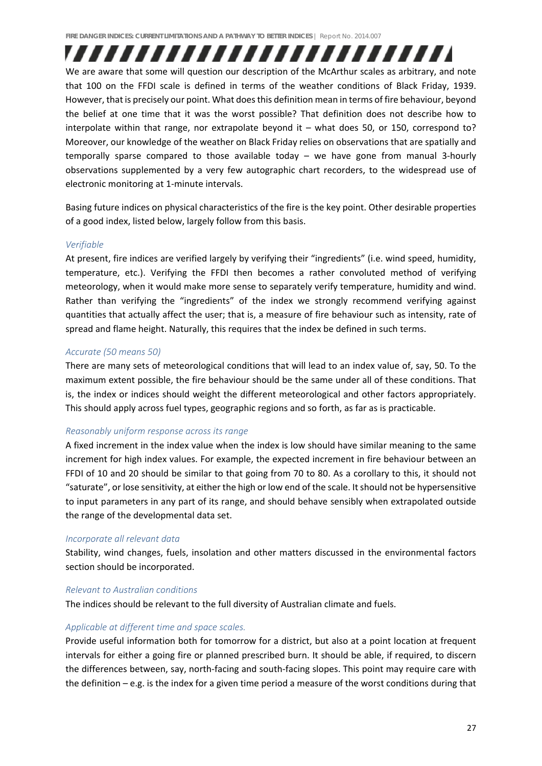We are aware that some will question our description of the McArthur scales as arbitrary, and note that 100 on the FFDI scale is defined in terms of the weather conditions of Black Friday, 1939. However, that is precisely our point. What does this definition mean in terms of fire behaviour, beyond the belief at one time that it was the worst possible? That definition does not describe how to interpolate within that range, nor extrapolate beyond it – what does 50, or 150, correspond to? Moreover, our knowledge of the weather on Black Friday relies on observations that are spatially and temporally sparse compared to those available today – we have gone from manual 3-hourly observations supplemented by a very few autographic chart recorders, to the widespread use of electronic monitoring at 1-minute intervals.

Basing future indices on physical characteristics of the fire is the key point. Other desirable properties of a good index, listed below, largely follow from this basis.

*Verifiable*

At present, fire indices are verified largely by verifying their "ingredients" (i.e. wind speed, humidity, temperature, etc.). Verifying the FFDI then becomes a rather convoluted method of verifying meteorology, when it would make more sense to separately verify temperature, humidity and wind. Rather than verifying the "ingredients" of the index we strongly recommend verifying against quantities that actually affect the user; that is, a measure of fire behaviour such as intensity, rate of spread and flame height. Naturally, this requires that the index be defined in such terms.

*Accurate (50 means 50)*

There are many sets of meteorological conditions that will lead to an index value of, say, 50. To the maximum extent possible, the fire behaviour should be the same under all of these conditions. That is, the index or indices should weight the different meteorological and other factors appropriately. This should apply across fuel types, geographic regions and so forth, as far as is practicable.

*Reasonably uniform response across its range*

A fixed increment in the index value when the index is low should have similar meaning to the same increment for high index values. For example, the expected increment in fire behaviour between an FFDI of 10 and 20 should be similar to that going from 70 to 80. As a corollary to this, it should not "saturate", or lose sensitivity, at either the high or low end of the scale. It should not be hypersensitive to input parameters in any part of its range, and should behave sensibly when extrapolated outside the range of the developmental data set.

*Incorporate all relevant data*

Stability, wind changes, fuels, insolation and other matters discussed in the environmental factors section should be incorporated.

*Relevant to Australian conditions*

The indices should be relevant to the full diversity of Australian climate and fuels.

*Applicable at different time and space scales.*

Provide useful information both for tomorrow for a district, but also at a point location at frequent intervals for either a going fire or planned prescribed burn. It should be able, if required, to discern the differences between, say, north-facing and south-facing slopes. This point may require care with the definition – e.g. is the index for a given time period a measure of the worst conditions during that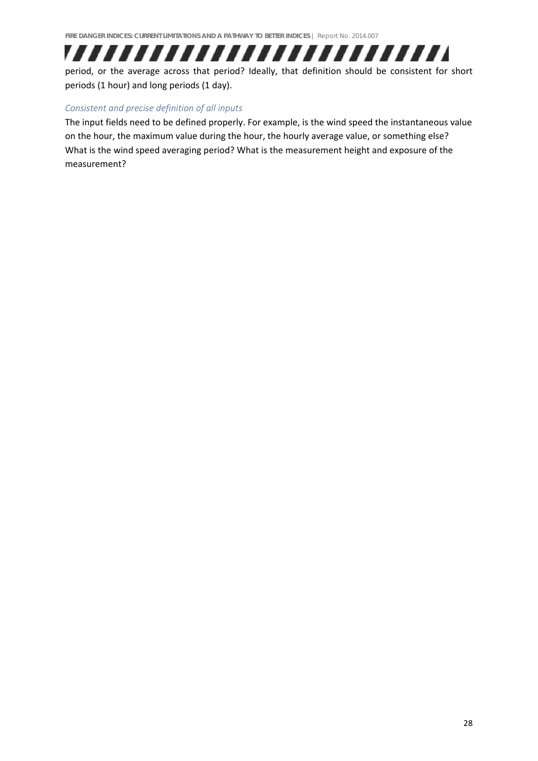period, or the average across that period? Ideally, that definition should be consistent for short periods (1 hour) and long periods (1 day).

### *Consistent and precise definition of all inputs*

The input fields need to be defined properly. For example, is the wind speed the instantaneous value on the hour, the maximum value during the hour, the hourly average value, or something else? What is the wind speed averaging period? What is the measurement height and exposure of the measurement?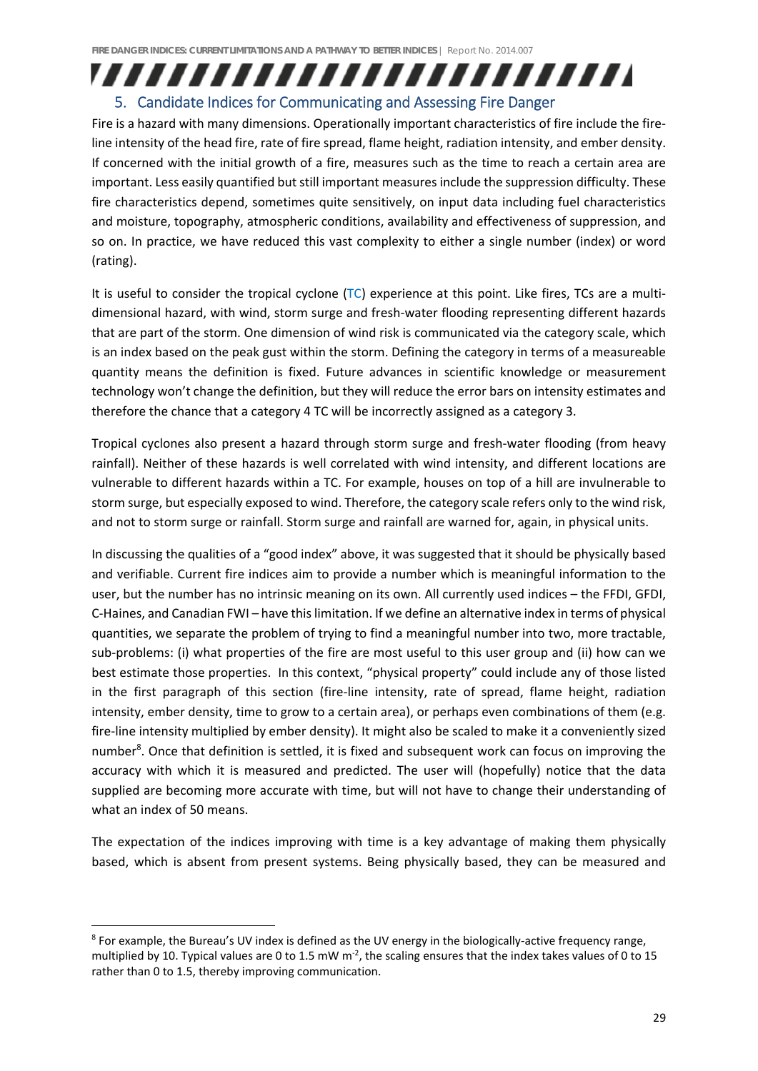## 5. Candidate Indices for Communicating and Assessing Fire Danger

Fire is a hazard with many dimensions. Operationally important characteristics of fire include the fire-line intensity of the head fire, rate of fire spread, flame height, radiation intensity, and ember density. If concerned with the initial growth of a fire, measures such as the time to reach a certain area are important. Less easily quantified but still important measures include the suppression difficulty. These fire characteristics depend, sometimes quite sensitively, on input data including fuel characteristics and moisture, topography, atmospheric conditions, availability and effectiveness of suppression, and so on. In practice, we have reduced this vast complexity to either a single number (index) or word (rating).

It is useful to consider the tropical cyclone (TC) experience at this point. Like fires, TCs are a multi-dimensional hazard, with wind, storm surge and fresh-water flooding representing different hazards that are part of the storm. One dimension of wind risk is communicated via the category scale, which is an index based on the peak gust within the storm. Defining the category in terms of a measureable quantity means the definition is fixed. Future advances in scientific knowledge or measurement technology won't change the definition, but they will reduce the error bars on intensity estimates and therefore the chance that a category 4 TC will be incorrectly assigned as a category 3.

Tropical cyclones also present a hazard through storm surge and fresh-water flooding (from heavy rainfall). Neither of these hazards is well correlated with wind intensity, and different locations are vulnerable to different hazards within a TC. For example, houses on top of a hill are invulnerable to storm surge, but especially exposed to wind. Therefore, the category scale refers only to the wind risk, and not to storm surge or rainfall. Storm surge and rainfall are warned for, again, in physical units.

In discussing the qualities of a "good index" above, it was suggested that it should be physically based and verifiable. Current fire indices aim to provide a number which is meaningful information to the user, but the number has no intrinsic meaning on its own. All currently used indices – the FFDI, GFDI, C-Haines, and Canadian FWI – have this limitation. If we define an alternative index in terms of physical quantities, we separate the problem of trying to find a meaningful number into two, more tractable, sub-problems: (i) what properties of the fire are most useful to this user group and (ii) how can we best estimate those properties. In this context, "physical property" could include any of those listed in the first paragraph of this section (fire-line intensity, rate of spread, flame height, radiation intensity, ember density, time to grow to a certain area), or perhaps even combinations of them (e.g. fire-line intensity multiplied by ember density). It might also be scaled to make it a conveniently sized number[8]. Once that definition is settled, it is fixed and subsequent work can focus on improving the accuracy with which it is measured and predicted. The user will (hopefully) notice that the data supplied are becoming more accurate with time, but will not have to change their understanding of what an index of 50 means.

The expectation of the indices improving with time is a key advantage of making them physically based, which is absent from present systems. Being physically based, they can be measured and

[8] For example, the Bureau's UV index is defined as the UV energy in the biologically-active frequency range, multiplied by 10. Typical values are 0 to 1.5 mW m$^{-2}$, the scaling ensures that the index takes values of 0 to 15 rather than 0 to 1.5, thereby improving communication.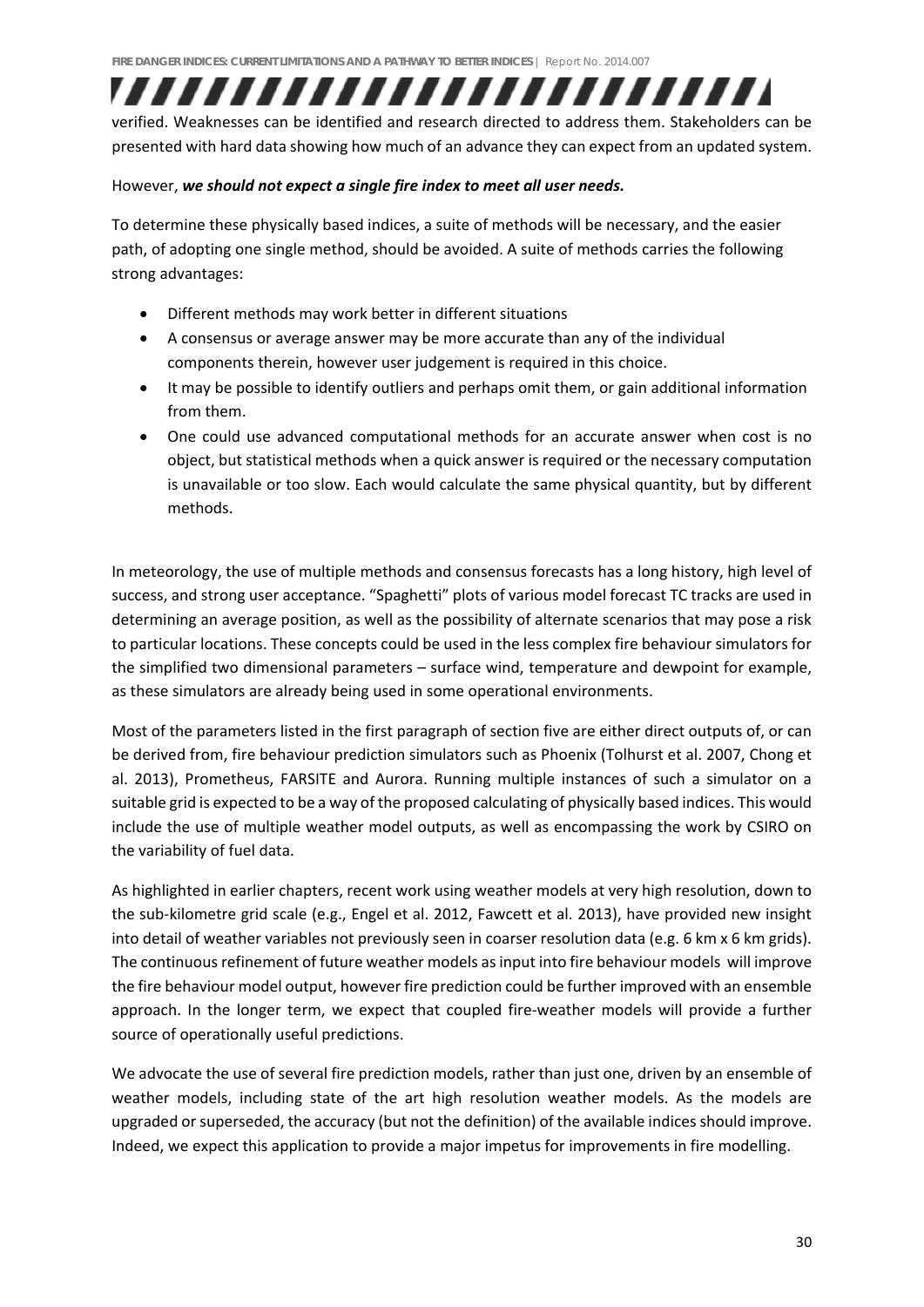verified. Weaknesses can be identified and research directed to address them. Stakeholders can be presented with hard data showing how much of an advance they can expect from an updated system.

However, ***we should not expect a single fire index to meet all user needs.***

To determine these physically based indices, a suite of methods will be necessary, and the easier path, of adopting one single method, should be avoided. A suite of methods carries the following strong advantages:

- Different methods may work better in different situations
- A consensus or average answer may be more accurate than any of the individual components therein, however user judgement is required in this choice.
- It may be possible to identify outliers and perhaps omit them, or gain additional information from them.
- One could use advanced computational methods for an accurate answer when cost is no object, but statistical methods when a quick answer is required or the necessary computation is unavailable or too slow. Each would calculate the same physical quantity, but by different methods.

In meteorology, the use of multiple methods and consensus forecasts has a long history, high level of success, and strong user acceptance. "Spaghetti" plots of various model forecast TC tracks are used in determining an average position, as well as the possibility of alternate scenarios that may pose a risk to particular locations. These concepts could be used in the less complex fire behaviour simulators for the simplified two dimensional parameters – surface wind, temperature and dewpoint for example, as these simulators are already being used in some operational environments.

Most of the parameters listed in the first paragraph of section five are either direct outputs of, or can be derived from, fire behaviour prediction simulators such as Phoenix (Tolhurst et al. 2007, Chong et al. 2013), Prometheus, FARSITE and Aurora. Running multiple instances of such a simulator on a suitable grid is expected to be a way of the proposed calculating of physically based indices. This would include the use of multiple weather model outputs, as well as encompassing the work by CSIRO on the variability of fuel data.

As highlighted in earlier chapters, recent work using weather models at very high resolution, down to the sub-kilometre grid scale (e.g., Engel et al. 2012, Fawcett et al. 2013), have provided new insight into detail of weather variables not previously seen in coarser resolution data (e.g. 6 km x 6 km grids). The continuous refinement of future weather models as input into fire behaviour models will improve the fire behaviour model output, however fire prediction could be further improved with an ensemble approach. In the longer term, we expect that coupled fire-weather models will provide a further source of operationally useful predictions.

We advocate the use of several fire prediction models, rather than just one, driven by an ensemble of weather models, including state of the art high resolution weather models. As the models are upgraded or superseded, the accuracy (but not the definition) of the available indices should improve. Indeed, we expect this application to provide a major impetus for improvements in fire modelling.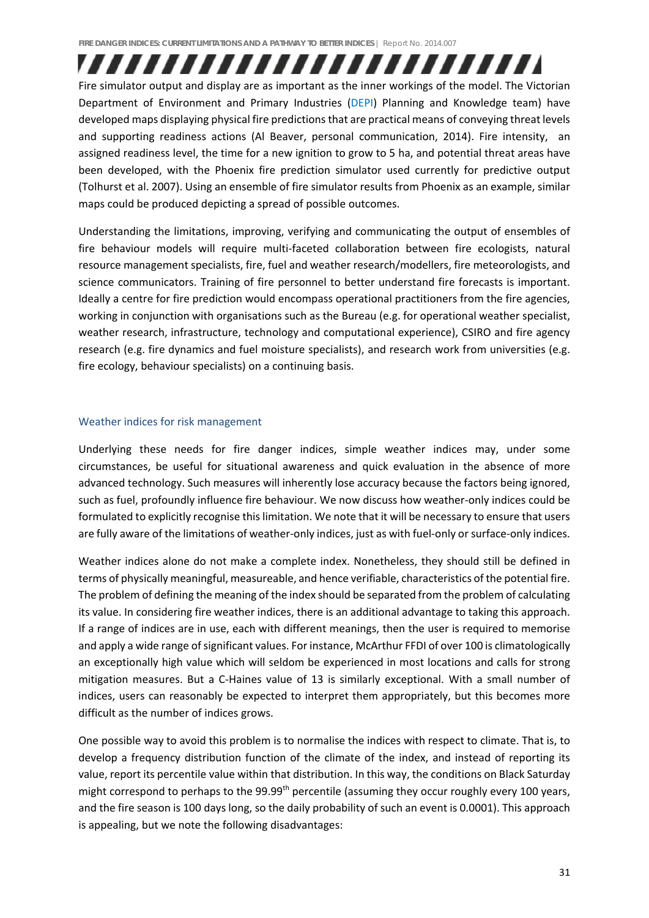Fire simulator output and display are as important as the inner workings of the model. The Victorian Department of Environment and Primary Industries (DEPI) Planning and Knowledge team) have developed maps displaying physical fire predictions that are practical means of conveying threat levels and supporting readiness actions (Al Beaver, personal communication, 2014). Fire intensity, an assigned readiness level, the time for a new ignition to grow to 5 ha, and potential threat areas have been developed, with the Phoenix fire prediction simulator used currently for predictive output (Tolhurst et al. 2007). Using an ensemble of fire simulator results from Phoenix as an example, similar maps could be produced depicting a spread of possible outcomes.

Understanding the limitations, improving, verifying and communicating the output of ensembles of fire behaviour models will require multi-faceted collaboration between fire ecologists, natural resource management specialists, fire, fuel and weather research/modellers, fire meteorologists, and science communicators. Training of fire personnel to better understand fire forecasts is important. Ideally a centre for fire prediction would encompass operational practitioners from the fire agencies, working in conjunction with organisations such as the Bureau (e.g. for operational weather specialist, weather research, infrastructure, technology and computational experience), CSIRO and fire agency research (e.g. fire dynamics and fuel moisture specialists), and research work from universities (e.g. fire ecology, behaviour specialists) on a continuing basis.

### Weather indices for risk management

Underlying these needs for fire danger indices, simple weather indices may, under some circumstances, be useful for situational awareness and quick evaluation in the absence of more advanced technology. Such measures will inherently lose accuracy because the factors being ignored, such as fuel, profoundly influence fire behaviour. We now discuss how weather-only indices could be formulated to explicitly recognise this limitation. We note that it will be necessary to ensure that users are fully aware of the limitations of weather-only indices, just as with fuel-only or surface-only indices.

Weather indices alone do not make a complete index. Nonetheless, they should still be defined in terms of physically meaningful, measureable, and hence verifiable, characteristics of the potential fire. The problem of defining the meaning of the index should be separated from the problem of calculating its value. In considering fire weather indices, there is an additional advantage to taking this approach. If a range of indices are in use, each with different meanings, then the user is required to memorise and apply a wide range of significant values. For instance, McArthur FFDI of over 100 is climatologically an exceptionally high value which will seldom be experienced in most locations and calls for strong mitigation measures. But a C-Haines value of 13 is similarly exceptional. With a small number of indices, users can reasonably be expected to interpret them appropriately, but this becomes more difficult as the number of indices grows.

One possible way to avoid this problem is to normalise the indices with respect to climate. That is, to develop a frequency distribution function of the climate of the index, and instead of reporting its value, report its percentile value within that distribution. In this way, the conditions on Black Saturday might correspond to perhaps to the 99.99$^{th}$ percentile (assuming they occur roughly every 100 years, and the fire season is 100 days long, so the daily probability of such an event is 0.0001). This approach is appealing, but we note the following disadvantages: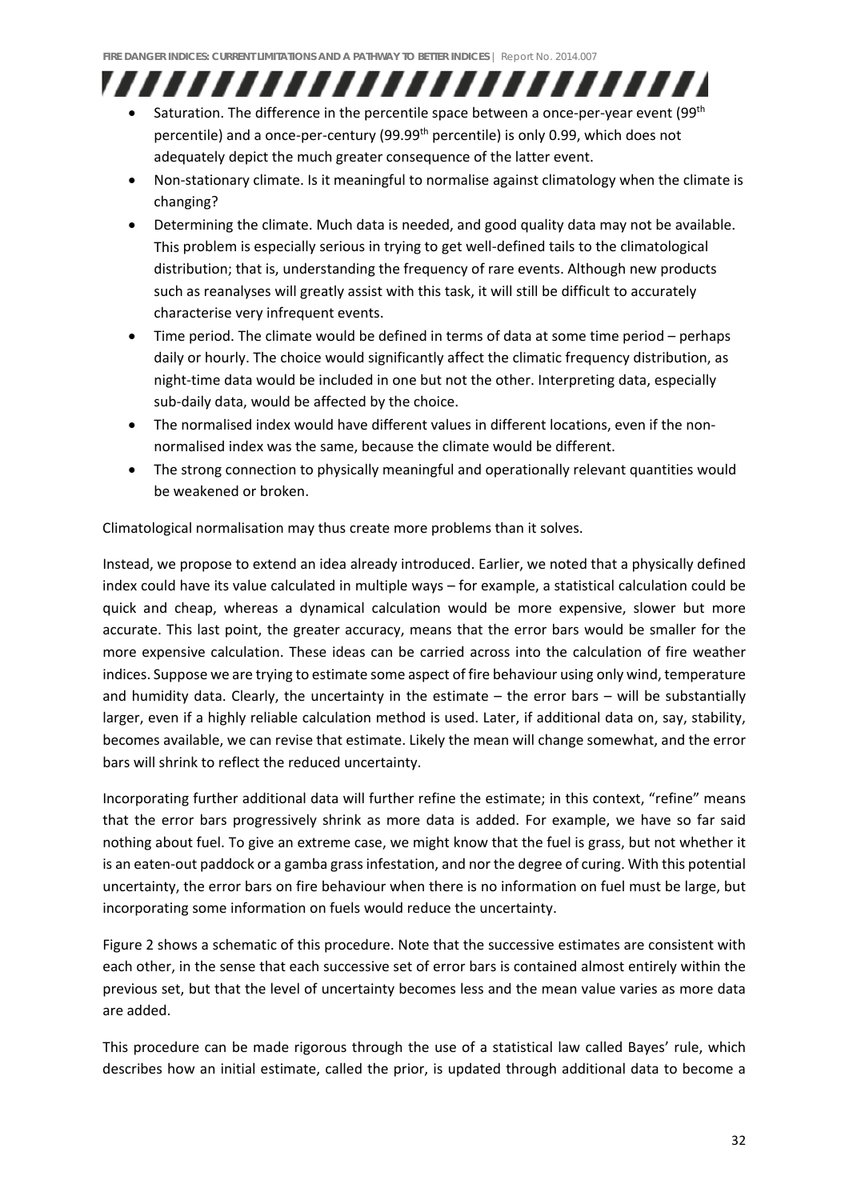- Saturation. The difference in the percentile space between a once-per-year event (99th percentile) and a once-per-century (99.99th percentile) is only 0.99, which does not adequately depict the much greater consequence of the latter event.
- Non-stationary climate. Is it meaningful to normalise against climatology when the climate is changing?
- Determining the climate. Much data is needed, and good quality data may not be available. This problem is especially serious in trying to get well-defined tails to the climatological distribution; that is, understanding the frequency of rare events. Although new products such as reanalyses will greatly assist with this task, it will still be difficult to accurately characterise very infrequent events.
- Time period. The climate would be defined in terms of data at some time period – perhaps daily or hourly. The choice would significantly affect the climatic frequency distribution, as night-time data would be included in one but not the other. Interpreting data, especially sub-daily data, would be affected by the choice.
- The normalised index would have different values in different locations, even if the non-normalised index was the same, because the climate would be different.
- The strong connection to physically meaningful and operationally relevant quantities would be weakened or broken.

Climatological normalisation may thus create more problems than it solves.

Instead, we propose to extend an idea already introduced. Earlier, we noted that a physically defined index could have its value calculated in multiple ways – for example, a statistical calculation could be quick and cheap, whereas a dynamical calculation would be more expensive, slower but more accurate. This last point, the greater accuracy, means that the error bars would be smaller for the more expensive calculation. These ideas can be carried across into the calculation of fire weather indices. Suppose we are trying to estimate some aspect of fire behaviour using only wind, temperature and humidity data. Clearly, the uncertainty in the estimate – the error bars – will be substantially larger, even if a highly reliable calculation method is used. Later, if additional data on, say, stability, becomes available, we can revise that estimate. Likely the mean will change somewhat, and the error bars will shrink to reflect the reduced uncertainty.

Incorporating further additional data will further refine the estimate; in this context, "refine" means that the error bars progressively shrink as more data is added. For example, we have so far said nothing about fuel. To give an extreme case, we might know that the fuel is grass, but not whether it is an eaten-out paddock or a gamba grass infestation, and nor the degree of curing. With this potential uncertainty, the error bars on fire behaviour when there is no information on fuel must be large, but incorporating some information on fuels would reduce the uncertainty.

Figure 2 shows a schematic of this procedure. Note that the successive estimates are consistent with each other, in the sense that each successive set of error bars is contained almost entirely within the previous set, but that the level of uncertainty becomes less and the mean value varies as more data are added.

This procedure can be made rigorous through the use of a statistical law called Bayes' rule, which describes how an initial estimate, called the prior, is updated through additional data to become a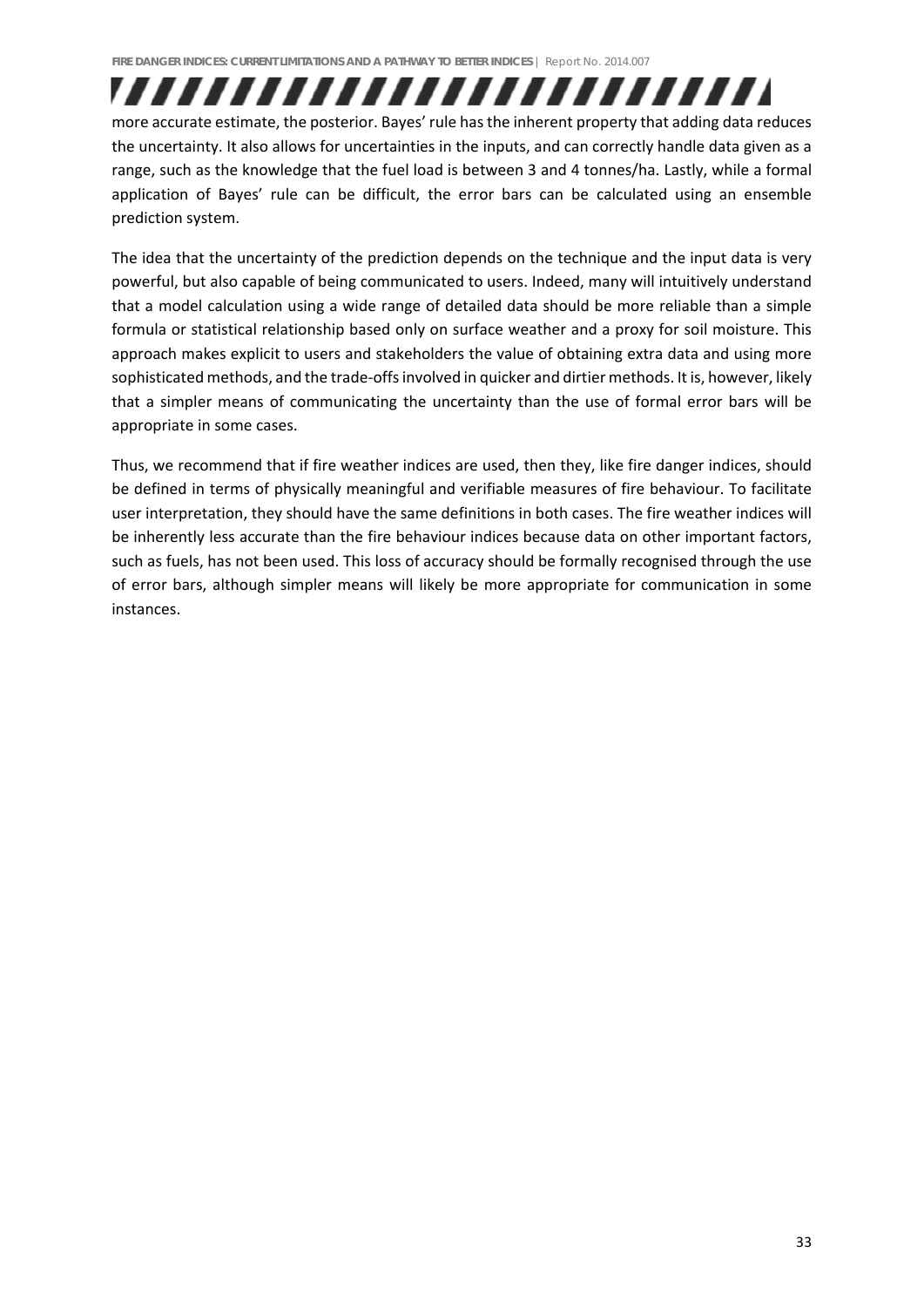more accurate estimate, the posterior. Bayes' rule has the inherent property that adding data reduces the uncertainty. It also allows for uncertainties in the inputs, and can correctly handle data given as a range, such as the knowledge that the fuel load is between 3 and 4 tonnes/ha. Lastly, while a formal application of Bayes' rule can be difficult, the error bars can be calculated using an ensemble prediction system.

The idea that the uncertainty of the prediction depends on the technique and the input data is very powerful, but also capable of being communicated to users. Indeed, many will intuitively understand that a model calculation using a wide range of detailed data should be more reliable than a simple formula or statistical relationship based only on surface weather and a proxy for soil moisture. This approach makes explicit to users and stakeholders the value of obtaining extra data and using more sophisticated methods, and the trade-offs involved in quicker and dirtier methods. It is, however, likely that a simpler means of communicating the uncertainty than the use of formal error bars will be appropriate in some cases.

Thus, we recommend that if fire weather indices are used, then they, like fire danger indices, should be defined in terms of physically meaningful and verifiable measures of fire behaviour. To facilitate user interpretation, they should have the same definitions in both cases. The fire weather indices will be inherently less accurate than the fire behaviour indices because data on other important factors, such as fuels, has not been used. This loss of accuracy should be formally recognised through the use of error bars, although simpler means will likely be more appropriate for communication in some instances.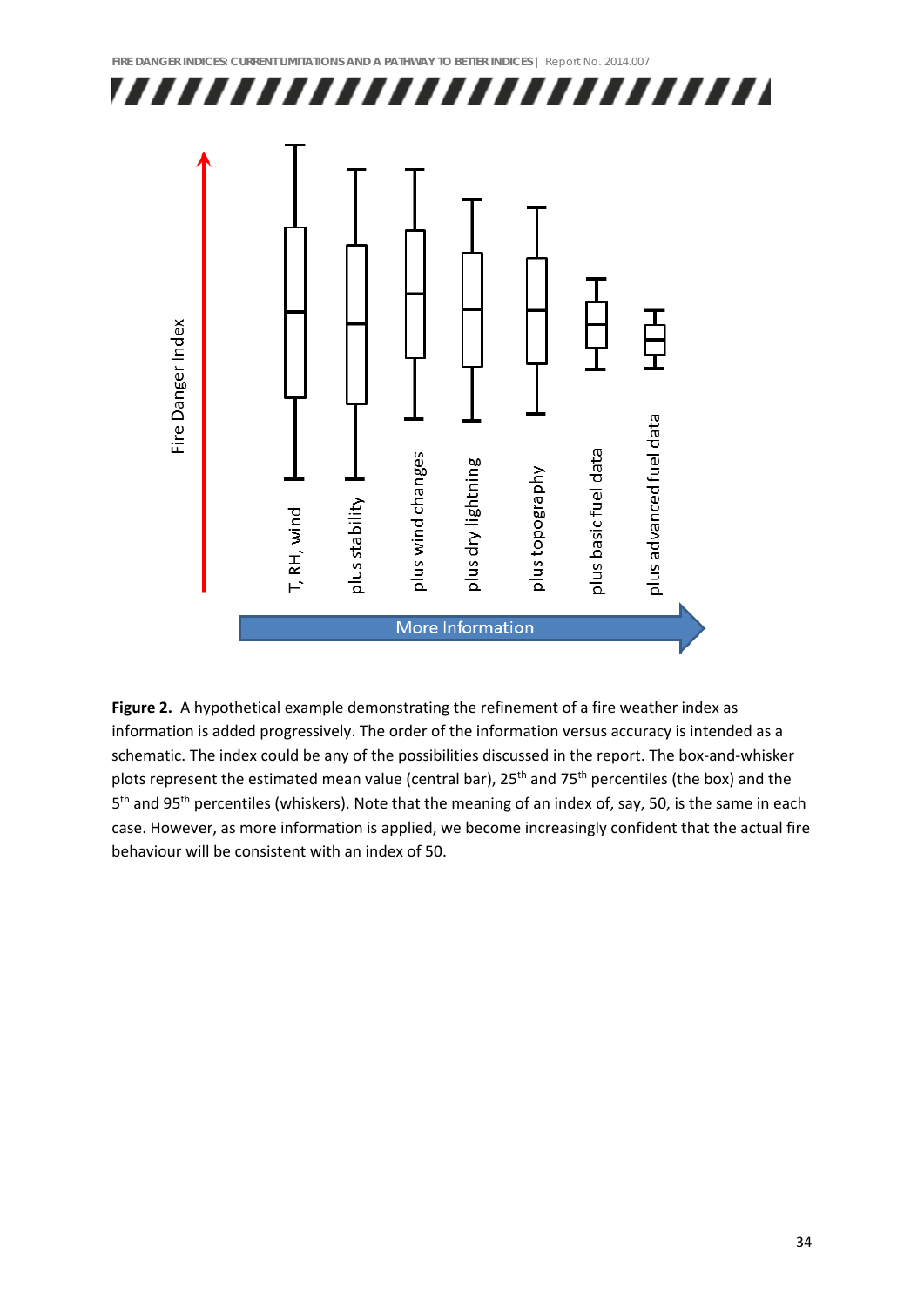**Figure 2.** A hypothetical example demonstrating the refinement of a fire weather index as information is added progressively. The order of the information versus accuracy is intended as a schematic. The index could be any of the possibilities discussed in the report. The box-and-whisker plots represent the estimated mean value (central bar), 25th and 75th percentiles (the box) and the 5th and 95th percentiles (whiskers). Note that the meaning of an index of, say, 50, is the same in each case. However, as more information is applied, we become increasingly confident that the actual fire behaviour will be consistent with an index of 50.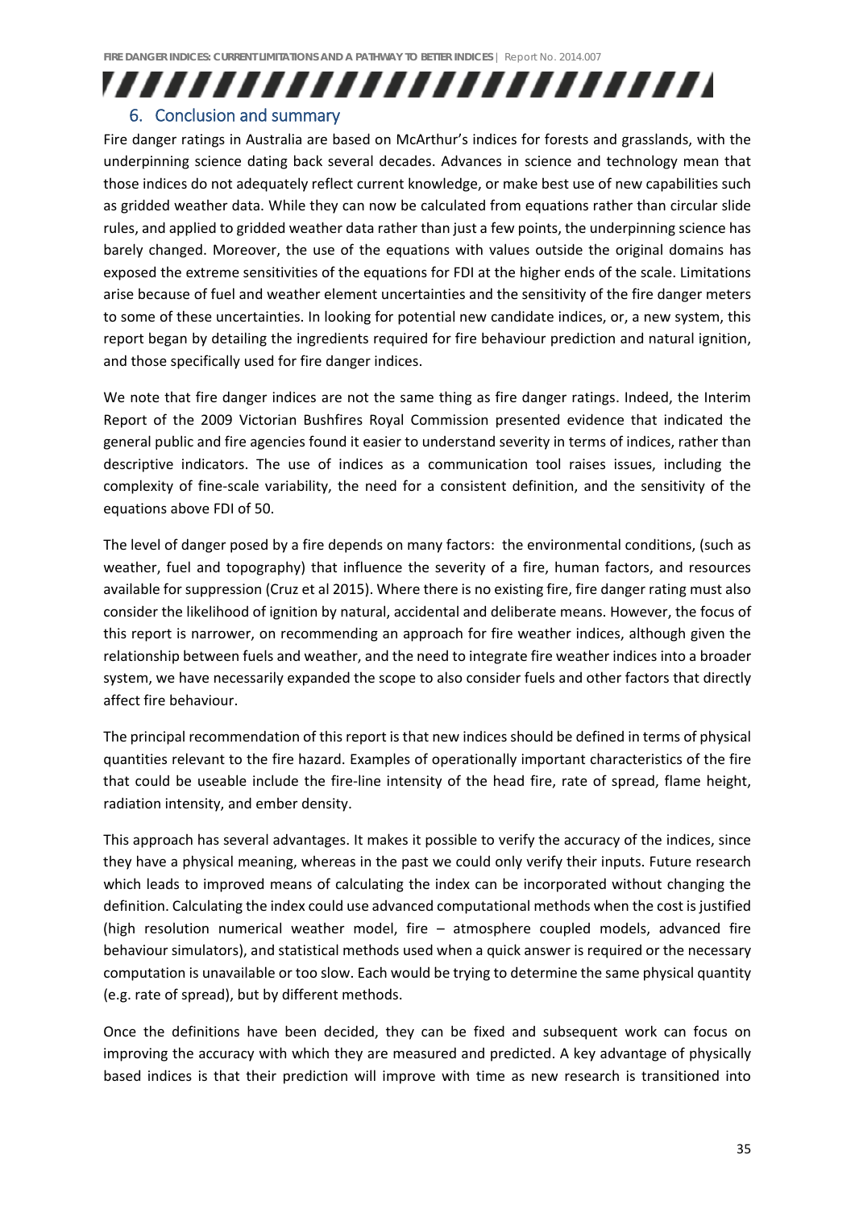## 6. Conclusion and summary

Fire danger ratings in Australia are based on McArthur's indices for forests and grasslands, with the underpinning science dating back several decades. Advances in science and technology mean that those indices do not adequately reflect current knowledge, or make best use of new capabilities such as gridded weather data. While they can now be calculated from equations rather than circular slide rules, and applied to gridded weather data rather than just a few points, the underpinning science has barely changed. Moreover, the use of the equations with values outside the original domains has exposed the extreme sensitivities of the equations for FDI at the higher ends of the scale. Limitations arise because of fuel and weather element uncertainties and the sensitivity of the fire danger meters to some of these uncertainties. In looking for potential new candidate indices, or, a new system, this report began by detailing the ingredients required for fire behaviour prediction and natural ignition, and those specifically used for fire danger indices.

We note that fire danger indices are not the same thing as fire danger ratings. Indeed, the Interim Report of the 2009 Victorian Bushfires Royal Commission presented evidence that indicated the general public and fire agencies found it easier to understand severity in terms of indices, rather than descriptive indicators. The use of indices as a communication tool raises issues, including the complexity of fine-scale variability, the need for a consistent definition, and the sensitivity of the equations above FDI of 50.

The level of danger posed by a fire depends on many factors: the environmental conditions, (such as weather, fuel and topography) that influence the severity of a fire, human factors, and resources available for suppression (Cruz et al 2015). Where there is no existing fire, fire danger rating must also consider the likelihood of ignition by natural, accidental and deliberate means. However, the focus of this report is narrower, on recommending an approach for fire weather indices, although given the relationship between fuels and weather, and the need to integrate fire weather indices into a broader system, we have necessarily expanded the scope to also consider fuels and other factors that directly affect fire behaviour.

The principal recommendation of this report is that new indices should be defined in terms of physical quantities relevant to the fire hazard. Examples of operationally important characteristics of the fire that could be useable include the fire-line intensity of the head fire, rate of spread, flame height, radiation intensity, and ember density.

This approach has several advantages. It makes it possible to verify the accuracy of the indices, since they have a physical meaning, whereas in the past we could only verify their inputs. Future research which leads to improved means of calculating the index can be incorporated without changing the definition. Calculating the index could use advanced computational methods when the cost is justified (high resolution numerical weather model, fire – atmosphere coupled models, advanced fire behaviour simulators), and statistical methods used when a quick answer is required or the necessary computation is unavailable or too slow. Each would be trying to determine the same physical quantity (e.g. rate of spread), but by different methods.

Once the definitions have been decided, they can be fixed and subsequent work can focus on improving the accuracy with which they are measured and predicted. A key advantage of physically based indices is that their prediction will improve with time as new research is transitioned into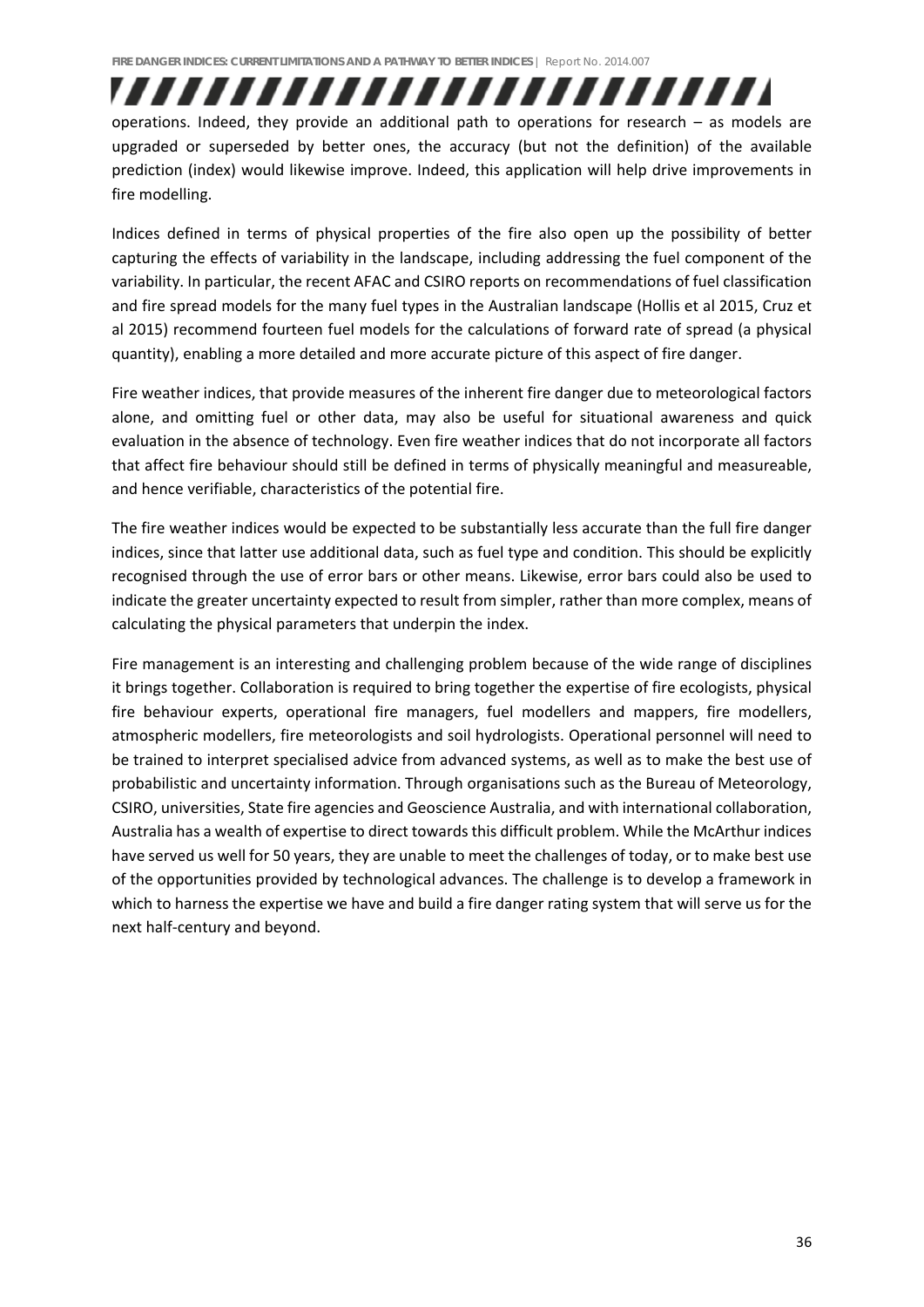operations. Indeed, they provide an additional path to operations for research – as models are upgraded or superseded by better ones, the accuracy (but not the definition) of the available prediction (index) would likewise improve. Indeed, this application will help drive improvements in fire modelling.

Indices defined in terms of physical properties of the fire also open up the possibility of better capturing the effects of variability in the landscape, including addressing the fuel component of the variability. In particular, the recent AFAC and CSIRO reports on recommendations of fuel classification and fire spread models for the many fuel types in the Australian landscape (Hollis et al 2015, Cruz et al 2015) recommend fourteen fuel models for the calculations of forward rate of spread (a physical quantity), enabling a more detailed and more accurate picture of this aspect of fire danger.

Fire weather indices, that provide measures of the inherent fire danger due to meteorological factors alone, and omitting fuel or other data, may also be useful for situational awareness and quick evaluation in the absence of technology. Even fire weather indices that do not incorporate all factors that affect fire behaviour should still be defined in terms of physically meaningful and measureable, and hence verifiable, characteristics of the potential fire.

The fire weather indices would be expected to be substantially less accurate than the full fire danger indices, since that latter use additional data, such as fuel type and condition. This should be explicitly recognised through the use of error bars or other means. Likewise, error bars could also be used to indicate the greater uncertainty expected to result from simpler, rather than more complex, means of calculating the physical parameters that underpin the index.

Fire management is an interesting and challenging problem because of the wide range of disciplines it brings together. Collaboration is required to bring together the expertise of fire ecologists, physical fire behaviour experts, operational fire managers, fuel modellers and mappers, fire modellers, atmospheric modellers, fire meteorologists and soil hydrologists. Operational personnel will need to be trained to interpret specialised advice from advanced systems, as well as to make the best use of probabilistic and uncertainty information. Through organisations such as the Bureau of Meteorology, CSIRO, universities, State fire agencies and Geoscience Australia, and with international collaboration, Australia has a wealth of expertise to direct towards this difficult problem. While the McArthur indices have served us well for 50 years, they are unable to meet the challenges of today, or to make best use of the opportunities provided by technological advances. The challenge is to develop a framework in which to harness the expertise we have and build a fire danger rating system that will serve us for the next half-century and beyond.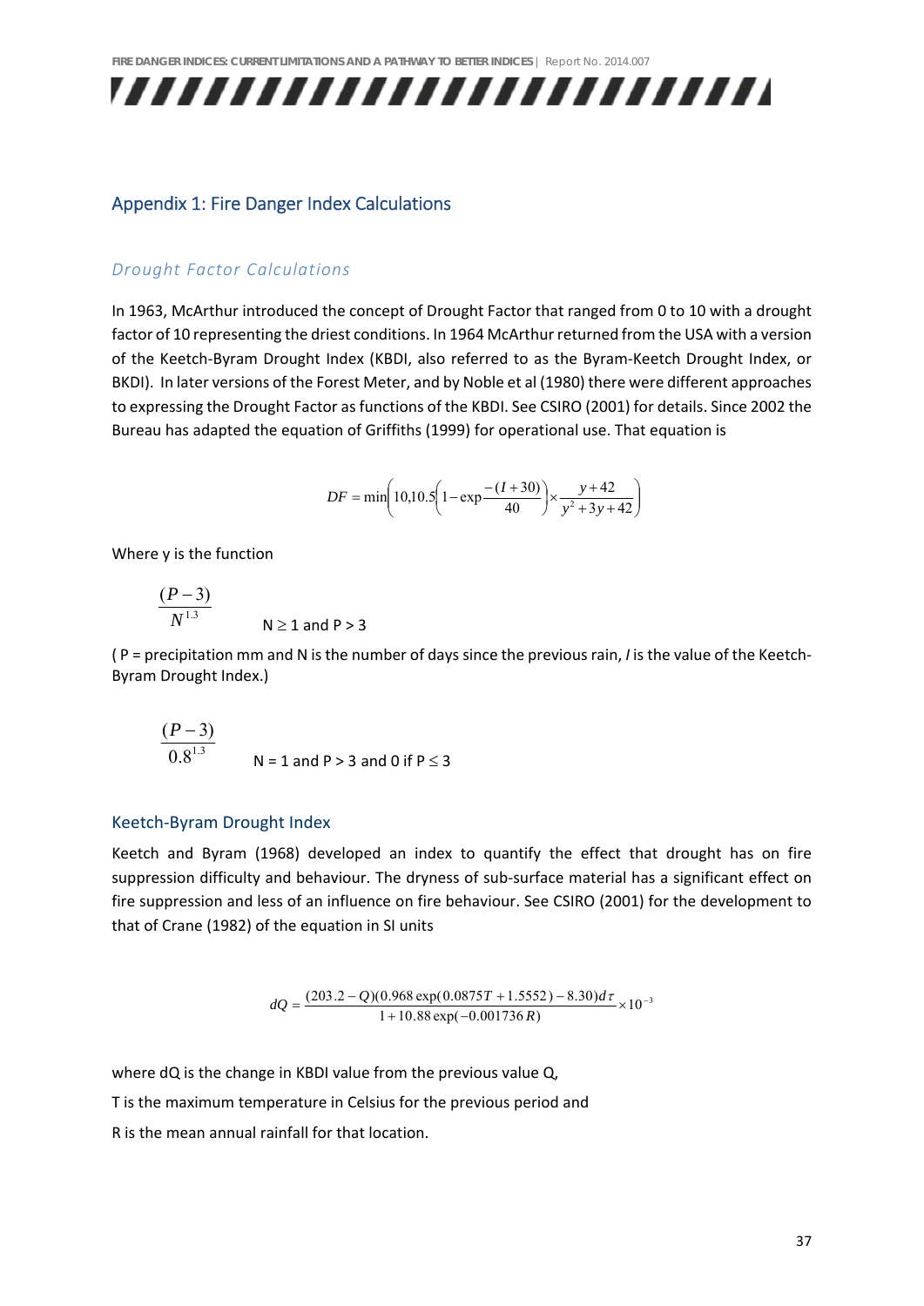## Appendix 1: Fire Danger Index Calculations

### *Drought Factor Calculations*

In 1963, McArthur introduced the concept of Drought Factor that ranged from 0 to 10 with a drought factor of 10 representing the driest conditions. In 1964 McArthur returned from the USA with a version of the Keetch-Byram Drought Index (KBDI, also referred to as the Byram-Keetch Drought Index, or BKDI). In later versions of the Forest Meter, and by Noble et al (1980) there were different approaches to expressing the Drought Factor as functions of the KBDI. See CSIRO (2001) for details. Since 2002 the Bureau has adapted the equation of Griffiths (1999) for operational use. That equation is

$$DF = \min\left(10, 10.5\left(1 - \exp\frac{-(I+30)}{40}\right) \times \frac{y+42}{y^2+3y+42}\right)$$

Where y is the function

$$\frac{(P-3)}{N^{1.3}} \qquad N \geq 1 \text{ and } P > 3$$

( P = precipitation mm and N is the number of days since the previous rain, *I* is the value of the Keetch-Byram Drought Index.)

$$\frac{(P-3)}{0.8^{1.3}} \qquad N = 1 \text{ and } P > 3 \text{ and } 0 \text{ if } P \leq 3$$

### Keetch-Byram Drought Index

Keetch and Byram (1968) developed an index to quantify the effect that drought has on fire suppression difficulty and behaviour. The dryness of sub-surface material has a significant effect on fire suppression and less of an influence on fire behaviour. See CSIRO (2001) for the development to that of Crane (1982) of the equation in SI units

$$dQ = \frac{(203.2 - Q)(0.968\exp(0.0875T + 1.5552) - 8.30)d\tau}{1 + 10.88\exp(-0.001736R)} \times 10^{-3}$$

where dQ is the change in KBDI value from the previous value Q,

T is the maximum temperature in Celsius for the previous period and

R is the mean annual rainfall for that location.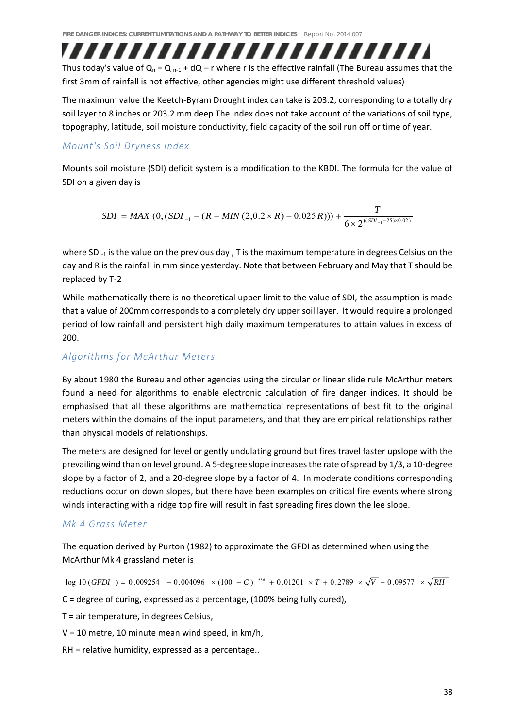Thus today's value of $Q_n = Q_{n-1} + dQ - r$ where r is the effective rainfall (The Bureau assumes that the first 3mm of rainfall is not effective, other agencies might use different threshold values)

The maximum value the Keetch-Byram Drought index can take is 203.2, corresponding to a totally dry soil layer to 8 inches or 203.2 mm deep The index does not take account of the variations of soil type, topography, latitude, soil moisture conductivity, field capacity of the soil run off or time of year.

### *Mount's Soil Dryness Index*

Mounts soil moisture (SDI) deficit system is a modification to the KBDI. The formula for the value of SDI on a given day is

$$SDI = MAX\,(0, (SDI_{-1} - (R - MIN\,(2, 0.2 \times R) - 0.025\,R))) + \frac{T}{6 \times 2^{((SDI_{-1} - 25) \times 0.02)}}$$

where $SDI_{-1}$ is the value on the previous day , T is the maximum temperature in degrees Celsius on the day and R is the rainfall in mm since yesterday. Note that between February and May that T should be replaced by T-2

While mathematically there is no theoretical upper limit to the value of SDI, the assumption is made that a value of 200mm corresponds to a completely dry upper soil layer. It would require a prolonged period of low rainfall and persistent high daily maximum temperatures to attain values in excess of 200.

### *Algorithms for McArthur Meters*

By about 1980 the Bureau and other agencies using the circular or linear slide rule McArthur meters found a need for algorithms to enable electronic calculation of fire danger indices. It should be emphasised that all these algorithms are mathematical representations of best fit to the original meters within the domains of the input parameters, and that they are empirical relationships rather than physical models of relationships.

The meters are designed for level or gently undulating ground but fires travel faster upslope with the prevailing wind than on level ground. A 5-degree slope increases the rate of spread by 1/3, a 10-degree slope by a factor of 2, and a 20-degree slope by a factor of 4. In moderate conditions corresponding reductions occur on down slopes, but there have been examples on critical fire events where strong winds interacting with a ridge top fire will result in fast spreading fires down the lee slope.

### *Mk 4 Grass Meter*

The equation derived by Purton (1982) to approximate the GFDI as determined when using the McArthur Mk 4 grassland meter is

$$\log 10\,(GFDI) = 0.009254 - 0.004096 \times (100 - C)^{1.536} + 0.01201 \times T + 0.2789 \times \sqrt{V} - 0.09577 \times \sqrt{RH}$$

C = degree of curing, expressed as a percentage, (100% being fully cured),

T = air temperature, in degrees Celsius,

V = 10 metre, 10 minute mean wind speed, in km/h,

RH = relative humidity, expressed as a percentage..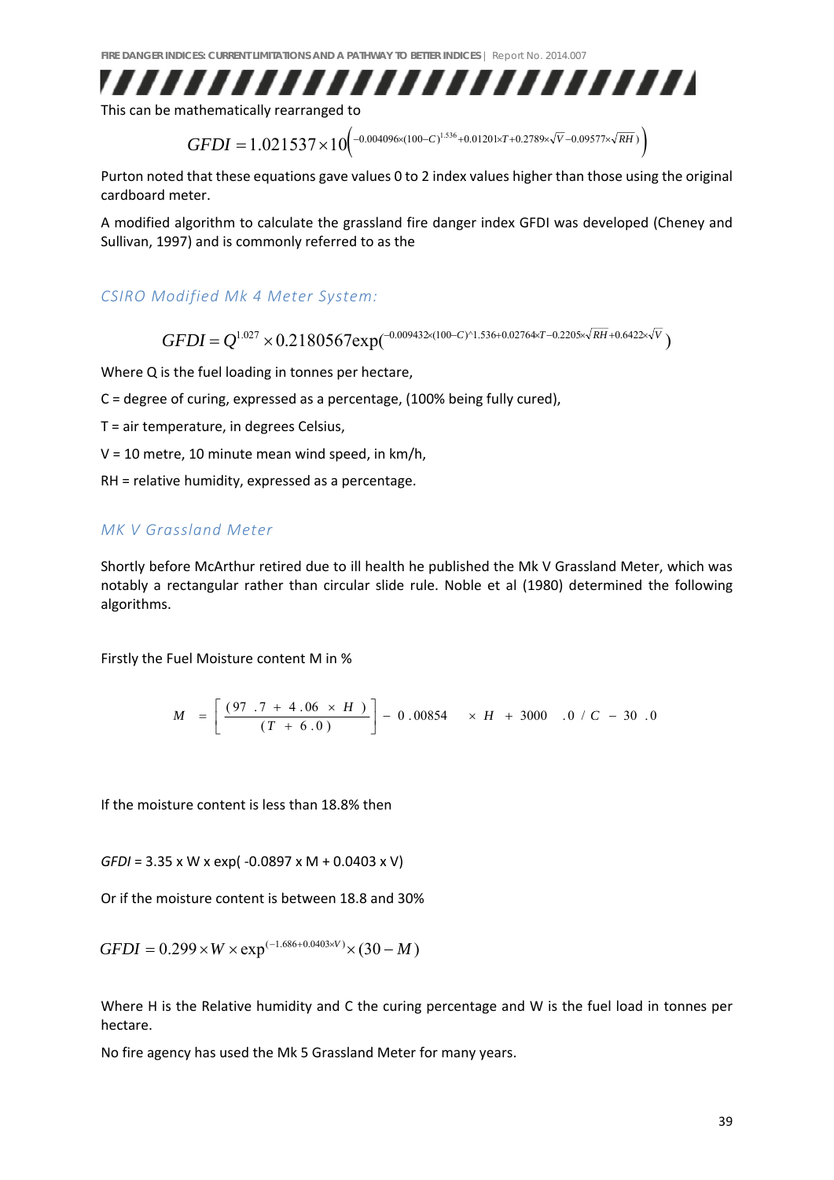This can be mathematically rearranged to

$$GFDI = 1.021537 \times 10^{\left(-0.004096 \times (100-C)^{1.536} + 0.01201 \times T + 0.2789 \times \sqrt{V} - 0.09577 \times \sqrt{RH}\right)}$$

Purton noted that these equations gave values 0 to 2 index values higher than those using the original cardboard meter.

A modified algorithm to calculate the grassland fire danger index GFDI was developed (Cheney and Sullivan, 1997) and is commonly referred to as the

### *CSIRO Modified Mk 4 Meter System:*

$$GFDI = Q^{1.027} \times 0.2180567 \exp\left(-0.009432 \times (100-C)^{1.536} + 0.02764 \times T - 0.2205 \times \sqrt{RH} + 0.6422 \times \sqrt{V}\right)$$

Where Q is the fuel loading in tonnes per hectare,

C = degree of curing, expressed as a percentage, (100% being fully cured),

T = air temperature, in degrees Celsius,

V = 10 metre, 10 minute mean wind speed, in km/h,

RH = relative humidity, expressed as a percentage.

### *MK V Grassland Meter*

Shortly before McArthur retired due to ill health he published the Mk V Grassland Meter, which was notably a rectangular rather than circular slide rule. Noble et al (1980) determined the following algorithms.

Firstly the Fuel Moisture content M in %

$$M = \left[\frac{(97.7 + 4.06 \times H)}{(T + 6.0)}\right] - 0.00854 \times H + 3000.0 / C - 30.0$$

If the moisture content is less than 18.8% then

*GFDI* = 3.35 x W x exp( -0.0897 x M + 0.0403 x V)

Or if the moisture content is between 18.8 and 30%

$$GFDI = 0.299 \times W \times \exp^{(-1.686 + 0.0403 \times V)} \times (30 - M)$$

Where H is the Relative humidity and C the curing percentage and W is the fuel load in tonnes per hectare.

No fire agency has used the Mk 5 Grassland Meter for many years.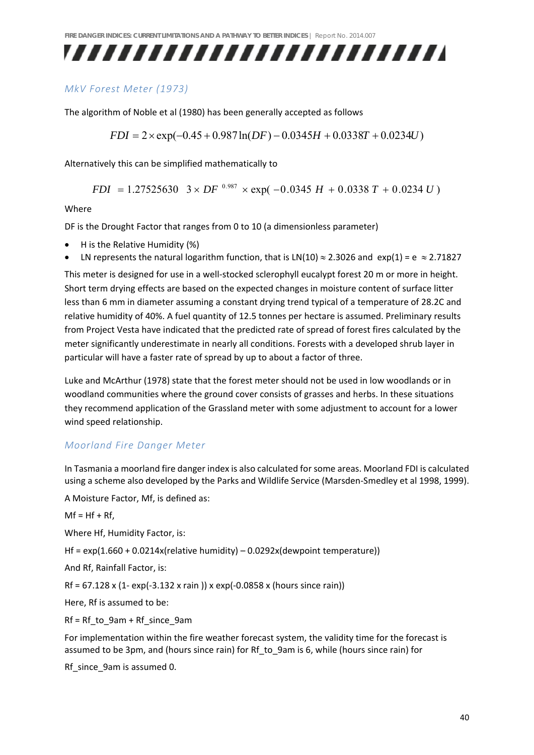### MkV Forest Meter (1973)

The algorithm of Noble et al (1980) has been generally accepted as follows

$$FDI = 2 \times \exp(-0.45 + 0.987 \ln(DF) - 0.0345H + 0.0338T + 0.0234U)$$

Alternatively this can be simplified mathematically to

$$FDI = 1.27525630 \quad 3 \times DF^{0.987} \times \exp(-0.0345\, H + 0.0338\, T + 0.0234\, U)$$

Where

DF is the Drought Factor that ranges from 0 to 10 (a dimensionless parameter)

- H is the Relative Humidity (%)
- LN represents the natural logarithm function, that is LN(10) ≈ 2.3026 and exp(1) = e ≈ 2.71827

This meter is designed for use in a well-stocked sclerophyll eucalypt forest 20 m or more in height. Short term drying effects are based on the expected changes in moisture content of surface litter less than 6 mm in diameter assuming a constant drying trend typical of a temperature of 28.2C and relative humidity of 40%. A fuel quantity of 12.5 tonnes per hectare is assumed. Preliminary results from Project Vesta have indicated that the predicted rate of spread of forest fires calculated by the meter significantly underestimate in nearly all conditions. Forests with a developed shrub layer in particular will have a faster rate of spread by up to about a factor of three.

Luke and McArthur (1978) state that the forest meter should not be used in low woodlands or in woodland communities where the ground cover consists of grasses and herbs. In these situations they recommend application of the Grassland meter with some adjustment to account for a lower wind speed relationship.

### Moorland Fire Danger Meter

In Tasmania a moorland fire danger index is also calculated for some areas. Moorland FDI is calculated using a scheme also developed by the Parks and Wildlife Service (Marsden-Smedley et al 1998, 1999).

A Moisture Factor, Mf, is defined as:

Mf = Hf + Rf,

Where Hf, Humidity Factor, is:

Hf = exp(1.660 + 0.0214x(relative humidity) – 0.0292x(dewpoint temperature))

And Rf, Rainfall Factor, is:

Rf = 67.128 x (1- exp(-3.132 x rain )) x exp(-0.0858 x (hours since rain))

Here, Rf is assumed to be:

Rf = Rf_to_9am + Rf_since_9am

For implementation within the fire weather forecast system, the validity time for the forecast is assumed to be 3pm, and (hours since rain) for Rf_to_9am is 6, while (hours since rain) for Rf_since_9am is assumed 0.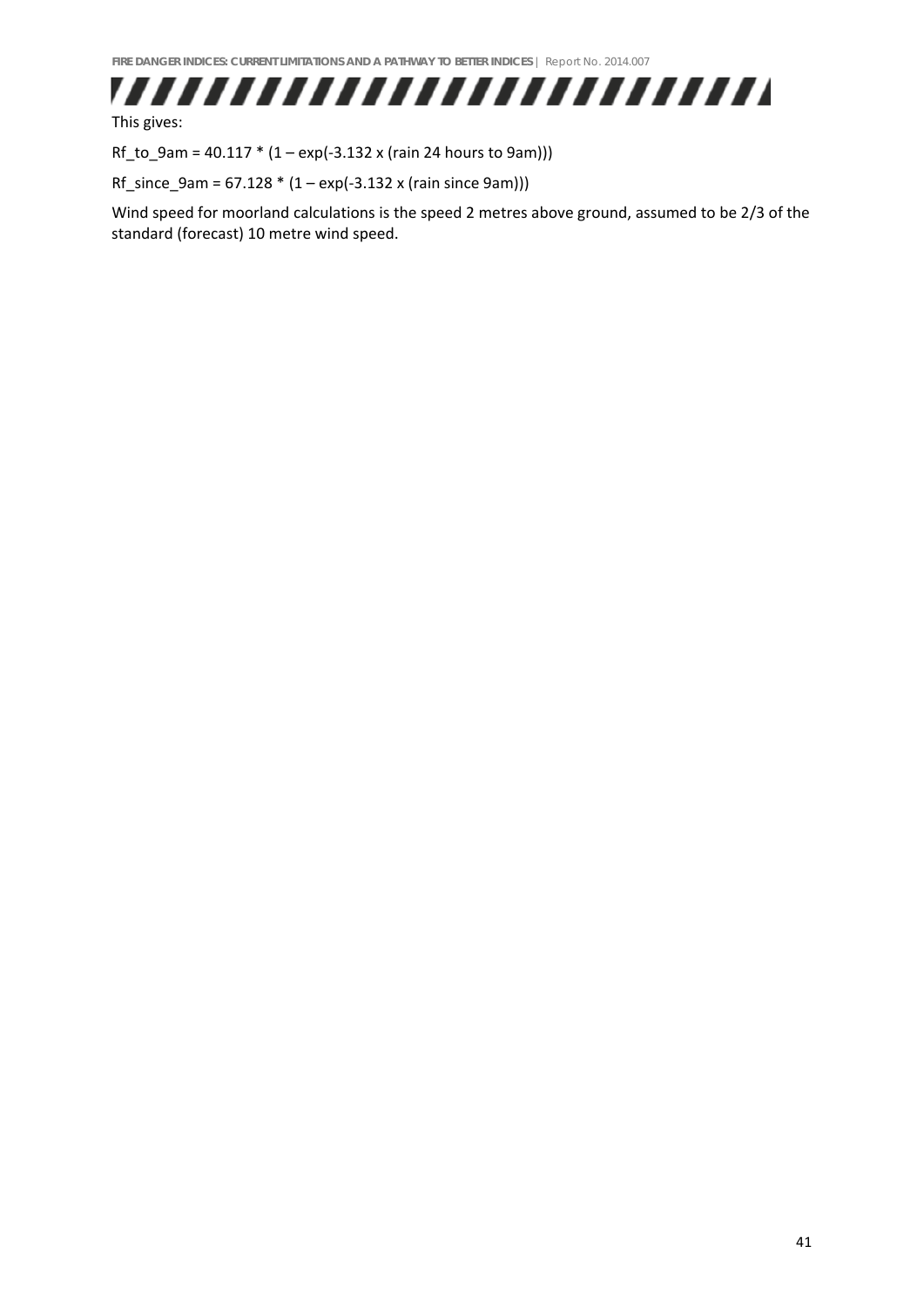This gives:

Rf_to_9am = 40.117 * (1 – exp(-3.132 x (rain 24 hours to 9am)))

Rf_since_9am = 67.128 * (1 – exp(-3.132 x (rain since 9am)))

Wind speed for moorland calculations is the speed 2 metres above ground, assumed to be 2/3 of the standard (forecast) 10 metre wind speed.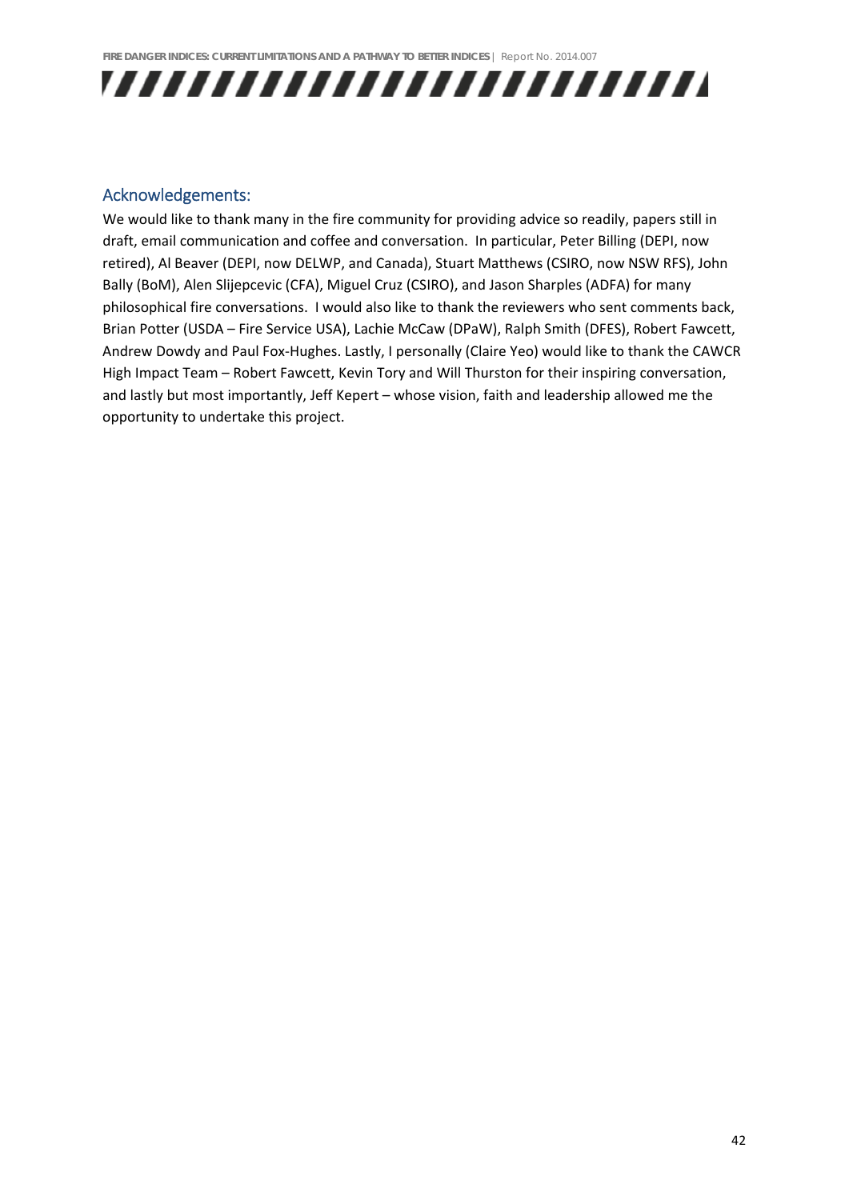## Acknowledgements:

We would like to thank many in the fire community for providing advice so readily, papers still in draft, email communication and coffee and conversation. In particular, Peter Billing (DEPI, now retired), Al Beaver (DEPI, now DELWP, and Canada), Stuart Matthews (CSIRO, now NSW RFS), John Bally (BoM), Alen Slijepcevic (CFA), Miguel Cruz (CSIRO), and Jason Sharples (ADFA) for many philosophical fire conversations. I would also like to thank the reviewers who sent comments back, Brian Potter (USDA – Fire Service USA), Lachie McCaw (DPaW), Ralph Smith (DFES), Robert Fawcett, Andrew Dowdy and Paul Fox-Hughes. Lastly, I personally (Claire Yeo) would like to thank the CAWCR High Impact Team – Robert Fawcett, Kevin Tory and Will Thurston for their inspiring conversation, and lastly but most importantly, Jeff Kepert – whose vision, faith and leadership allowed me the opportunity to undertake this project.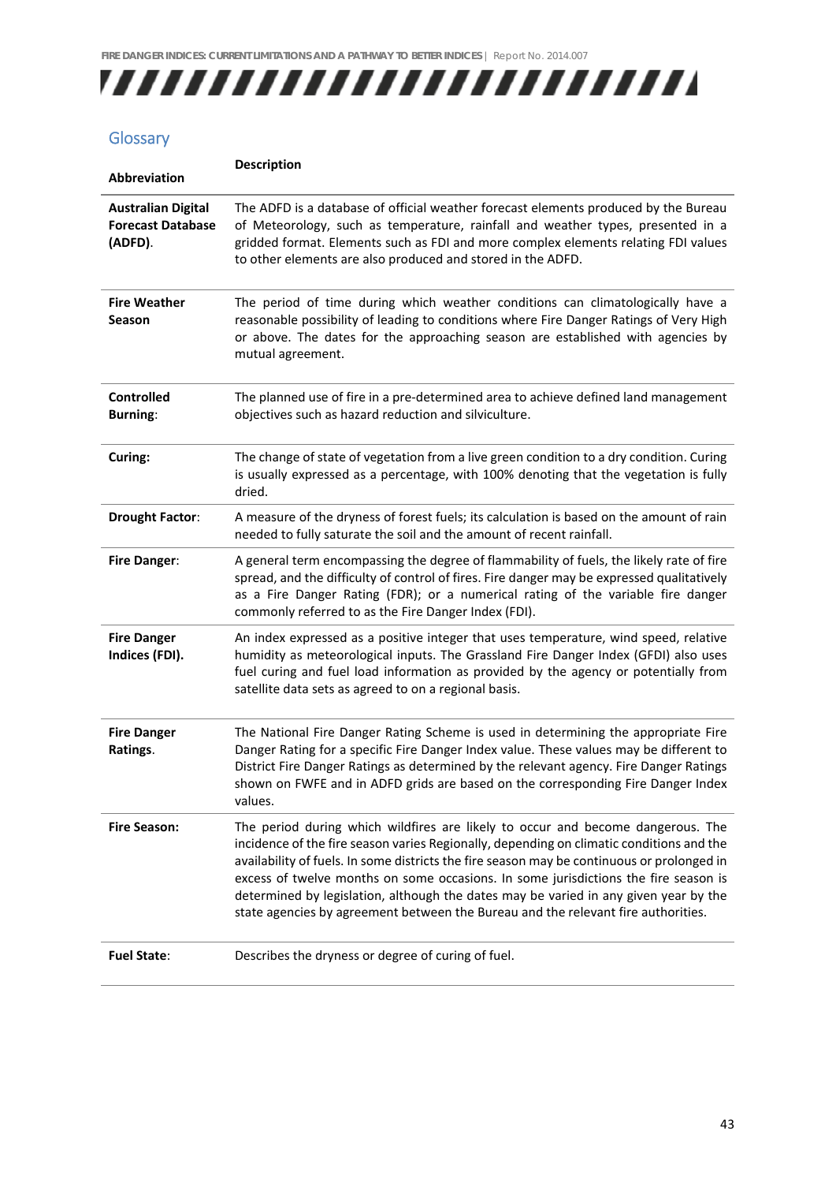## Glossary

| Abbreviation | Description |
|---|---|
| **Australian Digital Forecast Database (ADFD)**. | The ADFD is a database of official weather forecast elements produced by the Bureau of Meteorology, such as temperature, rainfall and weather types, presented in a gridded format. Elements such as FDI and more complex elements relating FDI values to other elements are also produced and stored in the ADFD. |
| **Fire Weather Season** | The period of time during which weather conditions can climatologically have a reasonable possibility of leading to conditions where Fire Danger Ratings of Very High or above. The dates for the approaching season are established with agencies by mutual agreement. |
| **Controlled Burning**: | The planned use of fire in a pre-determined area to achieve defined land management objectives such as hazard reduction and silviculture. |
| **Curing:** | The change of state of vegetation from a live green condition to a dry condition. Curing is usually expressed as a percentage, with 100% denoting that the vegetation is fully dried. |
| **Drought Factor**: | A measure of the dryness of forest fuels; its calculation is based on the amount of rain needed to fully saturate the soil and the amount of recent rainfall. |
| **Fire Danger**: | A general term encompassing the degree of flammability of fuels, the likely rate of fire spread, and the difficulty of control of fires. Fire danger may be expressed qualitatively as a Fire Danger Rating (FDR); or a numerical rating of the variable fire danger commonly referred to as the Fire Danger Index (FDI). |
| **Fire Danger Indices (FDI).** | An index expressed as a positive integer that uses temperature, wind speed, relative humidity as meteorological inputs. The Grassland Fire Danger Index (GFDI) also uses fuel curing and fuel load information as provided by the agency or potentially from satellite data sets as agreed to on a regional basis. |
| **Fire Danger Ratings**. | The National Fire Danger Rating Scheme is used in determining the appropriate Fire Danger Rating for a specific Fire Danger Index value. These values may be different to District Fire Danger Ratings as determined by the relevant agency. Fire Danger Ratings shown on FWFE and in ADFD grids are based on the corresponding Fire Danger Index values. |
| **Fire Season:** | The period during which wildfires are likely to occur and become dangerous. The incidence of the fire season varies Regionally, depending on climatic conditions and the availability of fuels. In some districts the fire season may be continuous or prolonged in excess of twelve months on some occasions. In some jurisdictions the fire season is determined by legislation, although the dates may be varied in any given year by the state agencies by agreement between the Bureau and the relevant fire authorities. |
| **Fuel State**: | Describes the dryness or degree of curing of fuel. |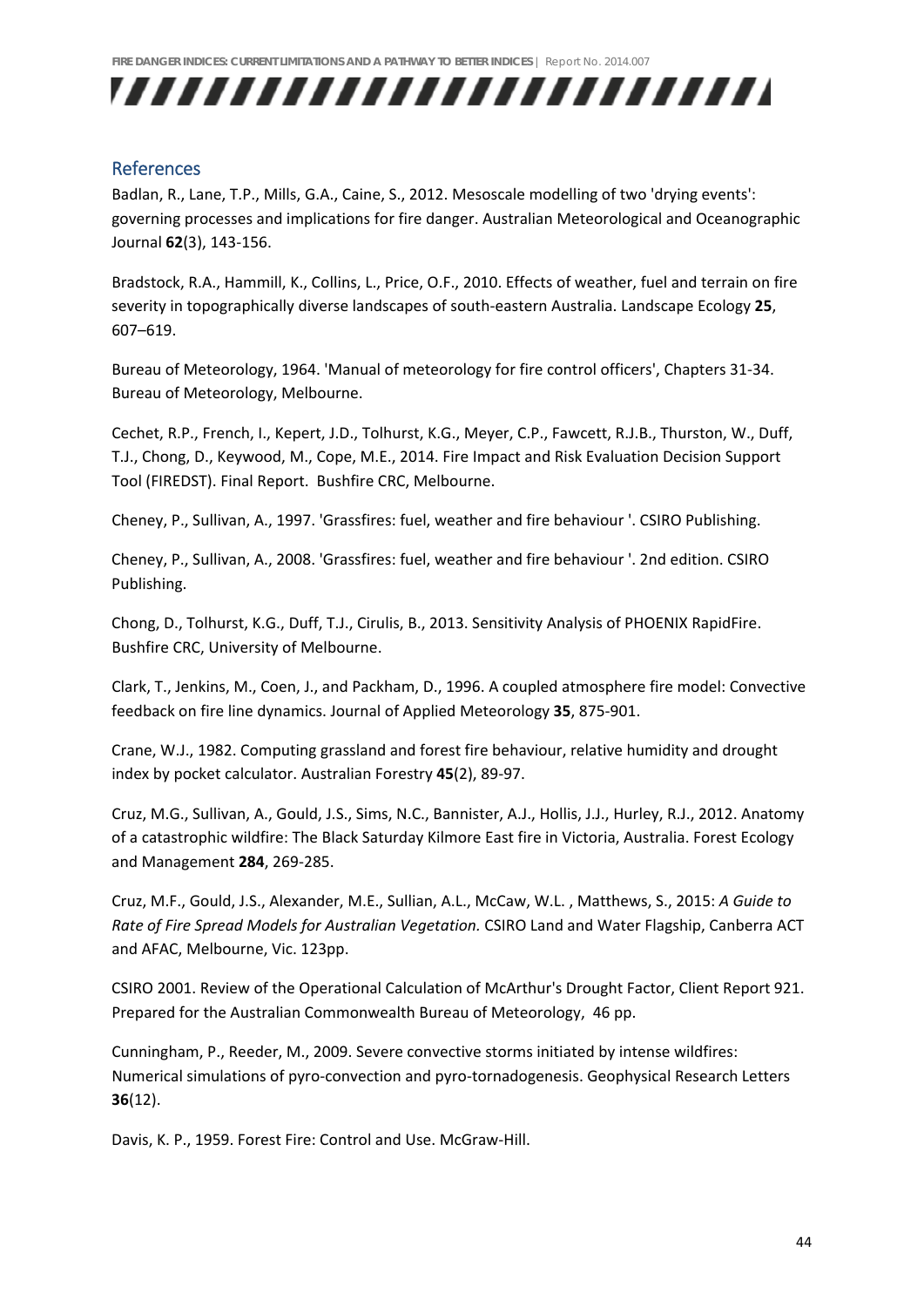## References

Badlan, R., Lane, T.P., Mills, G.A., Caine, S., 2012. Mesoscale modelling of two 'drying events': governing processes and implications for fire danger. Australian Meteorological and Oceanographic Journal **62**(3), 143-156.

Bradstock, R.A., Hammill, K., Collins, L., Price, O.F., 2010. Effects of weather, fuel and terrain on fire severity in topographically diverse landscapes of south-eastern Australia. Landscape Ecology **25**, 607–619.

Bureau of Meteorology, 1964. 'Manual of meteorology for fire control officers', Chapters 31-34. Bureau of Meteorology, Melbourne.

Cechet, R.P., French, I., Kepert, J.D., Tolhurst, K.G., Meyer, C.P., Fawcett, R.J.B., Thurston, W., Duff, T.J., Chong, D., Keywood, M., Cope, M.E., 2014. Fire Impact and Risk Evaluation Decision Support Tool (FIREDST). Final Report. Bushfire CRC, Melbourne.

Cheney, P., Sullivan, A., 1997. 'Grassfires: fuel, weather and fire behaviour '. CSIRO Publishing.

Cheney, P., Sullivan, A., 2008. 'Grassfires: fuel, weather and fire behaviour '. 2nd edition. CSIRO Publishing.

Chong, D., Tolhurst, K.G., Duff, T.J., Cirulis, B., 2013. Sensitivity Analysis of PHOENIX RapidFire. Bushfire CRC, University of Melbourne.

Clark, T., Jenkins, M., Coen, J., and Packham, D., 1996. A coupled atmosphere fire model: Convective feedback on fire line dynamics. Journal of Applied Meteorology **35**, 875-901.

Crane, W.J., 1982. Computing grassland and forest fire behaviour, relative humidity and drought index by pocket calculator. Australian Forestry **45**(2), 89-97.

Cruz, M.G., Sullivan, A., Gould, J.S., Sims, N.C., Bannister, A.J., Hollis, J.J., Hurley, R.J., 2012. Anatomy of a catastrophic wildfire: The Black Saturday Kilmore East fire in Victoria, Australia. Forest Ecology and Management **284**, 269-285.

Cruz, M.F., Gould, J.S., Alexander, M.E., Sullian, A.L., McCaw, W.L. , Matthews, S., 2015: *A Guide to Rate of Fire Spread Models for Australian Vegetation.* CSIRO Land and Water Flagship, Canberra ACT and AFAC, Melbourne, Vic. 123pp.

CSIRO 2001. Review of the Operational Calculation of McArthur's Drought Factor, Client Report 921. Prepared for the Australian Commonwealth Bureau of Meteorology, 46 pp.

Cunningham, P., Reeder, M., 2009. Severe convective storms initiated by intense wildfires: Numerical simulations of pyro-convection and pyro-tornadogenesis. Geophysical Research Letters **36**(12).

Davis, K. P., 1959. Forest Fire: Control and Use. McGraw-Hill.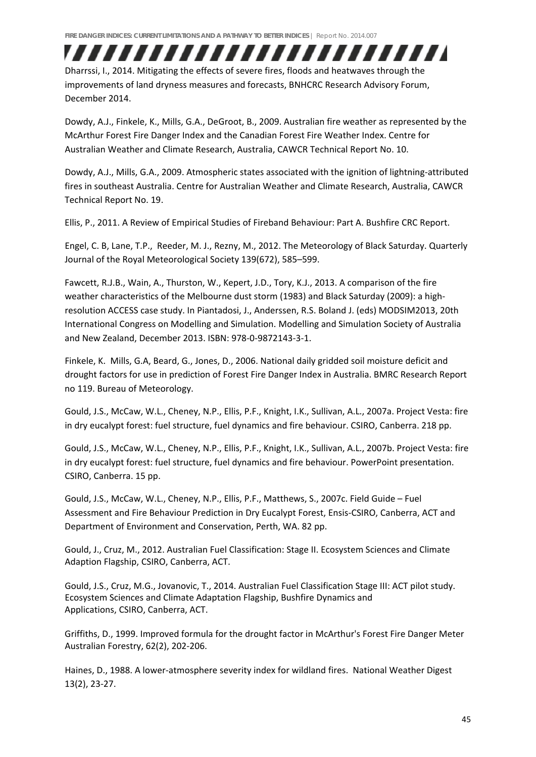Dharrssi, I., 2014. Mitigating the effects of severe fires, floods and heatwaves through the improvements of land dryness measures and forecasts, BNHCRC Research Advisory Forum, December 2014.

Dowdy, A.J., Finkele, K., Mills, G.A., DeGroot, B., 2009. Australian fire weather as represented by the McArthur Forest Fire Danger Index and the Canadian Forest Fire Weather Index. Centre for Australian Weather and Climate Research, Australia, CAWCR Technical Report No. 10.

Dowdy, A.J., Mills, G.A., 2009. Atmospheric states associated with the ignition of lightning-attributed fires in southeast Australia. Centre for Australian Weather and Climate Research, Australia, CAWCR Technical Report No. 19.

Ellis, P., 2011. A Review of Empirical Studies of Fireband Behaviour: Part A. Bushfire CRC Report.

Engel, C. B, Lane, T.P., Reeder, M. J., Rezny, M., 2012. The Meteorology of Black Saturday. Quarterly Journal of the Royal Meteorological Society 139(672), 585–599.

Fawcett, R.J.B., Wain, A., Thurston, W., Kepert, J.D., Tory, K.J., 2013. A comparison of the fire weather characteristics of the Melbourne dust storm (1983) and Black Saturday (2009): a high-resolution ACCESS case study. In Piantadosi, J., Anderssen, R.S. Boland J. (eds) MODSIM2013, 20th International Congress on Modelling and Simulation. Modelling and Simulation Society of Australia and New Zealand, December 2013. ISBN: 978-0-9872143-3-1.

Finkele, K. Mills, G.A, Beard, G., Jones, D., 2006. National daily gridded soil moisture deficit and drought factors for use in prediction of Forest Fire Danger Index in Australia. BMRC Research Report no 119. Bureau of Meteorology.

Gould, J.S., McCaw, W.L., Cheney, N.P., Ellis, P.F., Knight, I.K., Sullivan, A.L., 2007a. Project Vesta: fire in dry eucalypt forest: fuel structure, fuel dynamics and fire behaviour. CSIRO, Canberra. 218 pp.

Gould, J.S., McCaw, W.L., Cheney, N.P., Ellis, P.F., Knight, I.K., Sullivan, A.L., 2007b. Project Vesta: fire in dry eucalypt forest: fuel structure, fuel dynamics and fire behaviour. PowerPoint presentation. CSIRO, Canberra. 15 pp.

Gould, J.S., McCaw, W.L., Cheney, N.P., Ellis, P.F., Matthews, S., 2007c. Field Guide – Fuel Assessment and Fire Behaviour Prediction in Dry Eucalypt Forest, Ensis-CSIRO, Canberra, ACT and Department of Environment and Conservation, Perth, WA. 82 pp.

Gould, J., Cruz, M., 2012. Australian Fuel Classification: Stage II. Ecosystem Sciences and Climate Adaption Flagship, CSIRO, Canberra, ACT.

Gould, J.S., Cruz, M.G., Jovanovic, T., 2014. Australian Fuel Classification Stage III: ACT pilot study. Ecosystem Sciences and Climate Adaptation Flagship, Bushfire Dynamics and Applications, CSIRO, Canberra, ACT.

Griffiths, D., 1999. Improved formula for the drought factor in McArthur's Forest Fire Danger Meter Australian Forestry, 62(2), 202-206.

Haines, D., 1988. A lower-atmosphere severity index for wildland fires. National Weather Digest 13(2), 23-27.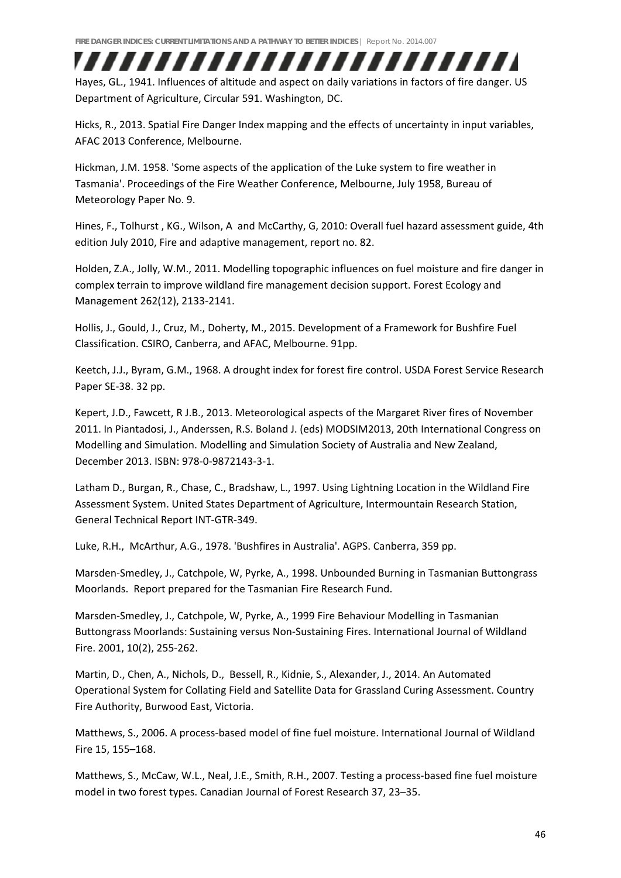Hayes, GL., 1941. Influences of altitude and aspect on daily variations in factors of fire danger. US Department of Agriculture, Circular 591. Washington, DC.

Hicks, R., 2013. Spatial Fire Danger Index mapping and the effects of uncertainty in input variables, AFAC 2013 Conference, Melbourne.

Hickman, J.M. 1958. 'Some aspects of the application of the Luke system to fire weather in Tasmania'. Proceedings of the Fire Weather Conference, Melbourne, July 1958, Bureau of Meteorology Paper No. 9.

Hines, F., Tolhurst , KG., Wilson, A and McCarthy, G, 2010: Overall fuel hazard assessment guide, 4th edition July 2010, Fire and adaptive management, report no. 82.

Holden, Z.A., Jolly, W.M., 2011. Modelling topographic influences on fuel moisture and fire danger in complex terrain to improve wildland fire management decision support. Forest Ecology and Management 262(12), 2133-2141.

Hollis, J., Gould, J., Cruz, M., Doherty, M., 2015. Development of a Framework for Bushfire Fuel Classification. CSIRO, Canberra, and AFAC, Melbourne. 91pp.

Keetch, J.J., Byram, G.M., 1968. A drought index for forest fire control. USDA Forest Service Research Paper SE-38. 32 pp.

Kepert, J.D., Fawcett, R J.B., 2013. Meteorological aspects of the Margaret River fires of November 2011. In Piantadosi, J., Anderssen, R.S. Boland J. (eds) MODSIM2013, 20th International Congress on Modelling and Simulation. Modelling and Simulation Society of Australia and New Zealand, December 2013. ISBN: 978-0-9872143-3-1.

Latham D., Burgan, R., Chase, C., Bradshaw, L., 1997. Using Lightning Location in the Wildland Fire Assessment System. United States Department of Agriculture, Intermountain Research Station, General Technical Report INT-GTR-349.

Luke, R.H., McArthur, A.G., 1978. 'Bushfires in Australia'. AGPS. Canberra, 359 pp.

Marsden-Smedley, J., Catchpole, W, Pyrke, A., 1998. Unbounded Burning in Tasmanian Buttongrass Moorlands. Report prepared for the Tasmanian Fire Research Fund.

Marsden-Smedley, J., Catchpole, W, Pyrke, A., 1999 Fire Behaviour Modelling in Tasmanian Buttongrass Moorlands: Sustaining versus Non-Sustaining Fires. International Journal of Wildland Fire. 2001, 10(2), 255-262.

Martin, D., Chen, A., Nichols, D., Bessell, R., Kidnie, S., Alexander, J., 2014. An Automated Operational System for Collating Field and Satellite Data for Grassland Curing Assessment. Country Fire Authority, Burwood East, Victoria.

Matthews, S., 2006. A process-based model of fine fuel moisture. International Journal of Wildland Fire 15, 155–168.

Matthews, S., McCaw, W.L., Neal, J.E., Smith, R.H., 2007. Testing a process-based fine fuel moisture model in two forest types. Canadian Journal of Forest Research 37, 23–35.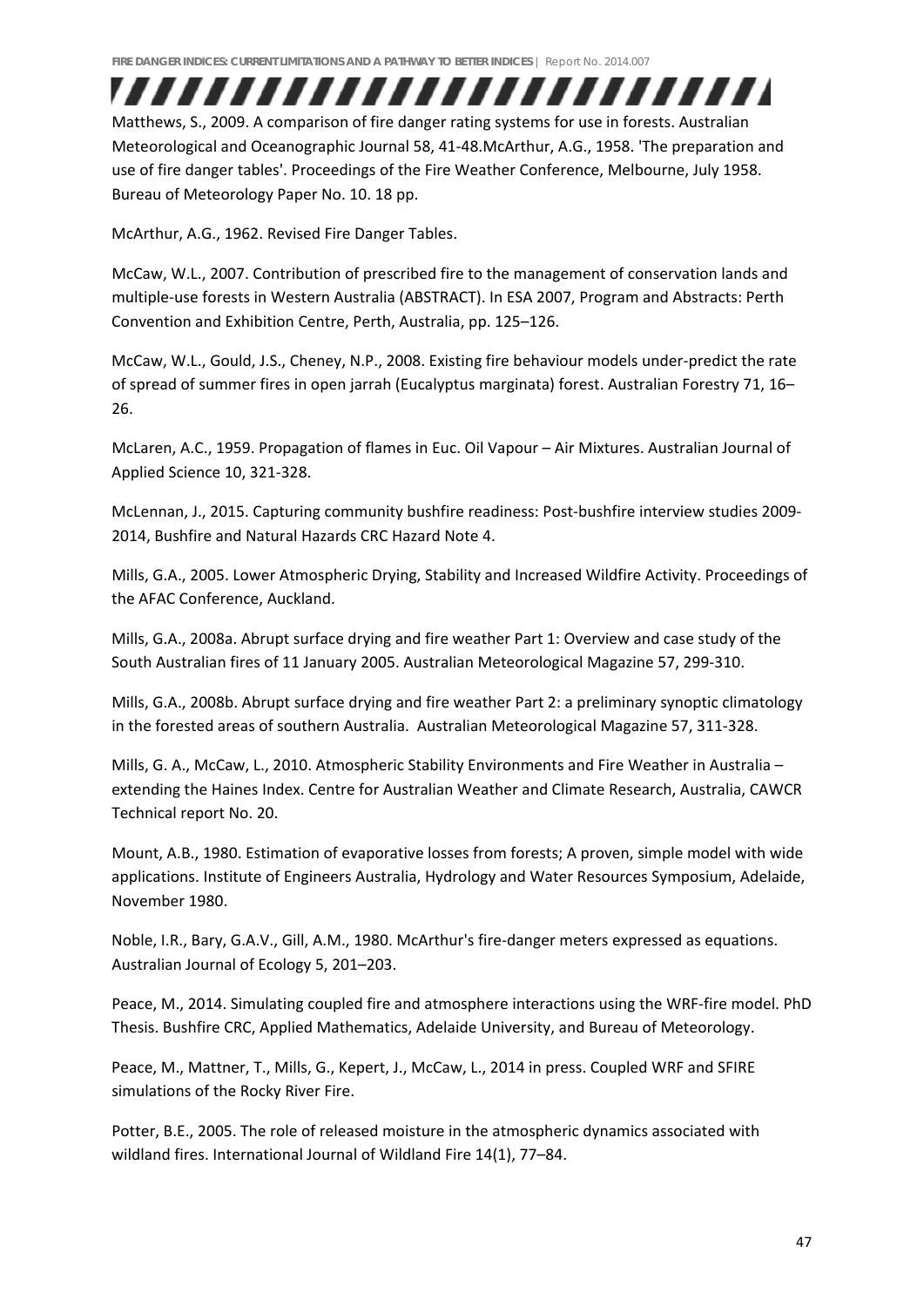Matthews, S., 2009. A comparison of fire danger rating systems for use in forests. Australian Meteorological and Oceanographic Journal 58, 41-48.McArthur, A.G., 1958. 'The preparation and use of fire danger tables'. Proceedings of the Fire Weather Conference, Melbourne, July 1958. Bureau of Meteorology Paper No. 10. 18 pp.

McArthur, A.G., 1962. Revised Fire Danger Tables.

McCaw, W.L., 2007. Contribution of prescribed fire to the management of conservation lands and multiple-use forests in Western Australia (ABSTRACT). In ESA 2007, Program and Abstracts: Perth Convention and Exhibition Centre, Perth, Australia, pp. 125–126.

McCaw, W.L., Gould, J.S., Cheney, N.P., 2008. Existing fire behaviour models under-predict the rate of spread of summer fires in open jarrah (Eucalyptus marginata) forest. Australian Forestry 71, 16–26.

McLaren, A.C., 1959. Propagation of flames in Euc. Oil Vapour – Air Mixtures. Australian Journal of Applied Science 10, 321-328.

McLennan, J., 2015. Capturing community bushfire readiness: Post-bushfire interview studies 2009-2014, Bushfire and Natural Hazards CRC Hazard Note 4.

Mills, G.A., 2005. Lower Atmospheric Drying, Stability and Increased Wildfire Activity. Proceedings of the AFAC Conference, Auckland.

Mills, G.A., 2008a. Abrupt surface drying and fire weather Part 1: Overview and case study of the South Australian fires of 11 January 2005. Australian Meteorological Magazine 57, 299-310.

Mills, G.A., 2008b. Abrupt surface drying and fire weather Part 2: a preliminary synoptic climatology in the forested areas of southern Australia. Australian Meteorological Magazine 57, 311-328.

Mills, G. A., McCaw, L., 2010. Atmospheric Stability Environments and Fire Weather in Australia – extending the Haines Index. Centre for Australian Weather and Climate Research, Australia, CAWCR Technical report No. 20.

Mount, A.B., 1980. Estimation of evaporative losses from forests; A proven, simple model with wide applications. Institute of Engineers Australia, Hydrology and Water Resources Symposium, Adelaide, November 1980.

Noble, I.R., Bary, G.A.V., Gill, A.M., 1980. McArthur's fire-danger meters expressed as equations. Australian Journal of Ecology 5, 201–203.

Peace, M., 2014. Simulating coupled fire and atmosphere interactions using the WRF-fire model. PhD Thesis. Bushfire CRC, Applied Mathematics, Adelaide University, and Bureau of Meteorology.

Peace, M., Mattner, T., Mills, G., Kepert, J., McCaw, L., 2014 in press. Coupled WRF and SFIRE simulations of the Rocky River Fire.

Potter, B.E., 2005. The role of released moisture in the atmospheric dynamics associated with wildland fires. International Journal of Wildland Fire 14(1), 77–84.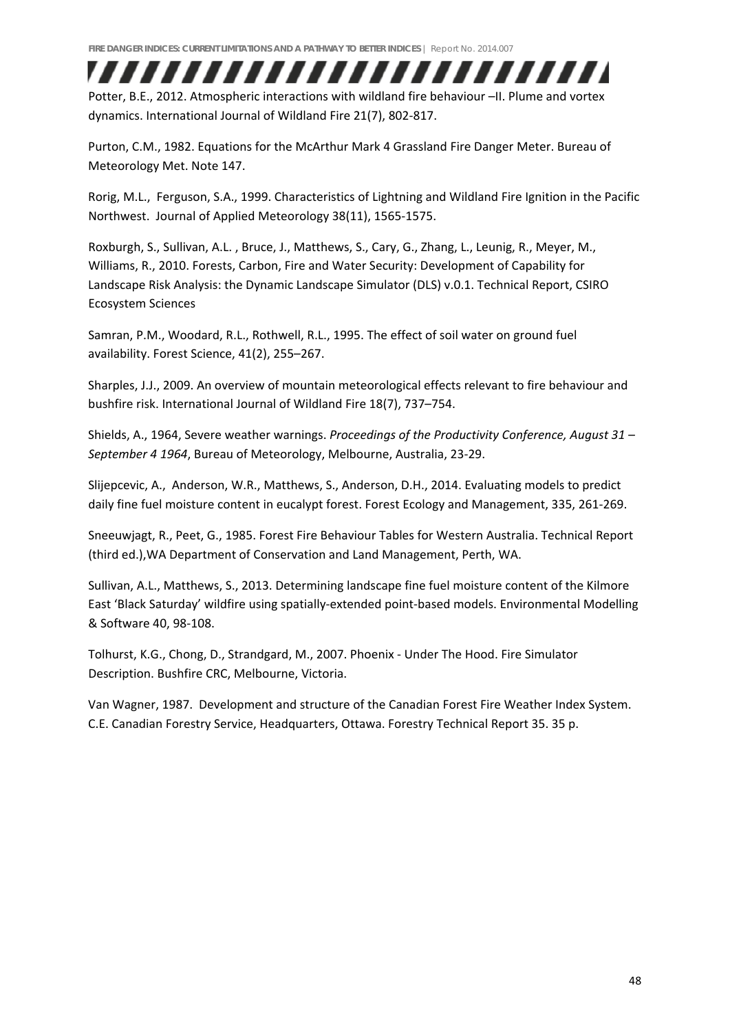Potter, B.E., 2012. Atmospheric interactions with wildland fire behaviour –II. Plume and vortex dynamics. International Journal of Wildland Fire 21(7), 802-817.

Purton, C.M., 1982. Equations for the McArthur Mark 4 Grassland Fire Danger Meter. Bureau of Meteorology Met. Note 147.

Rorig, M.L., Ferguson, S.A., 1999. Characteristics of Lightning and Wildland Fire Ignition in the Pacific Northwest. Journal of Applied Meteorology 38(11), 1565-1575.

Roxburgh, S., Sullivan, A.L. , Bruce, J., Matthews, S., Cary, G., Zhang, L., Leunig, R., Meyer, M., Williams, R., 2010. Forests, Carbon, Fire and Water Security: Development of Capability for Landscape Risk Analysis: the Dynamic Landscape Simulator (DLS) v.0.1. Technical Report, CSIRO Ecosystem Sciences

Samran, P.M., Woodard, R.L., Rothwell, R.L., 1995. The effect of soil water on ground fuel availability. Forest Science, 41(2), 255–267.

Sharples, J.J., 2009. An overview of mountain meteorological effects relevant to fire behaviour and bushfire risk. International Journal of Wildland Fire 18(7), 737–754.

Shields, A., 1964, Severe weather warnings. *Proceedings of the Productivity Conference, August 31 – September 4 1964*, Bureau of Meteorology, Melbourne, Australia, 23-29.

Slijepcevic, A., Anderson, W.R., Matthews, S., Anderson, D.H., 2014. Evaluating models to predict daily fine fuel moisture content in eucalypt forest. Forest Ecology and Management, 335, 261-269.

Sneeuwjagt, R., Peet, G., 1985. Forest Fire Behaviour Tables for Western Australia. Technical Report (third ed.),WA Department of Conservation and Land Management, Perth, WA.

Sullivan, A.L., Matthews, S., 2013. Determining landscape fine fuel moisture content of the Kilmore East 'Black Saturday' wildfire using spatially-extended point-based models. Environmental Modelling & Software 40, 98-108.

Tolhurst, K.G., Chong, D., Strandgard, M., 2007. Phoenix - Under The Hood. Fire Simulator Description. Bushfire CRC, Melbourne, Victoria.

Van Wagner, 1987. Development and structure of the Canadian Forest Fire Weather Index System. C.E. Canadian Forestry Service, Headquarters, Ottawa. Forestry Technical Report 35. 35 p.